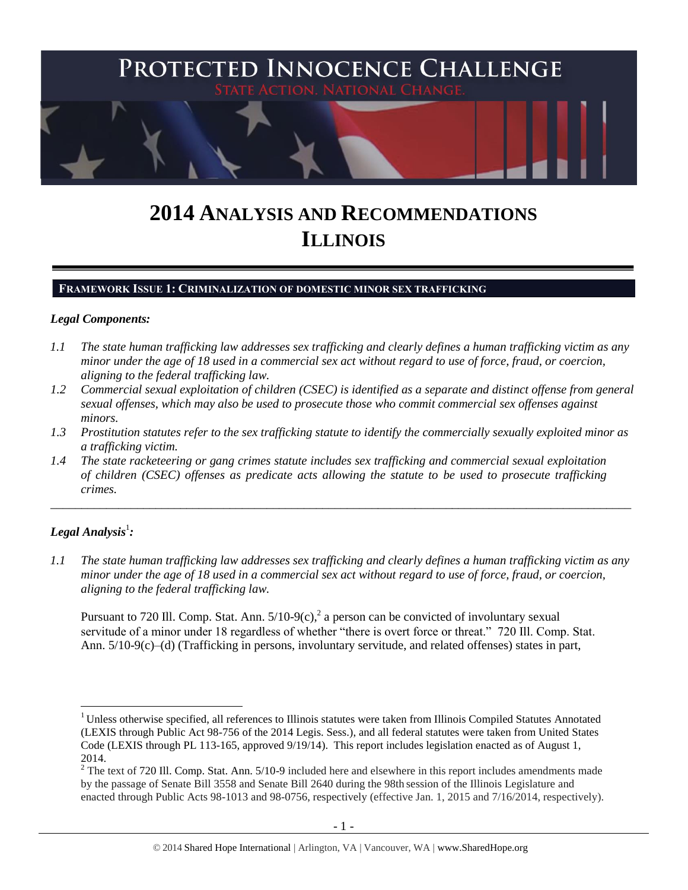PROTECTED INNOCENCE CHALLENGE

STATE ACTION. NATIONAL CHANGE.

# 2014 ANALYSIS AND RECOMMENDATIONS ILLINOIS

## FRAMEWORK ISSUE 1: CRIMINALIZATION OF DOMESTIC MINOR SEX TRAFFICKING

### *Legal Components:*

*1.1 The state human trafficking law addresses sex trafficking and clearly defines a human trafficking victim as any minor under the age of 18 used in a commercial sex act without regard to use of force, fraud, or coercion, aligning to the federal trafficking law.*

*1.2 Commercial sexual exploitation of children (CSEC) is identified as a separate and distinct offense from general sexual offenses, which may also be used to prosecute those who commit commercial sex offenses against minors.*

*1.3 Prostitution statutes refer to the sex trafficking statute to identify the commercially sexually exploited minor as a trafficking victim.*

*1.4 The state racketeering or gang crimes statute includes sex trafficking and commercial sexual exploitation of children (CSEC) offenses as predicate acts allowing the statute to be used to prosecute trafficking crimes.*

---

### *Legal Analysis*[1]*:*

*1.1 The state human trafficking law addresses sex trafficking and clearly defines a human trafficking victim as any minor under the age of 18 used in a commercial sex act without regard to use of force, fraud, or coercion, aligning to the federal trafficking law.*

Pursuant to 720 Ill. Comp. Stat. Ann. 5/10-9(c),[2] a person can be convicted of involuntary sexual servitude of a minor under 18 regardless of whether "there is overt force or threat." 720 Ill. Comp. Stat. Ann. 5/10-9(c)–(d) (Trafficking in persons, involuntary servitude, and related offenses) states in part,

---

[1] Unless otherwise specified, all references to Illinois statutes were taken from Illinois Compiled Statutes Annotated (LEXIS through Public Act 98-756 of the 2014 Legis. Sess.), and all federal statutes were taken from United States Code (LEXIS through PL 113-165, approved 9/19/14). This report includes legislation enacted as of August 1, 2014.

[2] The text of 720 Ill. Comp. Stat. Ann. 5/10-9 included here and elsewhere in this report includes amendments made by the passage of Senate Bill 3558 and Senate Bill 2640 during the 98th session of the Illinois Legislature and enacted through Public Acts 98-1013 and 98-0756, respectively (effective Jan. 1, 2015 and 7/16/2014, respectively).

© 2014 Shared Hope International | Arlington, VA | Vancouver, WA | www.SharedHope.org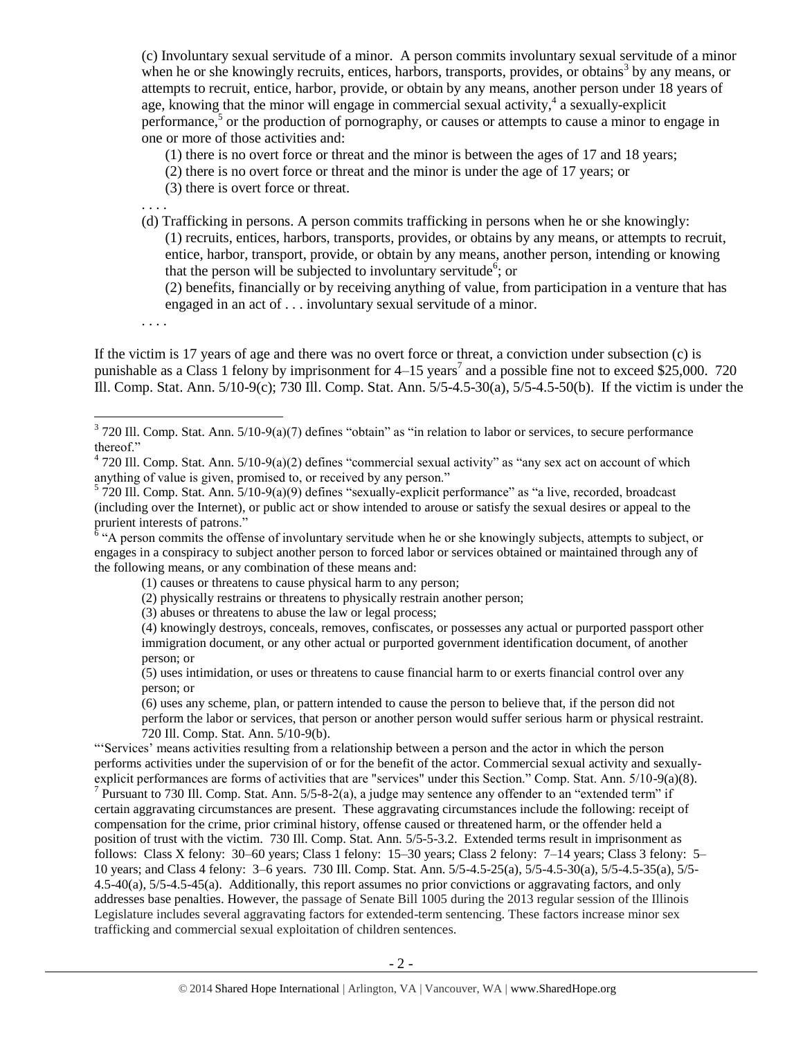(c) Involuntary sexual servitude of a minor. A person commits involuntary sexual servitude of a minor when he or she knowingly recruits, entices, harbors, transports, provides, or obtains[3] by any means, or attempts to recruit, entice, harbor, provide, or obtain by any means, another person under 18 years of age, knowing that the minor will engage in commercial sexual activity,[4] a sexually-explicit performance,[5] or the production of pornography, or causes or attempts to cause a minor to engage in one or more of those activities and:

> (1) there is no overt force or threat and the minor is between the ages of 17 and 18 years;
> (2) there is no overt force or threat and the minor is under the age of 17 years; or
> (3) there is overt force or threat.

. . . .

(d) Trafficking in persons. A person commits trafficking in persons when he or she knowingly:

> (1) recruits, entices, harbors, transports, provides, or obtains by any means, or attempts to recruit, entice, harbor, transport, provide, or obtain by any means, another person, intending or knowing that the person will be subjected to involuntary servitude[6]; or
> (2) benefits, financially or by receiving anything of value, from participation in a venture that has engaged in an act of . . . involuntary sexual servitude of a minor.

. . . .

If the victim is 17 years of age and there was no overt force or threat, a conviction under subsection (c) is punishable as a Class 1 felony by imprisonment for 4–15 years[7] and a possible fine not to exceed $25,000. 720 Ill. Comp. Stat. Ann. 5/10-9(c); 730 Ill. Comp. Stat. Ann. 5/5-4.5-30(a), 5/5-4.5-50(b). If the victim is under the

---

[3] 720 Ill. Comp. Stat. Ann. 5/10-9(a)(7) defines "obtain" as "in relation to labor or services, to secure performance thereof."

[4] 720 Ill. Comp. Stat. Ann. 5/10-9(a)(2) defines "commercial sexual activity" as "any sex act on account of which anything of value is given, promised to, or received by any person."

[5] 720 Ill. Comp. Stat. Ann. 5/10-9(a)(9) defines "sexually-explicit performance" as "a live, recorded, broadcast (including over the Internet), or public act or show intended to arouse or satisfy the sexual desires or appeal to the prurient interests of patrons."

[6] "A person commits the offense of involuntary servitude when he or she knowingly subjects, attempts to subject, or engages in a conspiracy to subject another person to forced labor or services obtained or maintained through any of the following means, or any combination of these means and:

> (1) causes or threatens to cause physical harm to any person;
> (2) physically restrains or threatens to physically restrain another person;
> (3) abuses or threatens to abuse the law or legal process;
> (4) knowingly destroys, conceals, removes, confiscates, or possesses any actual or purported passport other immigration document, or any other actual or purported government identification document, of another person; or
> (5) uses intimidation, or uses or threatens to cause financial harm to or exerts financial control over any person; or
> (6) uses any scheme, plan, or pattern intended to cause the person to believe that, if the person did not perform the labor or services, that person or another person would suffer serious harm or physical restraint.
> 720 Ill. Comp. Stat. Ann. 5/10-9(b).

"'Services' means activities resulting from a relationship between a person and the actor in which the person performs activities under the supervision of or for the benefit of the actor. Commercial sexual activity and sexually-explicit performances are forms of activities that are "services" under this Section." Comp. Stat. Ann. 5/10-9(a)(8).

[7] Pursuant to 730 Ill. Comp. Stat. Ann. 5/5-8-2(a), a judge may sentence any offender to an "extended term" if certain aggravating circumstances are present. These aggravating circumstances include the following: receipt of compensation for the crime, prior criminal history, offense caused or threatened harm, or the offender held a position of trust with the victim. 730 Ill. Comp. Stat. Ann. 5/5-5-3.2. Extended terms result in imprisonment as follows: Class X felony: 30–60 years; Class 1 felony: 15–30 years; Class 2 felony: 7–14 years; Class 3 felony: 5–10 years; and Class 4 felony: 3–6 years. 730 Ill. Comp. Stat. Ann. 5/5-4.5-25(a), 5/5-4.5-30(a), 5/5-4.5-35(a), 5/5-4.5-40(a), 5/5-4.5-45(a). Additionally, this report assumes no prior convictions or aggravating factors, and only addresses base penalties. However, the passage of Senate Bill 1005 during the 2013 regular session of the Illinois Legislature includes several aggravating factors for extended-term sentencing. These factors increase minor sex trafficking and commercial sexual exploitation of children sentences.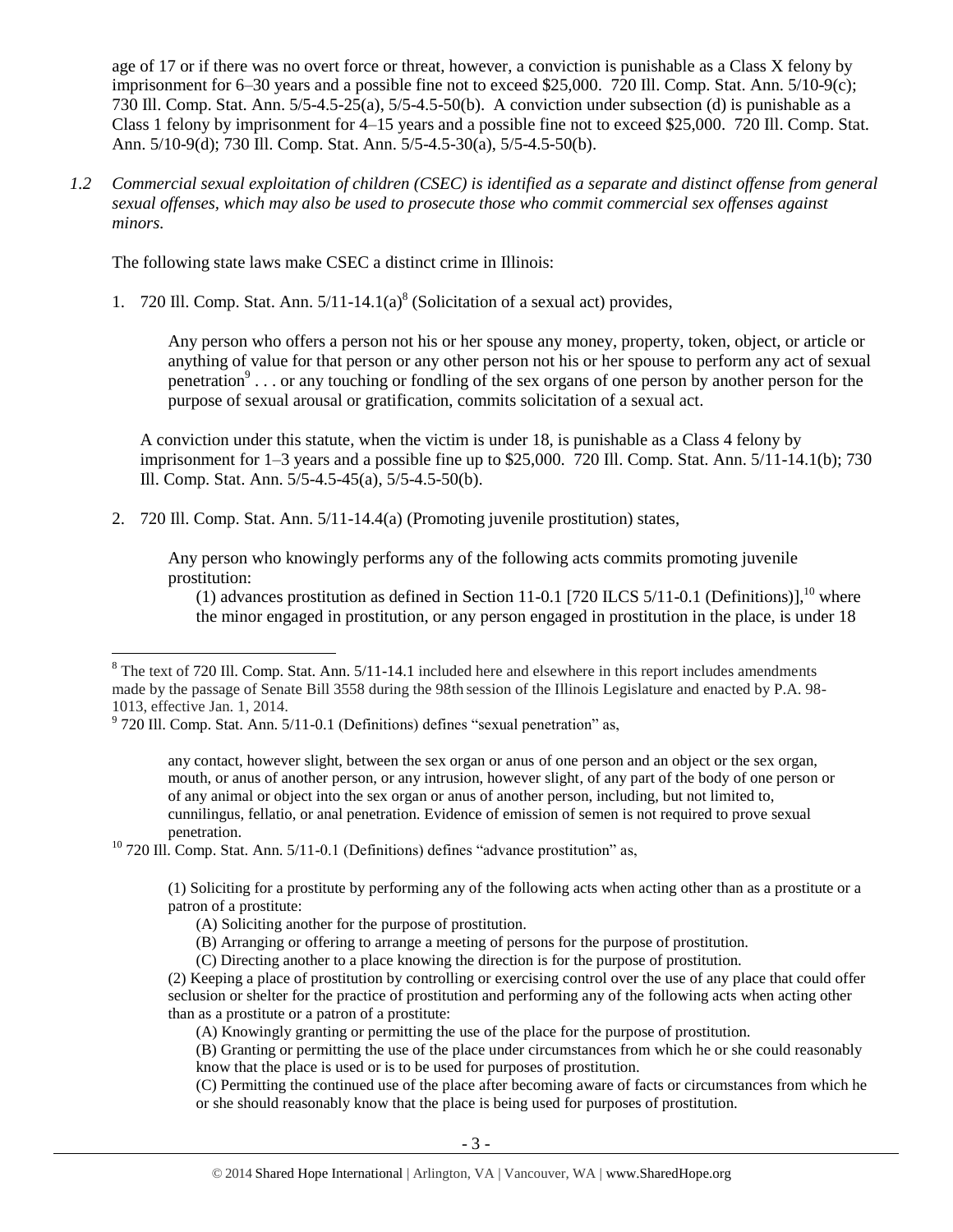age of 17 or if there was no overt force or threat, however, a conviction is punishable as a Class X felony by imprisonment for 6–30 years and a possible fine not to exceed $25,000. 720 Ill. Comp. Stat. Ann. 5/10-9(c); 730 Ill. Comp. Stat. Ann. 5/5-4.5-25(a), 5/5-4.5-50(b). A conviction under subsection (d) is punishable as a Class 1 felony by imprisonment for 4–15 years and a possible fine not to exceed $25,000. 720 Ill. Comp. Stat. Ann. 5/10-9(d); 730 Ill. Comp. Stat. Ann. 5/5-4.5-30(a), 5/5-4.5-50(b).

*1.2 Commercial sexual exploitation of children (CSEC) is identified as a separate and distinct offense from general sexual offenses, which may also be used to prosecute those who commit commercial sex offenses against minors.*

The following state laws make CSEC a distinct crime in Illinois:

1. 720 Ill. Comp. Stat. Ann. 5/11-14.1(a)[8] (Solicitation of a sexual act) provides,

   > Any person who offers a person not his or her spouse any money, property, token, object, or article or anything of value for that person or any other person not his or her spouse to perform any act of sexual penetration[9] . . . or any touching or fondling of the sex organs of one person by another person for the purpose of sexual arousal or gratification, commits solicitation of a sexual act.

   A conviction under this statute, when the victim is under 18, is punishable as a Class 4 felony by imprisonment for 1–3 years and a possible fine up to $25,000. 720 Ill. Comp. Stat. Ann. 5/11-14.1(b); 730 Ill. Comp. Stat. Ann. 5/5-4.5-45(a), 5/5-4.5-50(b).

2. 720 Ill. Comp. Stat. Ann. 5/11-14.4(a) (Promoting juvenile prostitution) states,

   > Any person who knowingly performs any of the following acts commits promoting juvenile prostitution:
   >
   > (1) advances prostitution as defined in Section 11-0.1 [720 ILCS 5/11-0.1 (Definitions)],[10] where the minor engaged in prostitution, or any person engaged in prostitution in the place, is under 18

---

[8] The text of 720 Ill. Comp. Stat. Ann. 5/11-14.1 included here and elsewhere in this report includes amendments made by the passage of Senate Bill 3558 during the 98th session of the Illinois Legislature and enacted by P.A. 98-1013, effective Jan. 1, 2014.

[9] 720 Ill. Comp. Stat. Ann. 5/11-0.1 (Definitions) defines "sexual penetration" as,

> any contact, however slight, between the sex organ or anus of one person and an object or the sex organ, mouth, or anus of another person, or any intrusion, however slight, of any part of the body of one person or of any animal or object into the sex organ or anus of another person, including, but not limited to, cunnilingus, fellatio, or anal penetration. Evidence of emission of semen is not required to prove sexual penetration.

[10] 720 Ill. Comp. Stat. Ann. 5/11-0.1 (Definitions) defines "advance prostitution" as,

> (1) Soliciting for a prostitute by performing any of the following acts when acting other than as a prostitute or a patron of a prostitute:
>
> (A) Soliciting another for the purpose of prostitution.
>
> (B) Arranging or offering to arrange a meeting of persons for the purpose of prostitution.
>
> (C) Directing another to a place knowing the direction is for the purpose of prostitution.
>
> (2) Keeping a place of prostitution by controlling or exercising control over the use of any place that could offer seclusion or shelter for the practice of prostitution and performing any of the following acts when acting other than as a prostitute or a patron of a prostitute:
>
> (A) Knowingly granting or permitting the use of the place for the purpose of prostitution.
>
> (B) Granting or permitting the use of the place under circumstances from which he or she could reasonably know that the place is used or is to be used for purposes of prostitution.
>
> (C) Permitting the continued use of the place after becoming aware of facts or circumstances from which he or she should reasonably know that the place is being used for purposes of prostitution.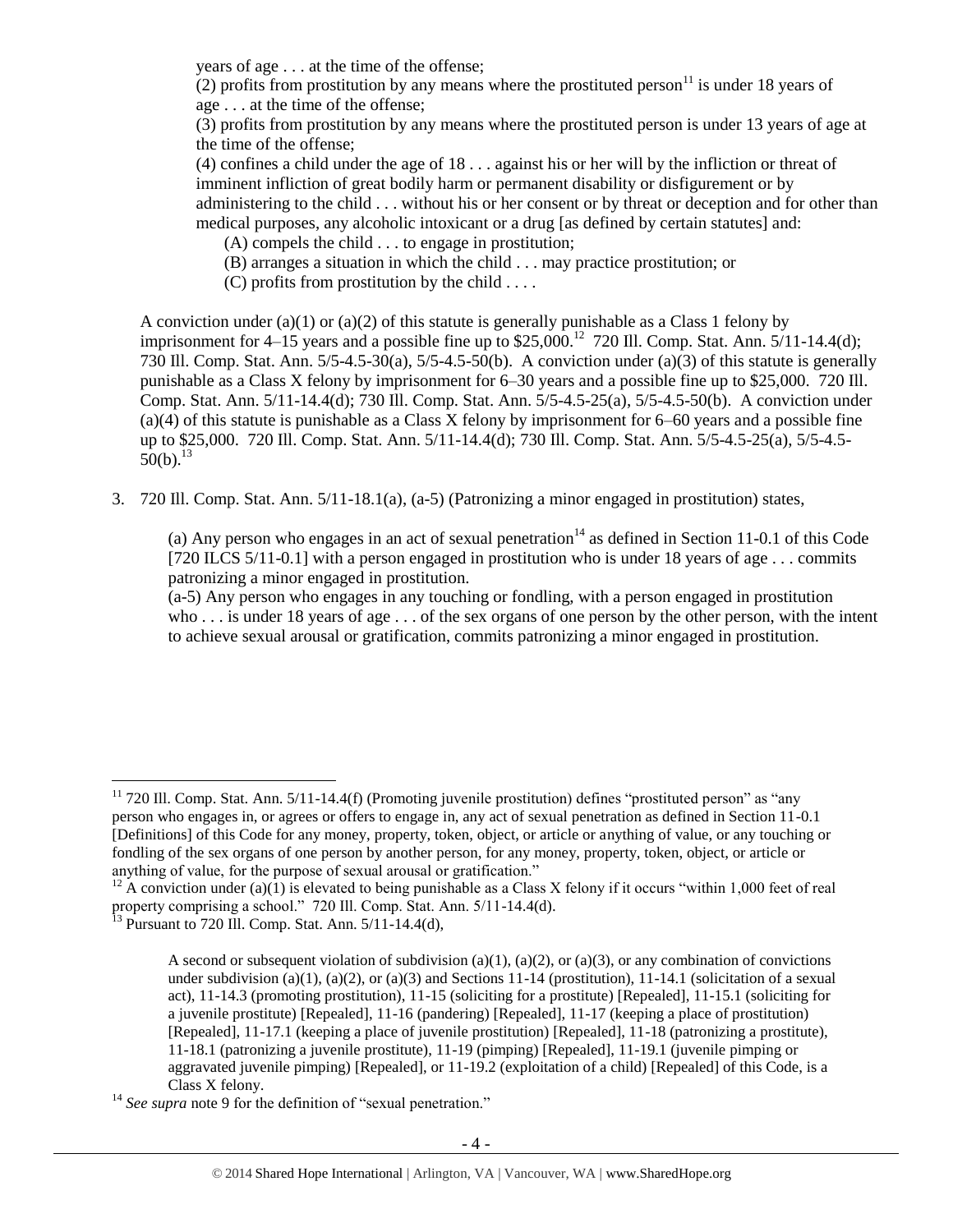years of age . . . at the time of the offense;

(2) profits from prostitution by any means where the prostituted person[11] is under 18 years of age . . . at the time of the offense;

(3) profits from prostitution by any means where the prostituted person is under 13 years of age at the time of the offense;

(4) confines a child under the age of 18 . . . against his or her will by the infliction or threat of imminent infliction of great bodily harm or permanent disability or disfigurement or by administering to the child . . . without his or her consent or by threat or deception and for other than medical purposes, any alcoholic intoxicant or a drug [as defined by certain statutes] and:

(A) compels the child . . . to engage in prostitution;

(B) arranges a situation in which the child . . . may practice prostitution; or

(C) profits from prostitution by the child . . . .

A conviction under (a)(1) or (a)(2) of this statute is generally punishable as a Class 1 felony by imprisonment for 4–15 years and a possible fine up to $25,000.[12] 720 Ill. Comp. Stat. Ann. 5/11-14.4(d); 730 Ill. Comp. Stat. Ann. 5/5-4.5-30(a), 5/5-4.5-50(b). A conviction under (a)(3) of this statute is generally punishable as a Class X felony by imprisonment for 6–30 years and a possible fine up to $25,000. 720 Ill. Comp. Stat. Ann. 5/11-14.4(d); 730 Ill. Comp. Stat. Ann. 5/5-4.5-25(a), 5/5-4.5-50(b). A conviction under (a)(4) of this statute is punishable as a Class X felony by imprisonment for 6–60 years and a possible fine up to $25,000. 720 Ill. Comp. Stat. Ann. 5/11-14.4(d); 730 Ill. Comp. Stat. Ann. 5/5-4.5-25(a), 5/5-4.5-50(b).[13]

3. 720 Ill. Comp. Stat. Ann. 5/11-18.1(a), (a-5) (Patronizing a minor engaged in prostitution) states,

(a) Any person who engages in an act of sexual penetration[14] as defined in Section 11-0.1 of this Code [720 ILCS 5/11-0.1] with a person engaged in prostitution who is under 18 years of age . . . commits patronizing a minor engaged in prostitution.

(a-5) Any person who engages in any touching or fondling, with a person engaged in prostitution who . . . is under 18 years of age . . . of the sex organs of one person by the other person, with the intent to achieve sexual arousal or gratification, commits patronizing a minor engaged in prostitution.

---

[11] 720 Ill. Comp. Stat. Ann. 5/11-14.4(f) (Promoting juvenile prostitution) defines "prostituted person" as "any person who engages in, or agrees or offers to engage in, any act of sexual penetration as defined in Section 11-0.1 [Definitions] of this Code for any money, property, token, object, or article or anything of value, or any touching or fondling of the sex organs of one person by another person, for any money, property, token, object, or article or anything of value, for the purpose of sexual arousal or gratification."

[12] A conviction under (a)(1) is elevated to being punishable as a Class X felony if it occurs "within 1,000 feet of real property comprising a school." 720 Ill. Comp. Stat. Ann. 5/11-14.4(d).

[13] Pursuant to 720 Ill. Comp. Stat. Ann. 5/11-14.4(d),

> A second or subsequent violation of subdivision (a)(1), (a)(2), or (a)(3), or any combination of convictions under subdivision (a)(1), (a)(2), or (a)(3) and Sections 11-14 (prostitution), 11-14.1 (solicitation of a sexual act), 11-14.3 (promoting prostitution), 11-15 (soliciting for a prostitute) [Repealed], 11-15.1 (soliciting for a juvenile prostitute) [Repealed], 11-16 (pandering) [Repealed], 11-17 (keeping a place of prostitution) [Repealed], 11-17.1 (keeping a place of juvenile prostitution) [Repealed], 11-18 (patronizing a prostitute), 11-18.1 (patronizing a juvenile prostitute), 11-19 (pimping) [Repealed], 11-19.1 (juvenile pimping or aggravated juvenile pimping) [Repealed], or 11-19.2 (exploitation of a child) [Repealed] of this Code, is a Class X felony.

[14] *See supra* note 9 for the definition of "sexual penetration."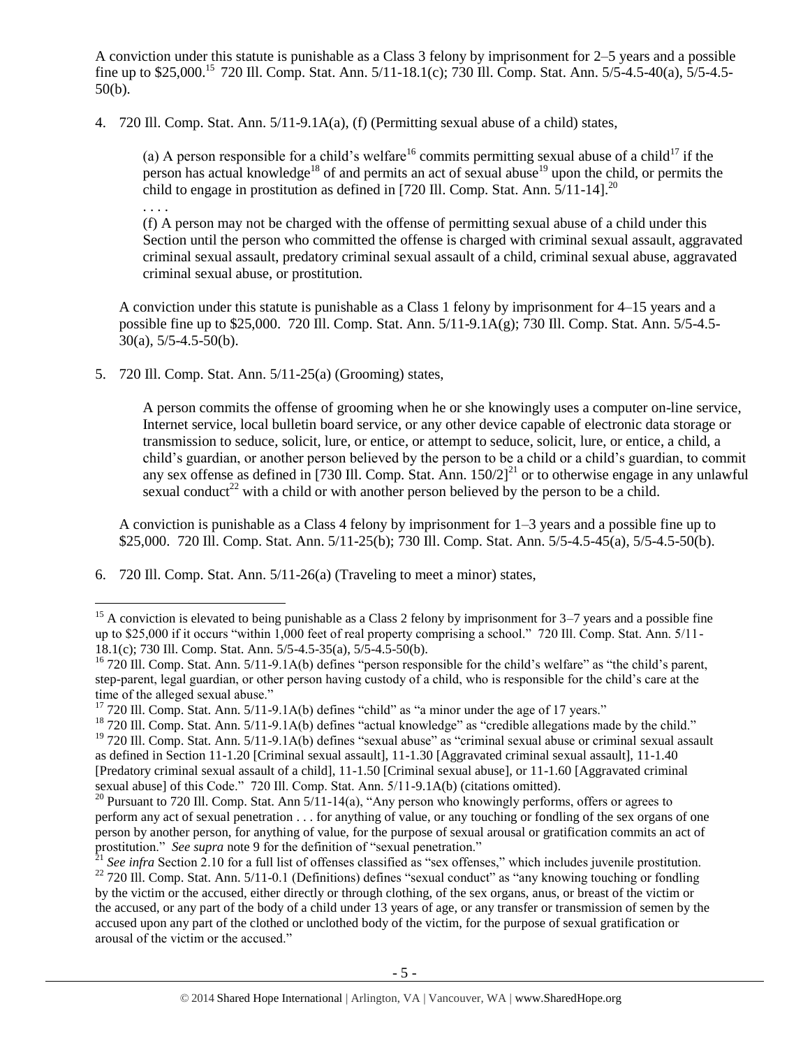A conviction under this statute is punishable as a Class 3 felony by imprisonment for 2–5 years and a possible fine up to $25,000.[15] 720 Ill. Comp. Stat. Ann. 5/11-18.1(c); 730 Ill. Comp. Stat. Ann. 5/5-4.5-40(a), 5/5-4.5-50(b).

4. 720 Ill. Comp. Stat. Ann. 5/11-9.1A(a), (f) (Permitting sexual abuse of a child) states,

   (a) A person responsible for a child's welfare[16] commits permitting sexual abuse of a child[17] if the person has actual knowledge[18] of and permits an act of sexual abuse[19] upon the child, or permits the child to engage in prostitution as defined in [720 Ill. Comp. Stat. Ann. 5/11-14].[20]
   
   . . . .
   
   (f) A person may not be charged with the offense of permitting sexual abuse of a child under this Section until the person who committed the offense is charged with criminal sexual assault, aggravated criminal sexual assault, predatory criminal sexual assault of a child, criminal sexual abuse, aggravated criminal sexual abuse, or prostitution.

   A conviction under this statute is punishable as a Class 1 felony by imprisonment for 4–15 years and a possible fine up to $25,000. 720 Ill. Comp. Stat. Ann. 5/11-9.1A(g); 730 Ill. Comp. Stat. Ann. 5/5-4.5-30(a), 5/5-4.5-50(b).

5. 720 Ill. Comp. Stat. Ann. 5/11-25(a) (Grooming) states,

   A person commits the offense of grooming when he or she knowingly uses a computer on-line service, Internet service, local bulletin board service, or any other device capable of electronic data storage or transmission to seduce, solicit, lure, or entice, or attempt to seduce, solicit, lure, or entice, a child, a child's guardian, or another person believed by the person to be a child or a child's guardian, to commit any sex offense as defined in [730 Ill. Comp. Stat. Ann. 150/2][21] or to otherwise engage in any unlawful sexual conduct[22] with a child or with another person believed by the person to be a child.

   A conviction is punishable as a Class 4 felony by imprisonment for 1–3 years and a possible fine up to $25,000. 720 Ill. Comp. Stat. Ann. 5/11-25(b); 730 Ill. Comp. Stat. Ann. 5/5-4.5-45(a), 5/5-4.5-50(b).

6. 720 Ill. Comp. Stat. Ann. 5/11-26(a) (Traveling to meet a minor) states,

---

[15] A conviction is elevated to being punishable as a Class 2 felony by imprisonment for 3–7 years and a possible fine up to $25,000 if it occurs "within 1,000 feet of real property comprising a school." 720 Ill. Comp. Stat. Ann. 5/11-18.1(c); 730 Ill. Comp. Stat. Ann. 5/5-4.5-35(a), 5/5-4.5-50(b).

[16] 720 Ill. Comp. Stat. Ann. 5/11-9.1A(b) defines "person responsible for the child's welfare" as "the child's parent, step-parent, legal guardian, or other person having custody of a child, who is responsible for the child's care at the time of the alleged sexual abuse."

[17] 720 Ill. Comp. Stat. Ann. 5/11-9.1A(b) defines "child" as "a minor under the age of 17 years."

[18] 720 Ill. Comp. Stat. Ann. 5/11-9.1A(b) defines "actual knowledge" as "credible allegations made by the child."

[19] 720 Ill. Comp. Stat. Ann. 5/11-9.1A(b) defines "sexual abuse" as "criminal sexual abuse or criminal sexual assault as defined in Section 11-1.20 [Criminal sexual assault], 11-1.30 [Aggravated criminal sexual assault], 11-1.40 [Predatory criminal sexual assault of a child], 11-1.50 [Criminal sexual abuse], or 11-1.60 [Aggravated criminal sexual abuse] of this Code." 720 Ill. Comp. Stat. Ann. 5/11-9.1A(b) (citations omitted).

[20] Pursuant to 720 Ill. Comp. Stat. Ann 5/11-14(a), "Any person who knowingly performs, offers or agrees to perform any act of sexual penetration . . . for anything of value, or any touching or fondling of the sex organs of one person by another person, for anything of value, for the purpose of sexual arousal or gratification commits an act of prostitution." *See supra* note 9 for the definition of "sexual penetration."

[21] *See infra* Section 2.10 for a full list of offenses classified as "sex offenses," which includes juvenile prostitution.

[22] 720 Ill. Comp. Stat. Ann. 5/11-0.1 (Definitions) defines "sexual conduct" as "any knowing touching or fondling by the victim or the accused, either directly or through clothing, of the sex organs, anus, or breast of the victim or the accused, or any part of the body of a child under 13 years of age, or any transfer or transmission of semen by the accused upon any part of the clothed or unclothed body of the victim, for the purpose of sexual gratification or arousal of the victim or the accused."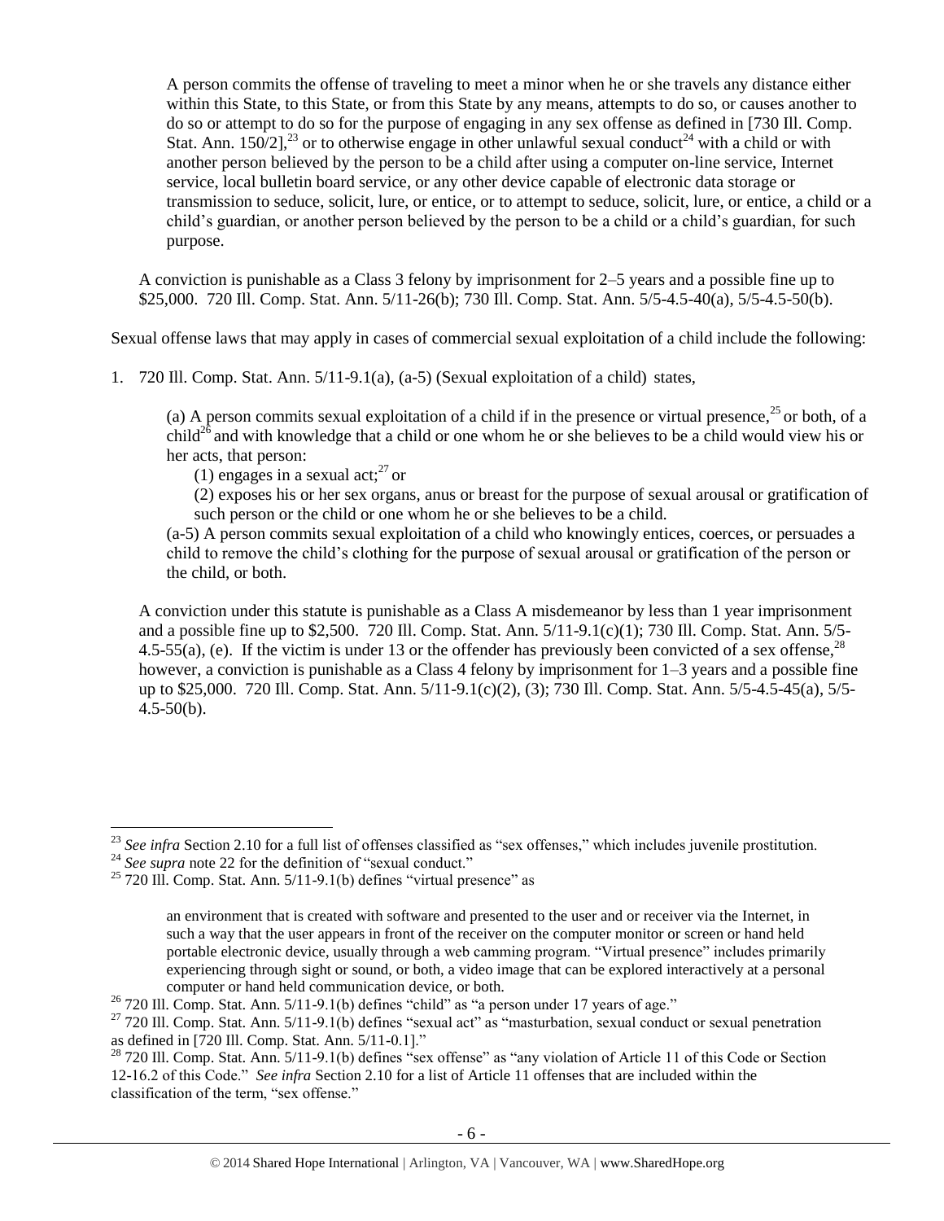> A person commits the offense of traveling to meet a minor when he or she travels any distance either within this State, to this State, or from this State by any means, attempts to do so, or causes another to do so or attempt to do so for the purpose of engaging in any sex offense as defined in [730 Ill. Comp. Stat. Ann. 150/2],[23] or to otherwise engage in other unlawful sexual conduct[24] with a child or with another person believed by the person to be a child after using a computer on-line service, Internet service, local bulletin board service, or any other device capable of electronic data storage or transmission to seduce, solicit, lure, or entice, or to attempt to seduce, solicit, lure, or entice, a child or a child's guardian, or another person believed by the person to be a child or a child's guardian, for such purpose.

A conviction is punishable as a Class 3 felony by imprisonment for 2–5 years and a possible fine up to $25,000. 720 Ill. Comp. Stat. Ann. 5/11-26(b); 730 Ill. Comp. Stat. Ann. 5/5-4.5-40(a), 5/5-4.5-50(b).

Sexual offense laws that may apply in cases of commercial sexual exploitation of a child include the following:

1. 720 Ill. Comp. Stat. Ann. 5/11-9.1(a), (a-5) (Sexual exploitation of a child) states,

> (a) A person commits sexual exploitation of a child if in the presence or virtual presence,[25] or both, of a child[26] and with knowledge that a child or one whom he or she believes to be a child would view his or her acts, that person:
>
> (1) engages in a sexual act;[27] or
>
> (2) exposes his or her sex organs, anus or breast for the purpose of sexual arousal or gratification of such person or the child or one whom he or she believes to be a child.
>
> (a-5) A person commits sexual exploitation of a child who knowingly entices, coerces, or persuades a child to remove the child's clothing for the purpose of sexual arousal or gratification of the person or the child, or both.

A conviction under this statute is punishable as a Class A misdemeanor by less than 1 year imprisonment and a possible fine up to $2,500. 720 Ill. Comp. Stat. Ann. 5/11-9.1(c)(1); 730 Ill. Comp. Stat. Ann. 5/5-4.5-55(a), (e). If the victim is under 13 or the offender has previously been convicted of a sex offense,[28] however, a conviction is punishable as a Class 4 felony by imprisonment for 1–3 years and a possible fine up to $25,000. 720 Ill. Comp. Stat. Ann. 5/11-9.1(c)(2), (3); 730 Ill. Comp. Stat. Ann. 5/5-4.5-45(a), 5/5-4.5-50(b).

---

[23] *See infra* Section 2.10 for a full list of offenses classified as "sex offenses," which includes juvenile prostitution.

[24] *See supra* note 22 for the definition of "sexual conduct."

[25] 720 Ill. Comp. Stat. Ann. 5/11-9.1(b) defines "virtual presence" as

> an environment that is created with software and presented to the user and or receiver via the Internet, in such a way that the user appears in front of the receiver on the computer monitor or screen or hand held portable electronic device, usually through a web camming program. "Virtual presence" includes primarily experiencing through sight or sound, or both, a video image that can be explored interactively at a personal computer or hand held communication device, or both.

[26] 720 Ill. Comp. Stat. Ann. 5/11-9.1(b) defines "child" as "a person under 17 years of age."

[27] 720 Ill. Comp. Stat. Ann. 5/11-9.1(b) defines "sexual act" as "masturbation, sexual conduct or sexual penetration as defined in [720 Ill. Comp. Stat. Ann. 5/11-0.1]."

[28] 720 Ill. Comp. Stat. Ann. 5/11-9.1(b) defines "sex offense" as "any violation of Article 11 of this Code or Section 12-16.2 of this Code." *See infra* Section 2.10 for a list of Article 11 offenses that are included within the classification of the term, "sex offense."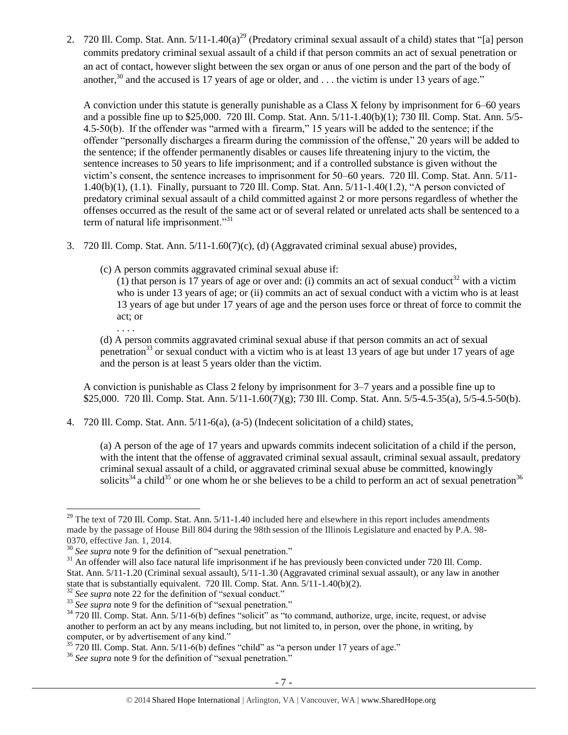2. 720 Ill. Comp. Stat. Ann. 5/11-1.40(a)[29] (Predatory criminal sexual assault of a child) states that "[a] person commits predatory criminal sexual assault of a child if that person commits an act of sexual penetration or an act of contact, however slight between the sex organ or anus of one person and the part of the body of another,[30] and the accused is 17 years of age or older, and . . . the victim is under 13 years of age."

   A conviction under this statute is generally punishable as a Class X felony by imprisonment for 6–60 years and a possible fine up to $25,000. 720 Ill. Comp. Stat. Ann. 5/11-1.40(b)(1); 730 Ill. Comp. Stat. Ann. 5/5-4.5-50(b). If the offender was "armed with a firearm," 15 years will be added to the sentence; if the offender "personally discharges a firearm during the commission of the offense," 20 years will be added to the sentence; if the offender permanently disables or causes life threatening injury to the victim, the sentence increases to 50 years to life imprisonment; and if a controlled substance is given without the victim's consent, the sentence increases to imprisonment for 50–60 years. 720 Ill. Comp. Stat. Ann. 5/11-1.40(b)(1), (1.1). Finally, pursuant to 720 Ill. Comp. Stat. Ann. 5/11-1.40(1.2), "A person convicted of predatory criminal sexual assault of a child committed against 2 or more persons regardless of whether the offenses occurred as the result of the same act or of several related or unrelated acts shall be sentenced to a term of natural life imprisonment."[31]

3. 720 Ill. Comp. Stat. Ann. 5/11-1.60(7)(c), (d) (Aggravated criminal sexual abuse) provides,

   > (c) A person commits aggravated criminal sexual abuse if:
   >
   > (1) that person is 17 years of age or over and: (i) commits an act of sexual conduct[32] with a victim who is under 13 years of age; or (ii) commits an act of sexual conduct with a victim who is at least 13 years of age but under 17 years of age and the person uses force or threat of force to commit the act; or
   >
   > . . . .
   >
   > (d) A person commits aggravated criminal sexual abuse if that person commits an act of sexual penetration[33] or sexual conduct with a victim who is at least 13 years of age but under 17 years of age and the person is at least 5 years older than the victim.

   A conviction is punishable as Class 2 felony by imprisonment for 3–7 years and a possible fine up to $25,000. 720 Ill. Comp. Stat. Ann. 5/11-1.60(7)(g); 730 Ill. Comp. Stat. Ann. 5/5-4.5-35(a), 5/5-4.5-50(b).

4. 720 Ill. Comp. Stat. Ann. 5/11-6(a), (a-5) (Indecent solicitation of a child) states,

   > (a) A person of the age of 17 years and upwards commits indecent solicitation of a child if the person, with the intent that the offense of aggravated criminal sexual assault, criminal sexual assault, predatory criminal sexual assault of a child, or aggravated criminal sexual abuse be committed, knowingly solicits[34] a child[35] or one whom he or she believes to be a child to perform an act of sexual penetration[36]

---

[29] The text of 720 Ill. Comp. Stat. Ann. 5/11-1.40 included here and elsewhere in this report includes amendments made by the passage of House Bill 804 during the 98th session of the Illinois Legislature and enacted by P.A. 98-0370, effective Jan. 1, 2014.

[30] *See supra* note 9 for the definition of "sexual penetration."

[31] An offender will also face natural life imprisonment if he has previously been convicted under 720 Ill. Comp. Stat. Ann. 5/11-1.20 (Criminal sexual assault), 5/11-1.30 (Aggravated criminal sexual assault), or any law in another state that is substantially equivalent. 720 Ill. Comp. Stat. Ann. 5/11-1.40(b)(2).

[32] *See supra* note 22 for the definition of "sexual conduct."

[33] *See supra* note 9 for the definition of "sexual penetration."

[34] 720 Ill. Comp. Stat. Ann. 5/11-6(b) defines "solicit" as "to command, authorize, urge, incite, request, or advise another to perform an act by any means including, but not limited to, in person, over the phone, in writing, by computer, or by advertisement of any kind."

[35] 720 Ill. Comp. Stat. Ann. 5/11-6(b) defines "child" as "a person under 17 years of age."

[36] *See supra* note 9 for the definition of "sexual penetration."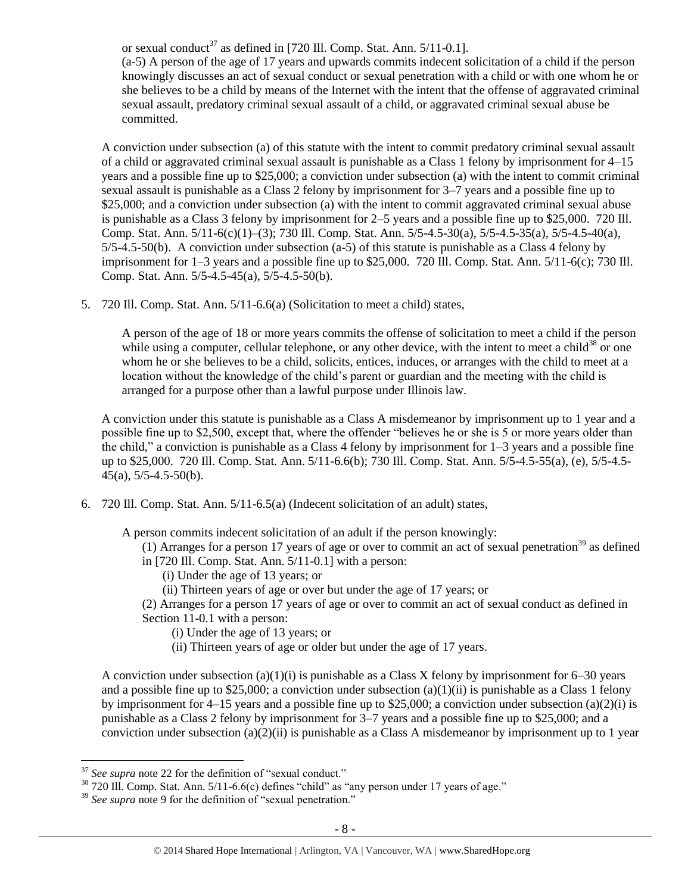or sexual conduct[37] as defined in [720 Ill. Comp. Stat. Ann. 5/11-0.1].

(a-5) A person of the age of 17 years and upwards commits indecent solicitation of a child if the person knowingly discusses an act of sexual conduct or sexual penetration with a child or with one whom he or she believes to be a child by means of the Internet with the intent that the offense of aggravated criminal sexual assault, predatory criminal sexual assault of a child, or aggravated criminal sexual abuse be committed.

A conviction under subsection (a) of this statute with the intent to commit predatory criminal sexual assault of a child or aggravated criminal sexual assault is punishable as a Class 1 felony by imprisonment for 4–15 years and a possible fine up to $25,000; a conviction under subsection (a) with the intent to commit criminal sexual assault is punishable as a Class 2 felony by imprisonment for 3–7 years and a possible fine up to $25,000; and a conviction under subsection (a) with the intent to commit aggravated criminal sexual abuse is punishable as a Class 3 felony by imprisonment for 2–5 years and a possible fine up to $25,000. 720 Ill. Comp. Stat. Ann. 5/11-6(c)(1)–(3); 730 Ill. Comp. Stat. Ann. 5/5-4.5-30(a), 5/5-4.5-35(a), 5/5-4.5-40(a), 5/5-4.5-50(b). A conviction under subsection (a-5) of this statute is punishable as a Class 4 felony by imprisonment for 1–3 years and a possible fine up to $25,000. 720 Ill. Comp. Stat. Ann. 5/11-6(c); 730 Ill. Comp. Stat. Ann. 5/5-4.5-45(a), 5/5-4.5-50(b).

5. 720 Ill. Comp. Stat. Ann. 5/11-6.6(a) (Solicitation to meet a child) states,

   A person of the age of 18 or more years commits the offense of solicitation to meet a child if the person while using a computer, cellular telephone, or any other device, with the intent to meet a child[38] or one whom he or she believes to be a child, solicits, entices, induces, or arranges with the child to meet at a location without the knowledge of the child's parent or guardian and the meeting with the child is arranged for a purpose other than a lawful purpose under Illinois law.

   A conviction under this statute is punishable as a Class A misdemeanor by imprisonment up to 1 year and a possible fine up to $2,500, except that, where the offender "believes he or she is 5 or more years older than the child," a conviction is punishable as a Class 4 felony by imprisonment for 1–3 years and a possible fine up to $25,000. 720 Ill. Comp. Stat. Ann. 5/11-6.6(b); 730 Ill. Comp. Stat. Ann. 5/5-4.5-55(a), (e), 5/5-4.5-45(a), 5/5-4.5-50(b).

6. 720 Ill. Comp. Stat. Ann. 5/11-6.5(a) (Indecent solicitation of an adult) states,

   A person commits indecent solicitation of an adult if the person knowingly:
   
   (1) Arranges for a person 17 years of age or over to commit an act of sexual penetration[39] as defined in [720 Ill. Comp. Stat. Ann. 5/11-0.1] with a person:
   
   (i) Under the age of 13 years; or
   
   (ii) Thirteen years of age or over but under the age of 17 years; or
   
   (2) Arranges for a person 17 years of age or over to commit an act of sexual conduct as defined in Section 11-0.1 with a person:
   
   (i) Under the age of 13 years; or
   
   (ii) Thirteen years of age or older but under the age of 17 years.

   A conviction under subsection (a)(1)(i) is punishable as a Class X felony by imprisonment for 6–30 years and a possible fine up to $25,000; a conviction under subsection (a)(1)(ii) is punishable as a Class 1 felony by imprisonment for 4–15 years and a possible fine up to $25,000; a conviction under subsection (a)(2)(i) is punishable as a Class 2 felony by imprisonment for 3–7 years and a possible fine up to $25,000; and a conviction under subsection (a)(2)(ii) is punishable as a Class A misdemeanor by imprisonment up to 1 year

---

[37] *See supra* note 22 for the definition of "sexual conduct."

[38] 720 Ill. Comp. Stat. Ann. 5/11-6.6(c) defines "child" as "any person under 17 years of age."

[39] *See supra* note 9 for the definition of "sexual penetration."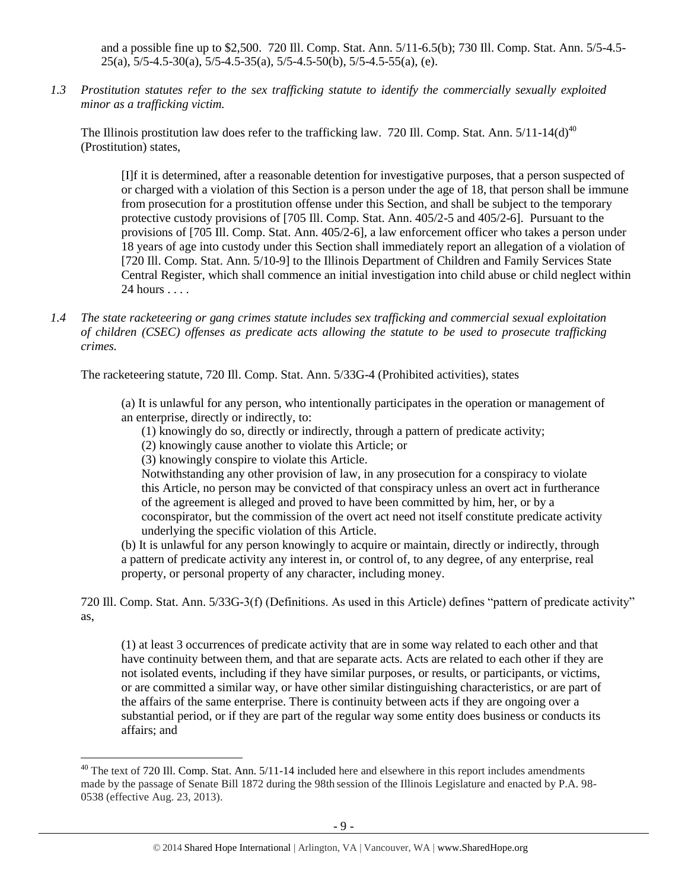and a possible fine up to $2,500. 720 Ill. Comp. Stat. Ann. 5/11-6.5(b); 730 Ill. Comp. Stat. Ann. 5/5-4.5-25(a), 5/5-4.5-30(a), 5/5-4.5-35(a), 5/5-4.5-50(b), 5/5-4.5-55(a), (e).

*1.3 Prostitution statutes refer to the sex trafficking statute to identify the commercially sexually exploited minor as a trafficking victim.*

The Illinois prostitution law does refer to the trafficking law. 720 Ill. Comp. Stat. Ann. 5/11-14(d)[40] (Prostitution) states,

> [I]f it is determined, after a reasonable detention for investigative purposes, that a person suspected of or charged with a violation of this Section is a person under the age of 18, that person shall be immune from prosecution for a prostitution offense under this Section, and shall be subject to the temporary protective custody provisions of [705 Ill. Comp. Stat. Ann. 405/2-5 and 405/2-6]. Pursuant to the provisions of [705 Ill. Comp. Stat. Ann. 405/2-6], a law enforcement officer who takes a person under 18 years of age into custody under this Section shall immediately report an allegation of a violation of [720 Ill. Comp. Stat. Ann. 5/10-9] to the Illinois Department of Children and Family Services State Central Register, which shall commence an initial investigation into child abuse or child neglect within 24 hours . . . .

*1.4 The state racketeering or gang crimes statute includes sex trafficking and commercial sexual exploitation of children (CSEC) offenses as predicate acts allowing the statute to be used to prosecute trafficking crimes.*

The racketeering statute, 720 Ill. Comp. Stat. Ann. 5/33G-4 (Prohibited activities), states

> (a) It is unlawful for any person, who intentionally participates in the operation or management of an enterprise, directly or indirectly, to:
>
> (1) knowingly do so, directly or indirectly, through a pattern of predicate activity;
>
> (2) knowingly cause another to violate this Article; or
>
> (3) knowingly conspire to violate this Article.
>
> Notwithstanding any other provision of law, in any prosecution for a conspiracy to violate this Article, no person may be convicted of that conspiracy unless an overt act in furtherance of the agreement is alleged and proved to have been committed by him, her, or by a coconspirator, but the commission of the overt act need not itself constitute predicate activity underlying the specific violation of this Article.
>
> (b) It is unlawful for any person knowingly to acquire or maintain, directly or indirectly, through a pattern of predicate activity any interest in, or control of, to any degree, of any enterprise, real property, or personal property of any character, including money.

720 Ill. Comp. Stat. Ann. 5/33G-3(f) (Definitions. As used in this Article) defines "pattern of predicate activity" as,

> (1) at least 3 occurrences of predicate activity that are in some way related to each other and that have continuity between them, and that are separate acts. Acts are related to each other if they are not isolated events, including if they have similar purposes, or results, or participants, or victims, or are committed a similar way, or have other similar distinguishing characteristics, or are part of the affairs of the same enterprise. There is continuity between acts if they are ongoing over a substantial period, or if they are part of the regular way some entity does business or conducts its affairs; and

[40] The text of 720 Ill. Comp. Stat. Ann. 5/11-14 included here and elsewhere in this report includes amendments made by the passage of Senate Bill 1872 during the 98th session of the Illinois Legislature and enacted by P.A. 98-0538 (effective Aug. 23, 2013).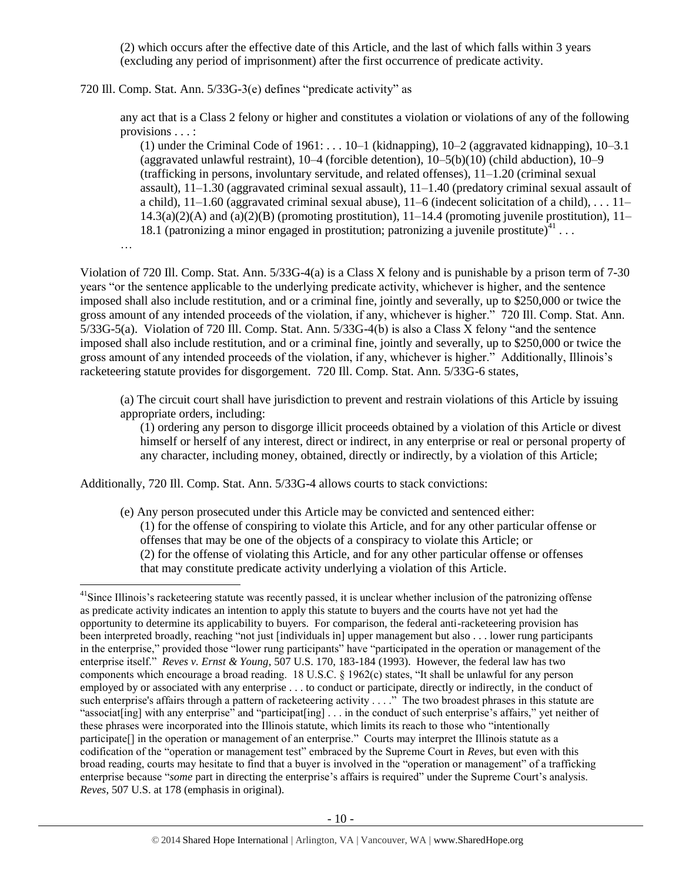(2) which occurs after the effective date of this Article, and the last of which falls within 3 years (excluding any period of imprisonment) after the first occurrence of predicate activity.

720 Ill. Comp. Stat. Ann. 5/33G-3(e) defines "predicate activity" as

> any act that is a Class 2 felony or higher and constitutes a violation or violations of any of the following provisions . . . :
>
> (1) under the Criminal Code of 1961: . . . 10–1 (kidnapping), 10–2 (aggravated kidnapping), 10–3.1 (aggravated unlawful restraint), 10–4 (forcible detention), 10–5(b)(10) (child abduction), 10–9 (trafficking in persons, involuntary servitude, and related offenses), 11–1.20 (criminal sexual assault), 11–1.30 (aggravated criminal sexual assault), 11–1.40 (predatory criminal sexual assault of a child), 11–1.60 (aggravated criminal sexual abuse), 11–6 (indecent solicitation of a child), . . . 11–14.3(a)(2)(A) and (a)(2)(B) (promoting prostitution), 11–14.4 (promoting juvenile prostitution), 11–18.1 (patronizing a minor engaged in prostitution; patronizing a juvenile prostitute)[41] . . .
>
> …

Violation of 720 Ill. Comp. Stat. Ann. 5/33G-4(a) is a Class X felony and is punishable by a prison term of 7-30 years "or the sentence applicable to the underlying predicate activity, whichever is higher, and the sentence imposed shall also include restitution, and or a criminal fine, jointly and severally, up to $250,000 or twice the gross amount of any intended proceeds of the violation, if any, whichever is higher." 720 Ill. Comp. Stat. Ann. 5/33G-5(a). Violation of 720 Ill. Comp. Stat. Ann. 5/33G-4(b) is also a Class X felony "and the sentence imposed shall also include restitution, and or a criminal fine, jointly and severally, up to $250,000 or twice the gross amount of any intended proceeds of the violation, if any, whichever is higher." Additionally, Illinois's racketeering statute provides for disgorgement. 720 Ill. Comp. Stat. Ann. 5/33G-6 states,

> (a) The circuit court shall have jurisdiction to prevent and restrain violations of this Article by issuing appropriate orders, including:
>
> (1) ordering any person to disgorge illicit proceeds obtained by a violation of this Article or divest himself or herself of any interest, direct or indirect, in any enterprise or real or personal property of any character, including money, obtained, directly or indirectly, by a violation of this Article;

Additionally, 720 Ill. Comp. Stat. Ann. 5/33G-4 allows courts to stack convictions:

> (e) Any person prosecuted under this Article may be convicted and sentenced either:
>
> (1) for the offense of conspiring to violate this Article, and for any other particular offense or offenses that may be one of the objects of a conspiracy to violate this Article; or
>
> (2) for the offense of violating this Article, and for any other particular offense or offenses that may constitute predicate activity underlying a violation of this Article.

---

[41] Since Illinois's racketeering statute was recently passed, it is unclear whether inclusion of the patronizing offense as predicate activity indicates an intention to apply this statute to buyers and the courts have not yet had the opportunity to determine its applicability to buyers. For comparison, the federal anti-racketeering provision has been interpreted broadly, reaching "not just [individuals in] upper management but also . . . lower rung participants in the enterprise," provided those "lower rung participants" have "participated in the operation or management of the enterprise itself." *Reves v. Ernst & Young*, 507 U.S. 170, 183-184 (1993). However, the federal law has two components which encourage a broad reading. 18 U.S.C. § 1962(c) states, "It shall be unlawful for any person employed by or associated with any enterprise . . . to conduct or participate, directly or indirectly, in the conduct of such enterprise's affairs through a pattern of racketeering activity . . . ." The two broadest phrases in this statute are "associat[ing] with any enterprise" and "participat[ing] . . . in the conduct of such enterprise's affairs," yet neither of these phrases were incorporated into the Illinois statute, which limits its reach to those who "intentionally participate[] in the operation or management of an enterprise." Courts may interpret the Illinois statute as a codification of the "operation or management test" embraced by the Supreme Court in *Reves*, but even with this broad reading, courts may hesitate to find that a buyer is involved in the "operation or management" of a trafficking enterprise because "*some* part in directing the enterprise's affairs is required" under the Supreme Court's analysis. *Reves*, 507 U.S. at 178 (emphasis in original).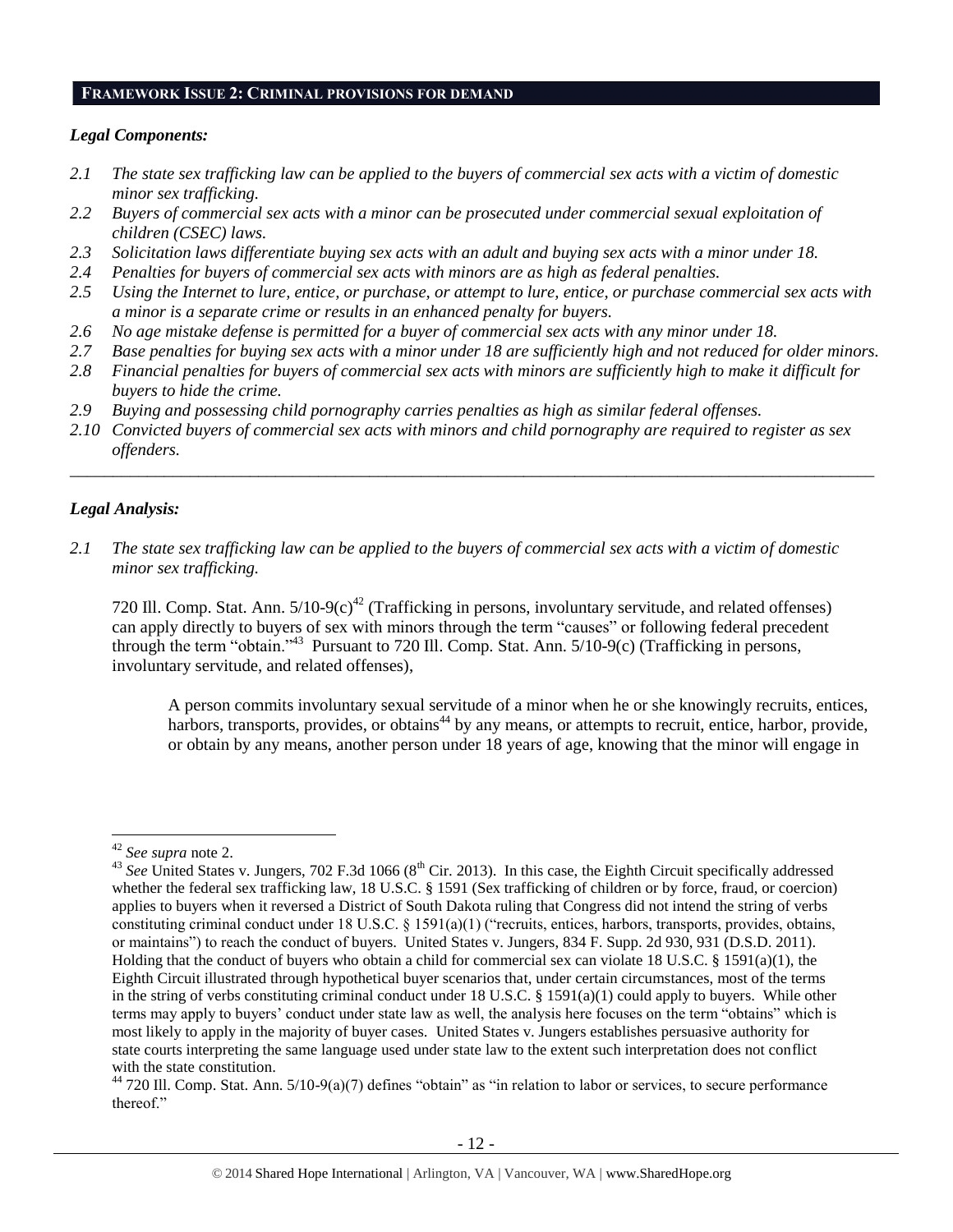## FRAMEWORK ISSUE 2: CRIMINAL PROVISIONS FOR DEMAND

### *Legal Components:*

*2.1 The state sex trafficking law can be applied to the buyers of commercial sex acts with a victim of domestic minor sex trafficking.*

*2.2 Buyers of commercial sex acts with a minor can be prosecuted under commercial sexual exploitation of children (CSEC) laws.*

*2.3 Solicitation laws differentiate buying sex acts with an adult and buying sex acts with a minor under 18.*

*2.4 Penalties for buyers of commercial sex acts with minors are as high as federal penalties.*

*2.5 Using the Internet to lure, entice, or purchase, or attempt to lure, entice, or purchase commercial sex acts with a minor is a separate crime or results in an enhanced penalty for buyers.*

*2.6 No age mistake defense is permitted for a buyer of commercial sex acts with any minor under 18.*

*2.7 Base penalties for buying sex acts with a minor under 18 are sufficiently high and not reduced for older minors.*

*2.8 Financial penalties for buyers of commercial sex acts with minors are sufficiently high to make it difficult for buyers to hide the crime.*

*2.9 Buying and possessing child pornography carries penalties as high as similar federal offenses.*

*2.10 Convicted buyers of commercial sex acts with minors and child pornography are required to register as sex offenders.*

---

### *Legal Analysis:*

*2.1 The state sex trafficking law can be applied to the buyers of commercial sex acts with a victim of domestic minor sex trafficking.*

720 Ill. Comp. Stat. Ann. 5/10-9(c)[42] (Trafficking in persons, involuntary servitude, and related offenses) can apply directly to buyers of sex with minors through the term "causes" or following federal precedent through the term "obtain."[43] Pursuant to 720 Ill. Comp. Stat. Ann. 5/10-9(c) (Trafficking in persons, involuntary servitude, and related offenses),

> A person commits involuntary sexual servitude of a minor when he or she knowingly recruits, entices, harbors, transports, provides, or obtains[44] by any means, or attempts to recruit, entice, harbor, provide, or obtain by any means, another person under 18 years of age, knowing that the minor will engage in

---

[42] *See supra* note 2.

[43] *See* United States v. Jungers, 702 F.3d 1066 (8th Cir. 2013). In this case, the Eighth Circuit specifically addressed whether the federal sex trafficking law, 18 U.S.C. § 1591 (Sex trafficking of children or by force, fraud, or coercion) applies to buyers when it reversed a District of South Dakota ruling that Congress did not intend the string of verbs constituting criminal conduct under 18 U.S.C. § 1591(a)(1) ("recruits, entices, harbors, transports, provides, obtains, or maintains") to reach the conduct of buyers. United States v. Jungers, 834 F. Supp. 2d 930, 931 (D.S.D. 2011). Holding that the conduct of buyers who obtain a child for commercial sex can violate 18 U.S.C. § 1591(a)(1), the Eighth Circuit illustrated through hypothetical buyer scenarios that, under certain circumstances, most of the terms in the string of verbs constituting criminal conduct under 18 U.S.C. § 1591(a)(1) could apply to buyers. While other terms may apply to buyers' conduct under state law as well, the analysis here focuses on the term "obtains" which is most likely to apply in the majority of buyer cases. United States v. Jungers establishes persuasive authority for state courts interpreting the same language used under state law to the extent such interpretation does not conflict with the state constitution.

[44] 720 Ill. Comp. Stat. Ann. 5/10-9(a)(7) defines "obtain" as "in relation to labor or services, to secure performance thereof."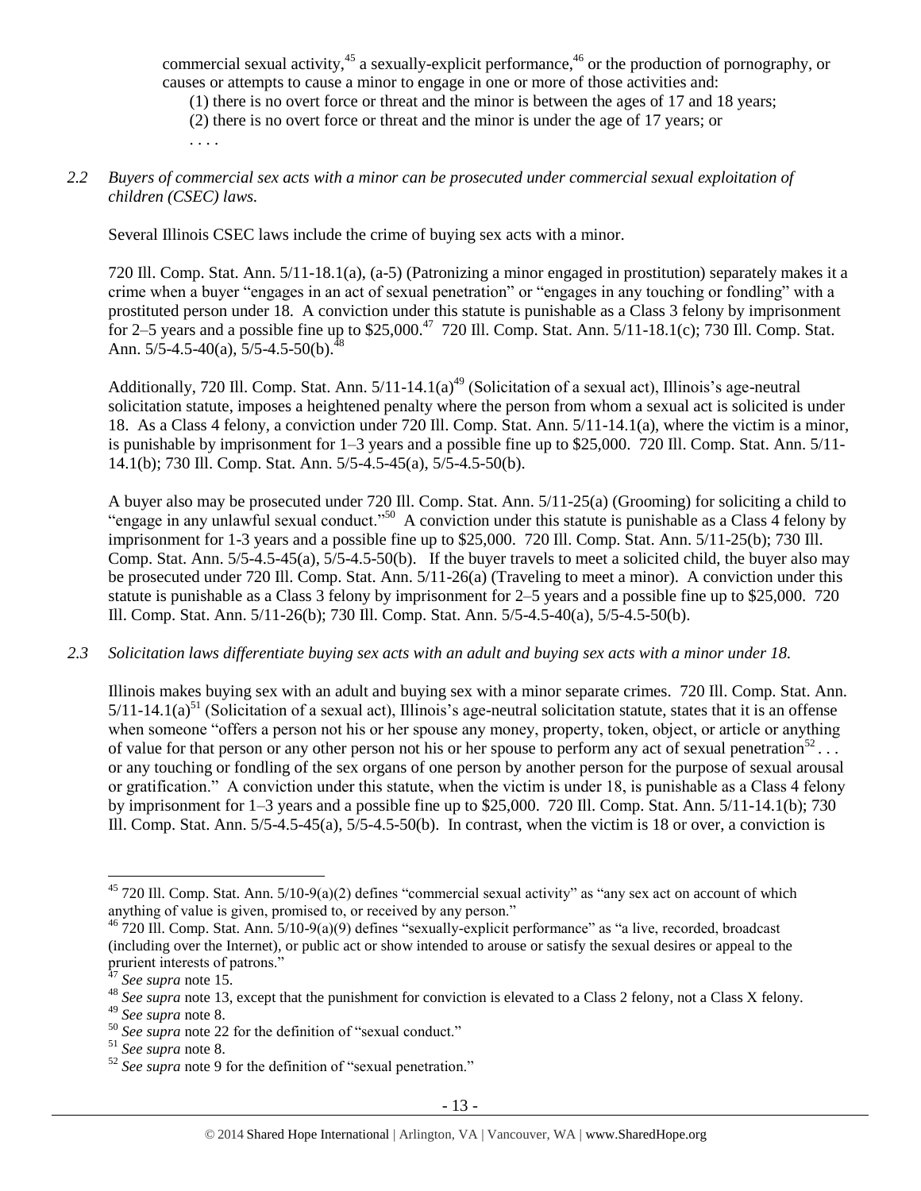commercial sexual activity,[45] a sexually-explicit performance,[46] or the production of pornography, or causes or attempts to cause a minor to engage in one or more of those activities and:

(1) there is no overt force or threat and the minor is between the ages of 17 and 18 years;
(2) there is no overt force or threat and the minor is under the age of 17 years; or
. . . .

*2.2 Buyers of commercial sex acts with a minor can be prosecuted under commercial sexual exploitation of children (CSEC) laws.*

Several Illinois CSEC laws include the crime of buying sex acts with a minor.

720 Ill. Comp. Stat. Ann. 5/11-18.1(a), (a-5) (Patronizing a minor engaged in prostitution) separately makes it a crime when a buyer "engages in an act of sexual penetration" or "engages in any touching or fondling" with a prostituted person under 18. A conviction under this statute is punishable as a Class 3 felony by imprisonment for 2–5 years and a possible fine up to $25,000.[47] 720 Ill. Comp. Stat. Ann. 5/11-18.1(c); 730 Ill. Comp. Stat. Ann. 5/5-4.5-40(a), 5/5-4.5-50(b).[48]

Additionally, 720 Ill. Comp. Stat. Ann. 5/11-14.1(a)[49] (Solicitation of a sexual act), Illinois's age-neutral solicitation statute, imposes a heightened penalty where the person from whom a sexual act is solicited is under 18. As a Class 4 felony, a conviction under 720 Ill. Comp. Stat. Ann. 5/11-14.1(a), where the victim is a minor, is punishable by imprisonment for 1–3 years and a possible fine up to $25,000. 720 Ill. Comp. Stat. Ann. 5/11-14.1(b); 730 Ill. Comp. Stat. Ann. 5/5-4.5-45(a), 5/5-4.5-50(b).

A buyer also may be prosecuted under 720 Ill. Comp. Stat. Ann. 5/11-25(a) (Grooming) for soliciting a child to "engage in any unlawful sexual conduct."[50] A conviction under this statute is punishable as a Class 4 felony by imprisonment for 1-3 years and a possible fine up to $25,000. 720 Ill. Comp. Stat. Ann. 5/11-25(b); 730 Ill. Comp. Stat. Ann. 5/5-4.5-45(a), 5/5-4.5-50(b). If the buyer travels to meet a solicited child, the buyer also may be prosecuted under 720 Ill. Comp. Stat. Ann. 5/11-26(a) (Traveling to meet a minor). A conviction under this statute is punishable as a Class 3 felony by imprisonment for 2–5 years and a possible fine up to $25,000. 720 Ill. Comp. Stat. Ann. 5/11-26(b); 730 Ill. Comp. Stat. Ann. 5/5-4.5-40(a), 5/5-4.5-50(b).

*2.3 Solicitation laws differentiate buying sex acts with an adult and buying sex acts with a minor under 18.*

Illinois makes buying sex with an adult and buying sex with a minor separate crimes. 720 Ill. Comp. Stat. Ann. 5/11-14.1(a)[51] (Solicitation of a sexual act), Illinois's age-neutral solicitation statute, states that it is an offense when someone "offers a person not his or her spouse any money, property, token, object, or article or anything of value for that person or any other person not his or her spouse to perform any act of sexual penetration[52] . . . or any touching or fondling of the sex organs of one person by another person for the purpose of sexual arousal or gratification." A conviction under this statute, when the victim is under 18, is punishable as a Class 4 felony by imprisonment for 1–3 years and a possible fine up to $25,000. 720 Ill. Comp. Stat. Ann. 5/11-14.1(b); 730 Ill. Comp. Stat. Ann. 5/5-4.5-45(a), 5/5-4.5-50(b). In contrast, when the victim is 18 or over, a conviction is

---

[45] 720 Ill. Comp. Stat. Ann. 5/10-9(a)(2) defines "commercial sexual activity" as "any sex act on account of which anything of value is given, promised to, or received by any person."

[46] 720 Ill. Comp. Stat. Ann. 5/10-9(a)(9) defines "sexually-explicit performance" as "a live, recorded, broadcast (including over the Internet), or public act or show intended to arouse or satisfy the sexual desires or appeal to the prurient interests of patrons."

[47] *See supra* note 15.

[48] *See supra* note 13, except that the punishment for conviction is elevated to a Class 2 felony, not a Class X felony.

[49] *See supra* note 8.

[50] *See supra* note 22 for the definition of "sexual conduct."

[51] *See supra* note 8.

[52] *See supra* note 9 for the definition of "sexual penetration."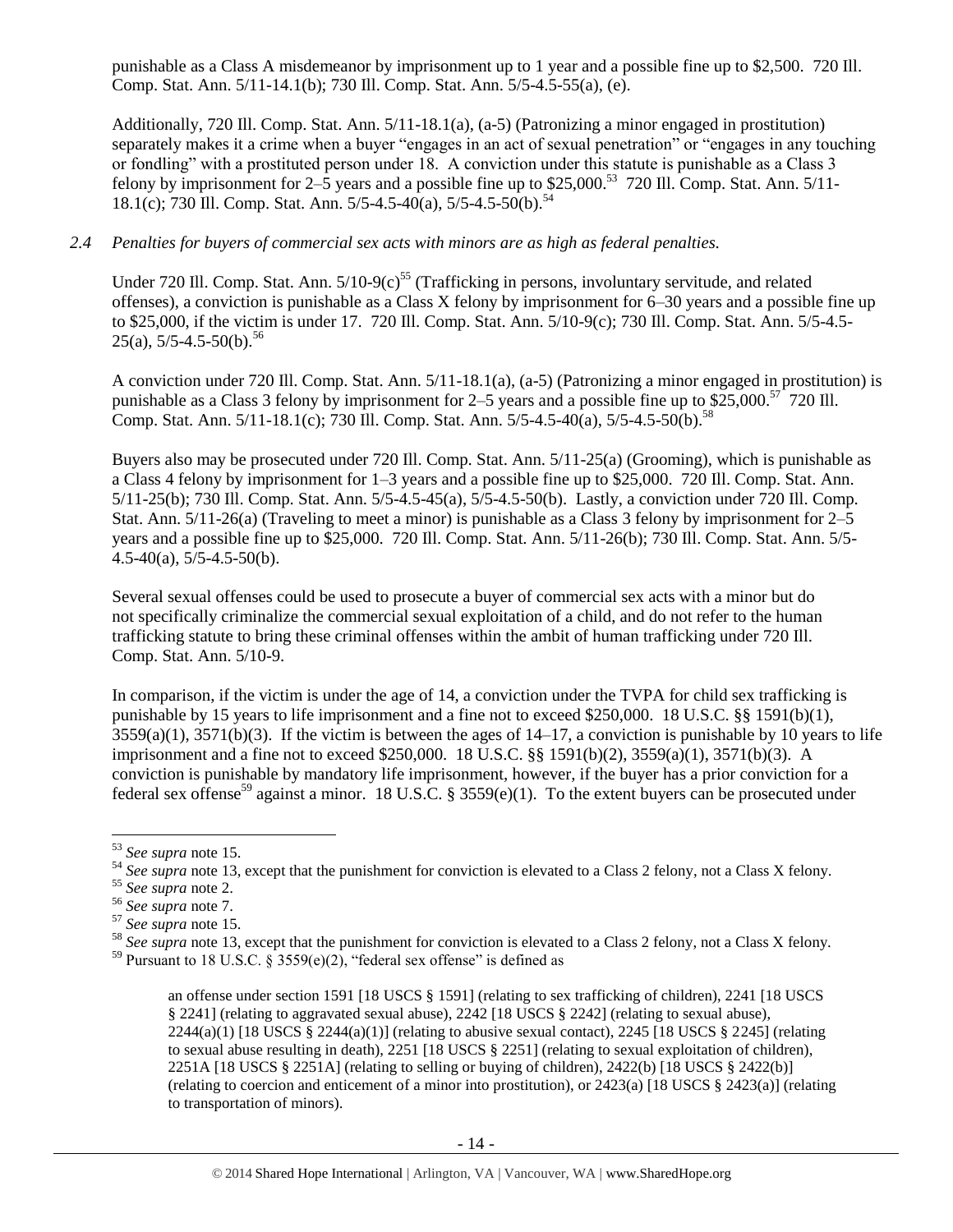punishable as a Class A misdemeanor by imprisonment up to 1 year and a possible fine up to $2,500. 720 Ill. Comp. Stat. Ann. 5/11-14.1(b); 730 Ill. Comp. Stat. Ann. 5/5-4.5-55(a), (e).

Additionally, 720 Ill. Comp. Stat. Ann. 5/11-18.1(a), (a-5) (Patronizing a minor engaged in prostitution) separately makes it a crime when a buyer "engages in an act of sexual penetration" or "engages in any touching or fondling" with a prostituted person under 18. A conviction under this statute is punishable as a Class 3 felony by imprisonment for 2–5 years and a possible fine up to $25,000.[53] 720 Ill. Comp. Stat. Ann. 5/11-18.1(c); 730 Ill. Comp. Stat. Ann. 5/5-4.5-40(a), 5/5-4.5-50(b).[54]

*2.4 Penalties for buyers of commercial sex acts with minors are as high as federal penalties.*

Under 720 Ill. Comp. Stat. Ann. 5/10-9(c)[55] (Trafficking in persons, involuntary servitude, and related offenses), a conviction is punishable as a Class X felony by imprisonment for 6–30 years and a possible fine up to $25,000, if the victim is under 17. 720 Ill. Comp. Stat. Ann. 5/10-9(c); 730 Ill. Comp. Stat. Ann. 5/5-4.5-25(a), 5/5-4.5-50(b).[56]

A conviction under 720 Ill. Comp. Stat. Ann. 5/11-18.1(a), (a-5) (Patronizing a minor engaged in prostitution) is punishable as a Class 3 felony by imprisonment for 2–5 years and a possible fine up to $25,000.[57] 720 Ill. Comp. Stat. Ann. 5/11-18.1(c); 730 Ill. Comp. Stat. Ann. 5/5-4.5-40(a), 5/5-4.5-50(b).[58]

Buyers also may be prosecuted under 720 Ill. Comp. Stat. Ann. 5/11-25(a) (Grooming), which is punishable as a Class 4 felony by imprisonment for 1–3 years and a possible fine up to $25,000. 720 Ill. Comp. Stat. Ann. 5/11-25(b); 730 Ill. Comp. Stat. Ann. 5/5-4.5-45(a), 5/5-4.5-50(b). Lastly, a conviction under 720 Ill. Comp. Stat. Ann. 5/11-26(a) (Traveling to meet a minor) is punishable as a Class 3 felony by imprisonment for 2–5 years and a possible fine up to $25,000. 720 Ill. Comp. Stat. Ann. 5/11-26(b); 730 Ill. Comp. Stat. Ann. 5/5-4.5-40(a), 5/5-4.5-50(b).

Several sexual offenses could be used to prosecute a buyer of commercial sex acts with a minor but do not specifically criminalize the commercial sexual exploitation of a child, and do not refer to the human trafficking statute to bring these criminal offenses within the ambit of human trafficking under 720 Ill. Comp. Stat. Ann. 5/10-9.

In comparison, if the victim is under the age of 14, a conviction under the TVPA for child sex trafficking is punishable by 15 years to life imprisonment and a fine not to exceed $250,000. 18 U.S.C. §§ 1591(b)(1), 3559(a)(1), 3571(b)(3). If the victim is between the ages of 14–17, a conviction is punishable by 10 years to life imprisonment and a fine not to exceed $250,000. 18 U.S.C. §§ 1591(b)(2), 3559(a)(1), 3571(b)(3). A conviction is punishable by mandatory life imprisonment, however, if the buyer has a prior conviction for a federal sex offense[59] against a minor. 18 U.S.C. § 3559(e)(1). To the extent buyers can be prosecuted under

---

[53] *See supra* note 15.

[54] *See supra* note 13, except that the punishment for conviction is elevated to a Class 2 felony, not a Class X felony.

[55] *See supra* note 2.

[56] *See supra* note 7.

[57] *See supra* note 15.

[58] *See supra* note 13, except that the punishment for conviction is elevated to a Class 2 felony, not a Class X felony.

[59] Pursuant to 18 U.S.C. § 3559(e)(2), "federal sex offense" is defined as

> an offense under section 1591 [18 USCS § 1591] (relating to sex trafficking of children), 2241 [18 USCS § 2241] (relating to aggravated sexual abuse), 2242 [18 USCS § 2242] (relating to sexual abuse), 2244(a)(1) [18 USCS § 2244(a)(1)] (relating to abusive sexual contact), 2245 [18 USCS § 2245] (relating to sexual abuse resulting in death), 2251 [18 USCS § 2251] (relating to sexual exploitation of children), 2251A [18 USCS § 2251A] (relating to selling or buying of children), 2422(b) [18 USCS § 2422(b)] (relating to coercion and enticement of a minor into prostitution), or 2423(a) [18 USCS § 2423(a)] (relating to transportation of minors).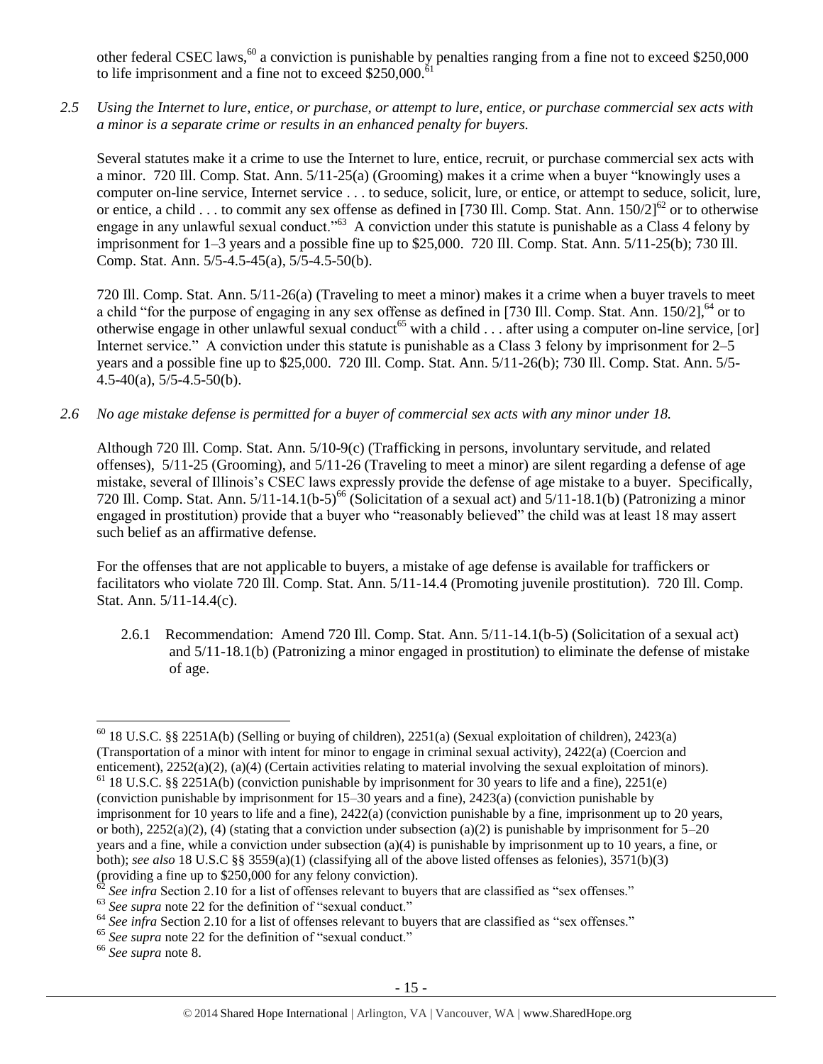other federal CSEC laws,[60] a conviction is punishable by penalties ranging from a fine not to exceed $250,000 to life imprisonment and a fine not to exceed $250,000.[61]

*2.5 Using the Internet to lure, entice, or purchase, or attempt to lure, entice, or purchase commercial sex acts with a minor is a separate crime or results in an enhanced penalty for buyers.*

Several statutes make it a crime to use the Internet to lure, entice, recruit, or purchase commercial sex acts with a minor. 720 Ill. Comp. Stat. Ann. 5/11-25(a) (Grooming) makes it a crime when a buyer "knowingly uses a computer on-line service, Internet service . . . to seduce, solicit, lure, or entice, or attempt to seduce, solicit, lure, or entice, a child . . . to commit any sex offense as defined in [730 Ill. Comp. Stat. Ann. 150/2][62] or to otherwise engage in any unlawful sexual conduct."[63] A conviction under this statute is punishable as a Class 4 felony by imprisonment for 1–3 years and a possible fine up to $25,000. 720 Ill. Comp. Stat. Ann. 5/11-25(b); 730 Ill. Comp. Stat. Ann. 5/5-4.5-45(a), 5/5-4.5-50(b).

720 Ill. Comp. Stat. Ann. 5/11-26(a) (Traveling to meet a minor) makes it a crime when a buyer travels to meet a child "for the purpose of engaging in any sex offense as defined in [730 Ill. Comp. Stat. Ann. 150/2],[64] or to otherwise engage in other unlawful sexual conduct[65] with a child . . . after using a computer on-line service, [or] Internet service." A conviction under this statute is punishable as a Class 3 felony by imprisonment for 2–5 years and a possible fine up to $25,000. 720 Ill. Comp. Stat. Ann. 5/11-26(b); 730 Ill. Comp. Stat. Ann. 5/5-4.5-40(a), 5/5-4.5-50(b).

*2.6 No age mistake defense is permitted for a buyer of commercial sex acts with any minor under 18.*

Although 720 Ill. Comp. Stat. Ann. 5/10-9(c) (Trafficking in persons, involuntary servitude, and related offenses), 5/11-25 (Grooming), and 5/11-26 (Traveling to meet a minor) are silent regarding a defense of age mistake, several of Illinois's CSEC laws expressly provide the defense of age mistake to a buyer. Specifically, 720 Ill. Comp. Stat. Ann. 5/11-14.1(b-5)[66] (Solicitation of a sexual act) and 5/11-18.1(b) (Patronizing a minor engaged in prostitution) provide that a buyer who "reasonably believed" the child was at least 18 may assert such belief as an affirmative defense.

For the offenses that are not applicable to buyers, a mistake of age defense is available for traffickers or facilitators who violate 720 Ill. Comp. Stat. Ann. 5/11-14.4 (Promoting juvenile prostitution). 720 Ill. Comp. Stat. Ann. 5/11-14.4(c).

2.6.1 Recommendation: Amend 720 Ill. Comp. Stat. Ann. 5/11-14.1(b-5) (Solicitation of a sexual act) and 5/11-18.1(b) (Patronizing a minor engaged in prostitution) to eliminate the defense of mistake of age.

---

[60] 18 U.S.C. §§ 2251A(b) (Selling or buying of children), 2251(a) (Sexual exploitation of children), 2423(a) (Transportation of a minor with intent for minor to engage in criminal sexual activity), 2422(a) (Coercion and enticement), 2252(a)(2), (a)(4) (Certain activities relating to material involving the sexual exploitation of minors).

[61] 18 U.S.C. §§ 2251A(b) (conviction punishable by imprisonment for 30 years to life and a fine), 2251(e) (conviction punishable by imprisonment for 15–30 years and a fine), 2423(a) (conviction punishable by imprisonment for 10 years to life and a fine), 2422(a) (conviction punishable by a fine, imprisonment up to 20 years, or both), 2252(a)(2), (4) (stating that a conviction under subsection (a)(2) is punishable by imprisonment for 5–20 years and a fine, while a conviction under subsection (a)(4) is punishable by imprisonment up to 10 years, a fine, or both); *see also* 18 U.S.C §§ 3559(a)(1) (classifying all of the above listed offenses as felonies), 3571(b)(3) (providing a fine up to $250,000 for any felony conviction).

[62] *See infra* Section 2.10 for a list of offenses relevant to buyers that are classified as "sex offenses."

[63] *See supra* note 22 for the definition of "sexual conduct."

[64] *See infra* Section 2.10 for a list of offenses relevant to buyers that are classified as "sex offenses."

[65] *See supra* note 22 for the definition of "sexual conduct."

[66] *See supra* note 8.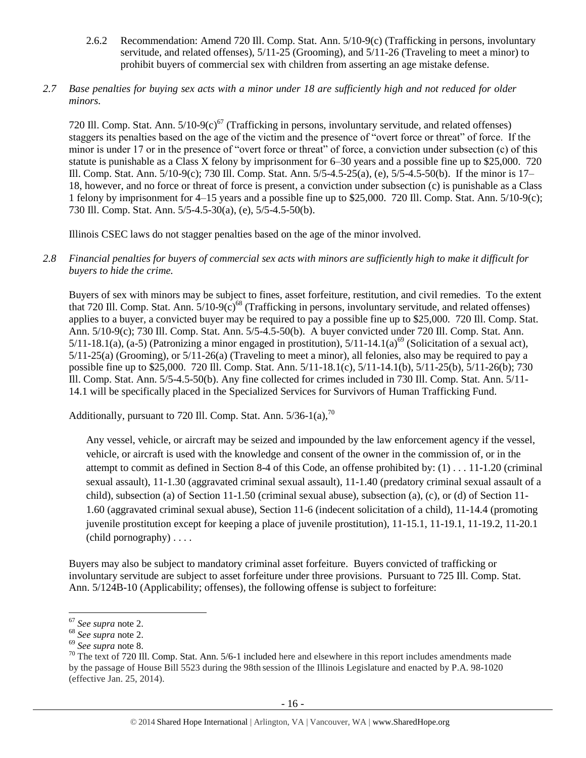2.6.2 Recommendation: Amend 720 Ill. Comp. Stat. Ann. 5/10-9(c) (Trafficking in persons, involuntary servitude, and related offenses), 5/11-25 (Grooming), and 5/11-26 (Traveling to meet a minor) to prohibit buyers of commercial sex with children from asserting an age mistake defense.

*2.7 Base penalties for buying sex acts with a minor under 18 are sufficiently high and not reduced for older minors.*

720 Ill. Comp. Stat. Ann. 5/10-9(c)[67] (Trafficking in persons, involuntary servitude, and related offenses) staggers its penalties based on the age of the victim and the presence of "overt force or threat" of force. If the minor is under 17 or in the presence of "overt force or threat" of force, a conviction under subsection (c) of this statute is punishable as a Class X felony by imprisonment for 6–30 years and a possible fine up to $25,000. 720 Ill. Comp. Stat. Ann. 5/10-9(c); 730 Ill. Comp. Stat. Ann. 5/5-4.5-25(a), (e), 5/5-4.5-50(b). If the minor is 17–18, however, and no force or threat of force is present, a conviction under subsection (c) is punishable as a Class 1 felony by imprisonment for 4–15 years and a possible fine up to $25,000. 720 Ill. Comp. Stat. Ann. 5/10-9(c); 730 Ill. Comp. Stat. Ann. 5/5-4.5-30(a), (e), 5/5-4.5-50(b).

Illinois CSEC laws do not stagger penalties based on the age of the minor involved.

*2.8 Financial penalties for buyers of commercial sex acts with minors are sufficiently high to make it difficult for buyers to hide the crime.*

Buyers of sex with minors may be subject to fines, asset forfeiture, restitution, and civil remedies. To the extent that 720 Ill. Comp. Stat. Ann. 5/10-9(c)[68] (Trafficking in persons, involuntary servitude, and related offenses) applies to a buyer, a convicted buyer may be required to pay a possible fine up to $25,000. 720 Ill. Comp. Stat. Ann. 5/10-9(c); 730 Ill. Comp. Stat. Ann. 5/5-4.5-50(b). A buyer convicted under 720 Ill. Comp. Stat. Ann. 5/11-18.1(a), (a-5) (Patronizing a minor engaged in prostitution), 5/11-14.1(a)[69] (Solicitation of a sexual act), 5/11-25(a) (Grooming), or 5/11-26(a) (Traveling to meet a minor), all felonies, also may be required to pay a possible fine up to $25,000. 720 Ill. Comp. Stat. Ann. 5/11-18.1(c), 5/11-14.1(b), 5/11-25(b), 5/11-26(b); 730 Ill. Comp. Stat. Ann. 5/5-4.5-50(b). Any fine collected for crimes included in 730 Ill. Comp. Stat. Ann. 5/11-14.1 will be specifically placed in the Specialized Services for Survivors of Human Trafficking Fund.

Additionally, pursuant to 720 Ill. Comp. Stat. Ann. 5/36-1(a),[70]

> Any vessel, vehicle, or aircraft may be seized and impounded by the law enforcement agency if the vessel, vehicle, or aircraft is used with the knowledge and consent of the owner in the commission of, or in the attempt to commit as defined in Section 8-4 of this Code, an offense prohibited by: (1) . . . 11-1.20 (criminal sexual assault), 11-1.30 (aggravated criminal sexual assault), 11-1.40 (predatory criminal sexual assault of a child), subsection (a) of Section 11-1.50 (criminal sexual abuse), subsection (a), (c), or (d) of Section 11-1.60 (aggravated criminal sexual abuse), Section 11-6 (indecent solicitation of a child), 11-14.4 (promoting juvenile prostitution except for keeping a place of juvenile prostitution), 11-15.1, 11-19.1, 11-19.2, 11-20.1 (child pornography) . . . .

Buyers may also be subject to mandatory criminal asset forfeiture. Buyers convicted of trafficking or involuntary servitude are subject to asset forfeiture under three provisions. Pursuant to 725 Ill. Comp. Stat. Ann. 5/124B-10 (Applicability; offenses), the following offense is subject to forfeiture:

---

[67] *See supra* note 2.

[68] *See supra* note 2.

[69] *See supra* note 8.

[70] The text of 720 Ill. Comp. Stat. Ann. 5/6-1 included here and elsewhere in this report includes amendments made by the passage of House Bill 5523 during the 98th session of the Illinois Legislature and enacted by P.A. 98-1020 (effective Jan. 25, 2014).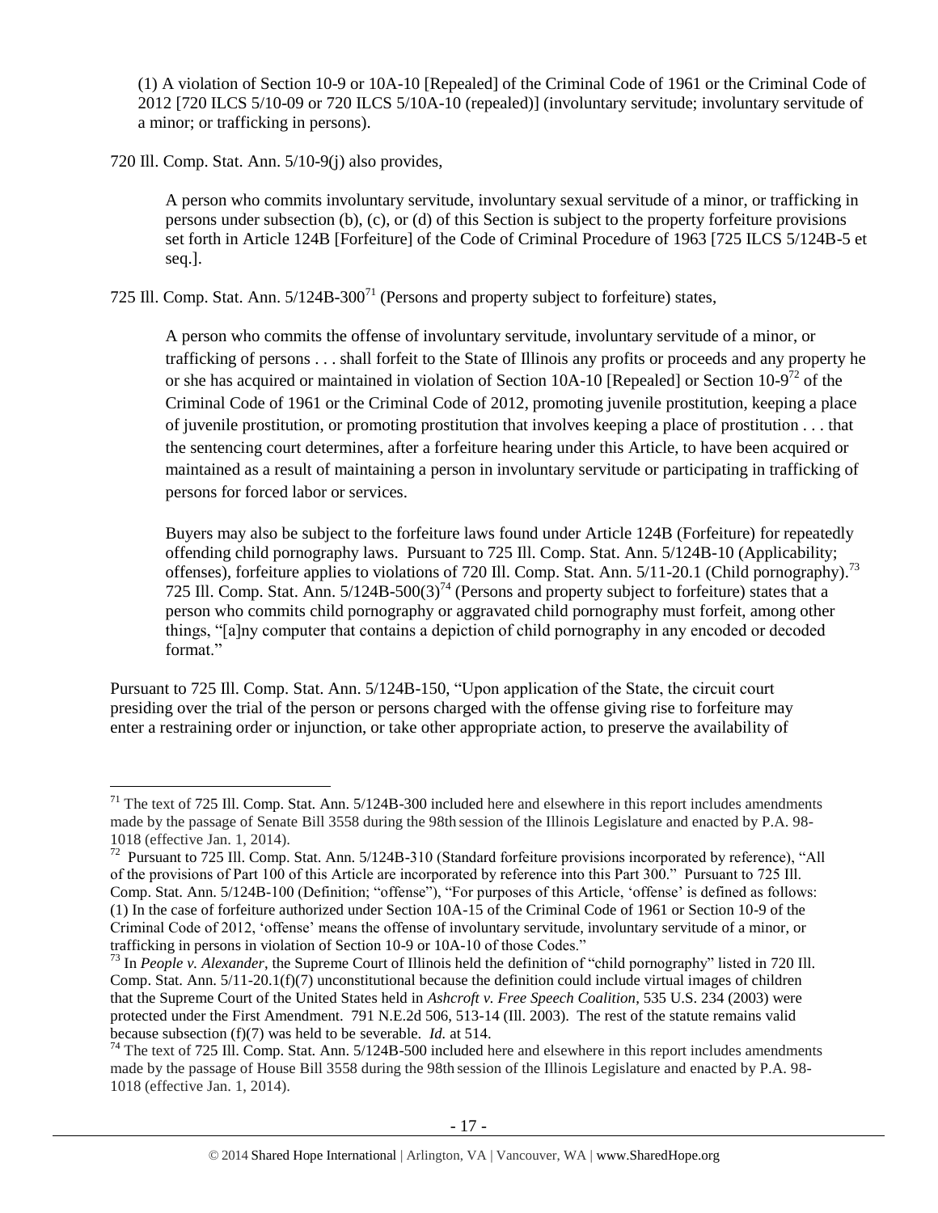> (1) A violation of Section 10-9 or 10A-10 [Repealed] of the Criminal Code of 1961 or the Criminal Code of 2012 [720 ILCS 5/10-09 or 720 ILCS 5/10A-10 (repealed)] (involuntary servitude; involuntary servitude of a minor; or trafficking in persons).

720 Ill. Comp. Stat. Ann. 5/10-9(j) also provides,

> A person who commits involuntary servitude, involuntary sexual servitude of a minor, or trafficking in persons under subsection (b), (c), or (d) of this Section is subject to the property forfeiture provisions set forth in Article 124B [Forfeiture] of the Code of Criminal Procedure of 1963 [725 ILCS 5/124B-5 et seq.].

725 Ill. Comp. Stat. Ann. 5/124B-300[71] (Persons and property subject to forfeiture) states,

> A person who commits the offense of involuntary servitude, involuntary servitude of a minor, or trafficking of persons . . . shall forfeit to the State of Illinois any profits or proceeds and any property he or she has acquired or maintained in violation of Section 10A-10 [Repealed] or Section 10-9[72] of the Criminal Code of 1961 or the Criminal Code of 2012, promoting juvenile prostitution, keeping a place of juvenile prostitution, or promoting prostitution that involves keeping a place of prostitution . . . that the sentencing court determines, after a forfeiture hearing under this Article, to have been acquired or maintained as a result of maintaining a person in involuntary servitude or participating in trafficking of persons for forced labor or services.
>
> Buyers may also be subject to the forfeiture laws found under Article 124B (Forfeiture) for repeatedly offending child pornography laws. Pursuant to 725 Ill. Comp. Stat. Ann. 5/124B-10 (Applicability; offenses), forfeiture applies to violations of 720 Ill. Comp. Stat. Ann. 5/11-20.1 (Child pornography).[73] 725 Ill. Comp. Stat. Ann. 5/124B-500(3)[74] (Persons and property subject to forfeiture) states that a person who commits child pornography or aggravated child pornography must forfeit, among other things, "[a]ny computer that contains a depiction of child pornography in any encoded or decoded format."

Pursuant to 725 Ill. Comp. Stat. Ann. 5/124B-150, "Upon application of the State, the circuit court presiding over the trial of the person or persons charged with the offense giving rise to forfeiture may enter a restraining order or injunction, or take other appropriate action, to preserve the availability of

---

[71] The text of 725 Ill. Comp. Stat. Ann. 5/124B-300 included here and elsewhere in this report includes amendments made by the passage of Senate Bill 3558 during the 98th session of the Illinois Legislature and enacted by P.A. 98-1018 (effective Jan. 1, 2014).

[72] Pursuant to 725 Ill. Comp. Stat. Ann. 5/124B-310 (Standard forfeiture provisions incorporated by reference), "All of the provisions of Part 100 of this Article are incorporated by reference into this Part 300." Pursuant to 725 Ill. Comp. Stat. Ann. 5/124B-100 (Definition; "offense"), "For purposes of this Article, 'offense' is defined as follows: (1) In the case of forfeiture authorized under Section 10A-15 of the Criminal Code of 1961 or Section 10-9 of the Criminal Code of 2012, 'offense' means the offense of involuntary servitude, involuntary servitude of a minor, or trafficking in persons in violation of Section 10-9 or 10A-10 of those Codes."

[73] In *People v. Alexander*, the Supreme Court of Illinois held the definition of "child pornography" listed in 720 Ill. Comp. Stat. Ann. 5/11-20.1(f)(7) unconstitutional because the definition could include virtual images of children that the Supreme Court of the United States held in *Ashcroft v. Free Speech Coalition*, 535 U.S. 234 (2003) were protected under the First Amendment. 791 N.E.2d 506, 513-14 (Ill. 2003). The rest of the statute remains valid because subsection (f)(7) was held to be severable. *Id.* at 514.

[74] The text of 725 Ill. Comp. Stat. Ann. 5/124B-500 included here and elsewhere in this report includes amendments made by the passage of House Bill 3558 during the 98th session of the Illinois Legislature and enacted by P.A. 98-1018 (effective Jan. 1, 2014).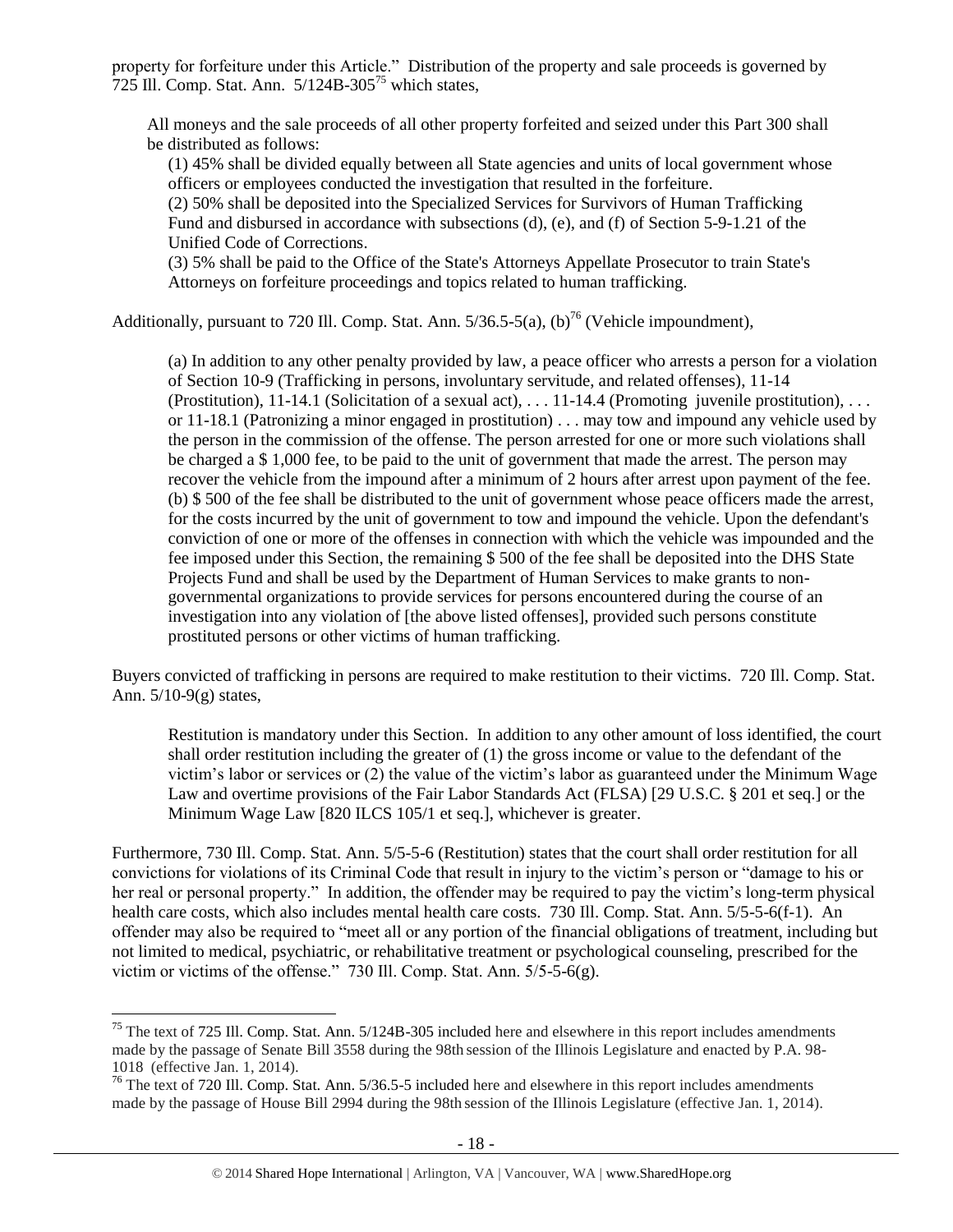property for forfeiture under this Article." Distribution of the property and sale proceeds is governed by 725 Ill. Comp. Stat. Ann. 5/124B-305[75] which states,

> All moneys and the sale proceeds of all other property forfeited and seized under this Part 300 shall be distributed as follows:
>
> (1) 45% shall be divided equally between all State agencies and units of local government whose officers or employees conducted the investigation that resulted in the forfeiture.
> (2) 50% shall be deposited into the Specialized Services for Survivors of Human Trafficking Fund and disbursed in accordance with subsections (d), (e), and (f) of Section 5-9-1.21 of the Unified Code of Corrections.
> (3) 5% shall be paid to the Office of the State's Attorneys Appellate Prosecutor to train State's Attorneys on forfeiture proceedings and topics related to human trafficking.

Additionally, pursuant to 720 Ill. Comp. Stat. Ann. 5/36.5-5(a), (b)[76] (Vehicle impoundment),

> (a) In addition to any other penalty provided by law, a peace officer who arrests a person for a violation of Section 10-9 (Trafficking in persons, involuntary servitude, and related offenses), 11-14 (Prostitution), 11-14.1 (Solicitation of a sexual act), . . . 11-14.4 (Promoting juvenile prostitution), . . . or 11-18.1 (Patronizing a minor engaged in prostitution) . . . may tow and impound any vehicle used by the person in the commission of the offense. The person arrested for one or more such violations shall be charged a $ 1,000 fee, to be paid to the unit of government that made the arrest. The person may recover the vehicle from the impound after a minimum of 2 hours after arrest upon payment of the fee.
> (b) $ 500 of the fee shall be distributed to the unit of government whose peace officers made the arrest, for the costs incurred by the unit of government to tow and impound the vehicle. Upon the defendant's conviction of one or more of the offenses in connection with which the vehicle was impounded and the fee imposed under this Section, the remaining $ 500 of the fee shall be deposited into the DHS State Projects Fund and shall be used by the Department of Human Services to make grants to non-governmental organizations to provide services for persons encountered during the course of an investigation into any violation of [the above listed offenses], provided such persons constitute prostituted persons or other victims of human trafficking.

Buyers convicted of trafficking in persons are required to make restitution to their victims. 720 Ill. Comp. Stat. Ann. 5/10-9(g) states,

> Restitution is mandatory under this Section. In addition to any other amount of loss identified, the court shall order restitution including the greater of (1) the gross income or value to the defendant of the victim's labor or services or (2) the value of the victim's labor as guaranteed under the Minimum Wage Law and overtime provisions of the Fair Labor Standards Act (FLSA) [29 U.S.C. § 201 et seq.] or the Minimum Wage Law [820 ILCS 105/1 et seq.], whichever is greater.

Furthermore, 730 Ill. Comp. Stat. Ann. 5/5-5-6 (Restitution) states that the court shall order restitution for all convictions for violations of its Criminal Code that result in injury to the victim's person or "damage to his or her real or personal property." In addition, the offender may be required to pay the victim's long-term physical health care costs, which also includes mental health care costs. 730 Ill. Comp. Stat. Ann. 5/5-5-6(f-1). An offender may also be required to "meet all or any portion of the financial obligations of treatment, including but not limited to medical, psychiatric, or rehabilitative treatment or psychological counseling, prescribed for the victim or victims of the offense." 730 Ill. Comp. Stat. Ann. 5/5-5-6(g).

---

[75] The text of 725 Ill. Comp. Stat. Ann. 5/124B-305 included here and elsewhere in this report includes amendments made by the passage of Senate Bill 3558 during the 98th session of the Illinois Legislature and enacted by P.A. 98-1018 (effective Jan. 1, 2014).

[76] The text of 720 Ill. Comp. Stat. Ann. 5/36.5-5 included here and elsewhere in this report includes amendments made by the passage of House Bill 2994 during the 98th session of the Illinois Legislature (effective Jan. 1, 2014).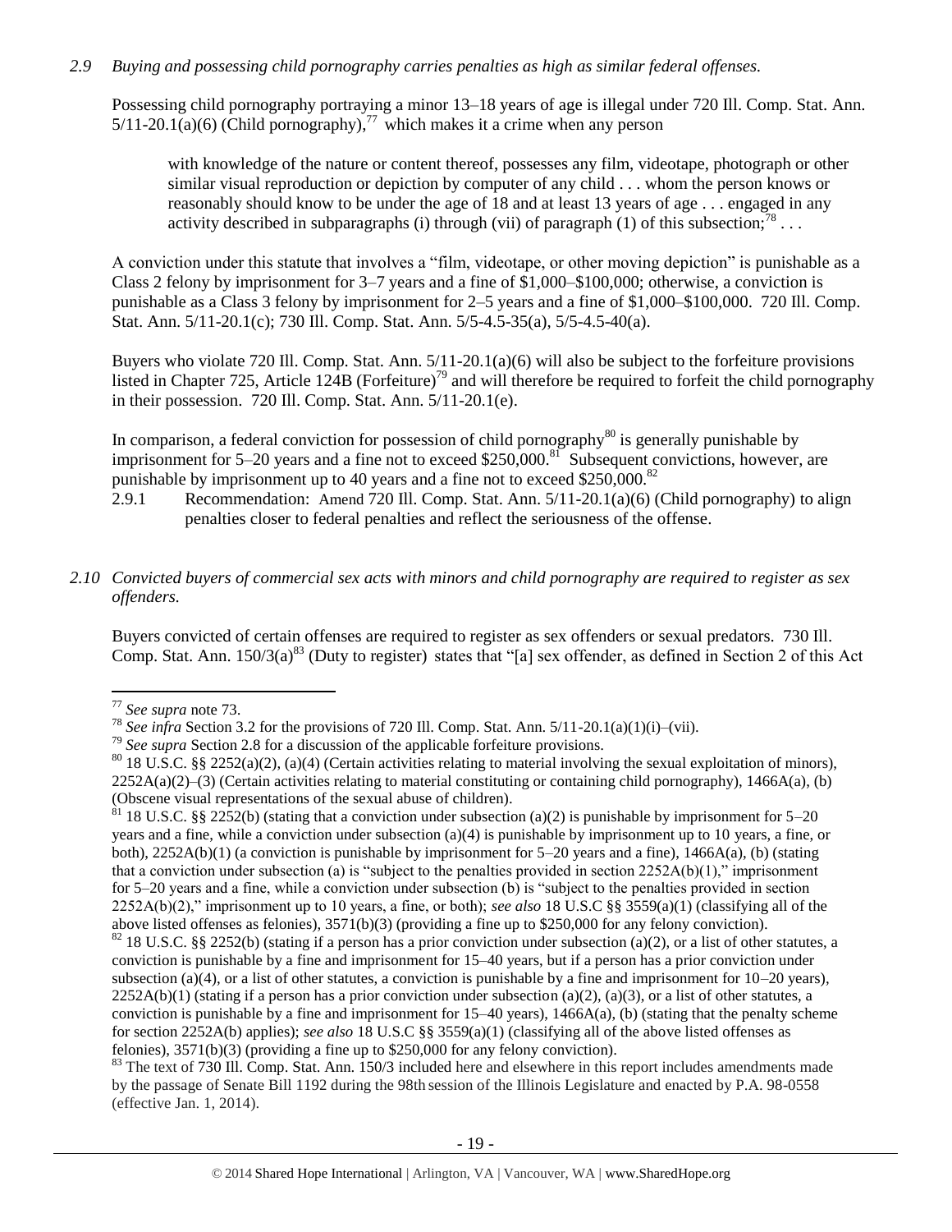*2.9 Buying and possessing child pornography carries penalties as high as similar federal offenses.*

Possessing child pornography portraying a minor 13–18 years of age is illegal under 720 Ill. Comp. Stat. Ann. 5/11-20.1(a)(6) (Child pornography),[77] which makes it a crime when any person

> with knowledge of the nature or content thereof, possesses any film, videotape, photograph or other similar visual reproduction or depiction by computer of any child . . . whom the person knows or reasonably should know to be under the age of 18 and at least 13 years of age . . . engaged in any activity described in subparagraphs (i) through (vii) of paragraph (1) of this subsection;[78] . . .

A conviction under this statute that involves a "film, videotape, or other moving depiction" is punishable as a Class 2 felony by imprisonment for 3–7 years and a fine of $1,000–$100,000; otherwise, a conviction is punishable as a Class 3 felony by imprisonment for 2–5 years and a fine of $1,000–$100,000. 720 Ill. Comp. Stat. Ann. 5/11-20.1(c); 730 Ill. Comp. Stat. Ann. 5/5-4.5-35(a), 5/5-4.5-40(a).

Buyers who violate 720 Ill. Comp. Stat. Ann. 5/11-20.1(a)(6) will also be subject to the forfeiture provisions listed in Chapter 725, Article 124B (Forfeiture)[79] and will therefore be required to forfeit the child pornography in their possession. 720 Ill. Comp. Stat. Ann. 5/11-20.1(e).

In comparison, a federal conviction for possession of child pornography[80] is generally punishable by imprisonment for 5–20 years and a fine not to exceed $250,000.[81] Subsequent convictions, however, are punishable by imprisonment up to 40 years and a fine not to exceed $250,000.[82]

2.9.1 Recommendation: Amend 720 Ill. Comp. Stat. Ann. 5/11-20.1(a)(6) (Child pornography) to align penalties closer to federal penalties and reflect the seriousness of the offense.

*2.10 Convicted buyers of commercial sex acts with minors and child pornography are required to register as sex offenders.*

Buyers convicted of certain offenses are required to register as sex offenders or sexual predators. 730 Ill. Comp. Stat. Ann. 150/3(a)[83] (Duty to register) states that "[a] sex offender, as defined in Section 2 of this Act

---

[77] *See supra* note 73.

[78] *See infra* Section 3.2 for the provisions of 720 Ill. Comp. Stat. Ann. 5/11-20.1(a)(1)(i)–(vii).

[79] *See supra* Section 2.8 for a discussion of the applicable forfeiture provisions.

[80] 18 U.S.C. §§ 2252(a)(2), (a)(4) (Certain activities relating to material involving the sexual exploitation of minors), 2252A(a)(2)–(3) (Certain activities relating to material constituting or containing child pornography), 1466A(a), (b) (Obscene visual representations of the sexual abuse of children).

[81] 18 U.S.C. §§ 2252(b) (stating that a conviction under subsection (a)(2) is punishable by imprisonment for 5–20 years and a fine, while a conviction under subsection (a)(4) is punishable by imprisonment up to 10 years, a fine, or both), 2252A(b)(1) (a conviction is punishable by imprisonment for 5–20 years and a fine), 1466A(a), (b) (stating that a conviction under subsection (a) is "subject to the penalties provided in section 2252A(b)(1)," imprisonment for 5–20 years and a fine, while a conviction under subsection (b) is "subject to the penalties provided in section 2252A(b)(2)," imprisonment up to 10 years, a fine, or both); *see also* 18 U.S.C §§ 3559(a)(1) (classifying all of the above listed offenses as felonies), 3571(b)(3) (providing a fine up to $250,000 for any felony conviction).

[82] 18 U.S.C. §§ 2252(b) (stating if a person has a prior conviction under subsection (a)(2), or a list of other statutes, a conviction is punishable by a fine and imprisonment for 15–40 years, but if a person has a prior conviction under subsection (a)(4), or a list of other statutes, a conviction is punishable by a fine and imprisonment for 10–20 years), 2252A(b)(1) (stating if a person has a prior conviction under subsection (a)(2), (a)(3), or a list of other statutes, a conviction is punishable by a fine and imprisonment for 15–40 years), 1466A(a), (b) (stating that the penalty scheme for section 2252A(b) applies); *see also* 18 U.S.C §§ 3559(a)(1) (classifying all of the above listed offenses as felonies), 3571(b)(3) (providing a fine up to $250,000 for any felony conviction).

[83] The text of 730 Ill. Comp. Stat. Ann. 150/3 included here and elsewhere in this report includes amendments made by the passage of Senate Bill 1192 during the 98th session of the Illinois Legislature and enacted by P.A. 98-0558 (effective Jan. 1, 2014).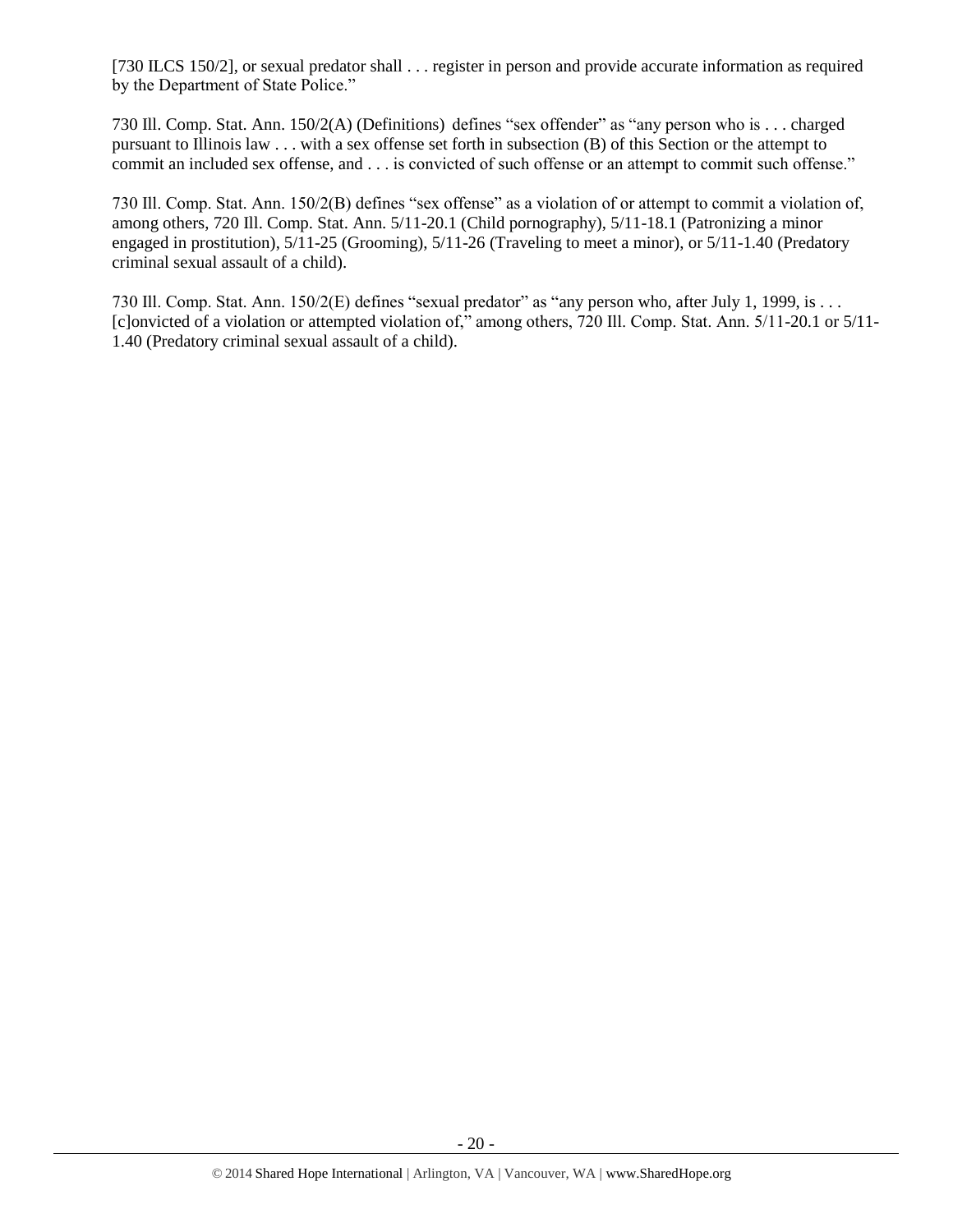[730 ILCS 150/2], or sexual predator shall . . . register in person and provide accurate information as required by the Department of State Police."

730 Ill. Comp. Stat. Ann. 150/2(A) (Definitions) defines "sex offender" as "any person who is . . . charged pursuant to Illinois law . . . with a sex offense set forth in subsection (B) of this Section or the attempt to commit an included sex offense, and . . . is convicted of such offense or an attempt to commit such offense."

730 Ill. Comp. Stat. Ann. 150/2(B) defines "sex offense" as a violation of or attempt to commit a violation of, among others, 720 Ill. Comp. Stat. Ann. 5/11-20.1 (Child pornography), 5/11-18.1 (Patronizing a minor engaged in prostitution), 5/11-25 (Grooming), 5/11-26 (Traveling to meet a minor), or 5/11-1.40 (Predatory criminal sexual assault of a child).

730 Ill. Comp. Stat. Ann. 150/2(E) defines "sexual predator" as "any person who, after July 1, 1999, is . . . [c]onvicted of a violation or attempted violation of," among others, 720 Ill. Comp. Stat. Ann. 5/11-20.1 or 5/11-1.40 (Predatory criminal sexual assault of a child).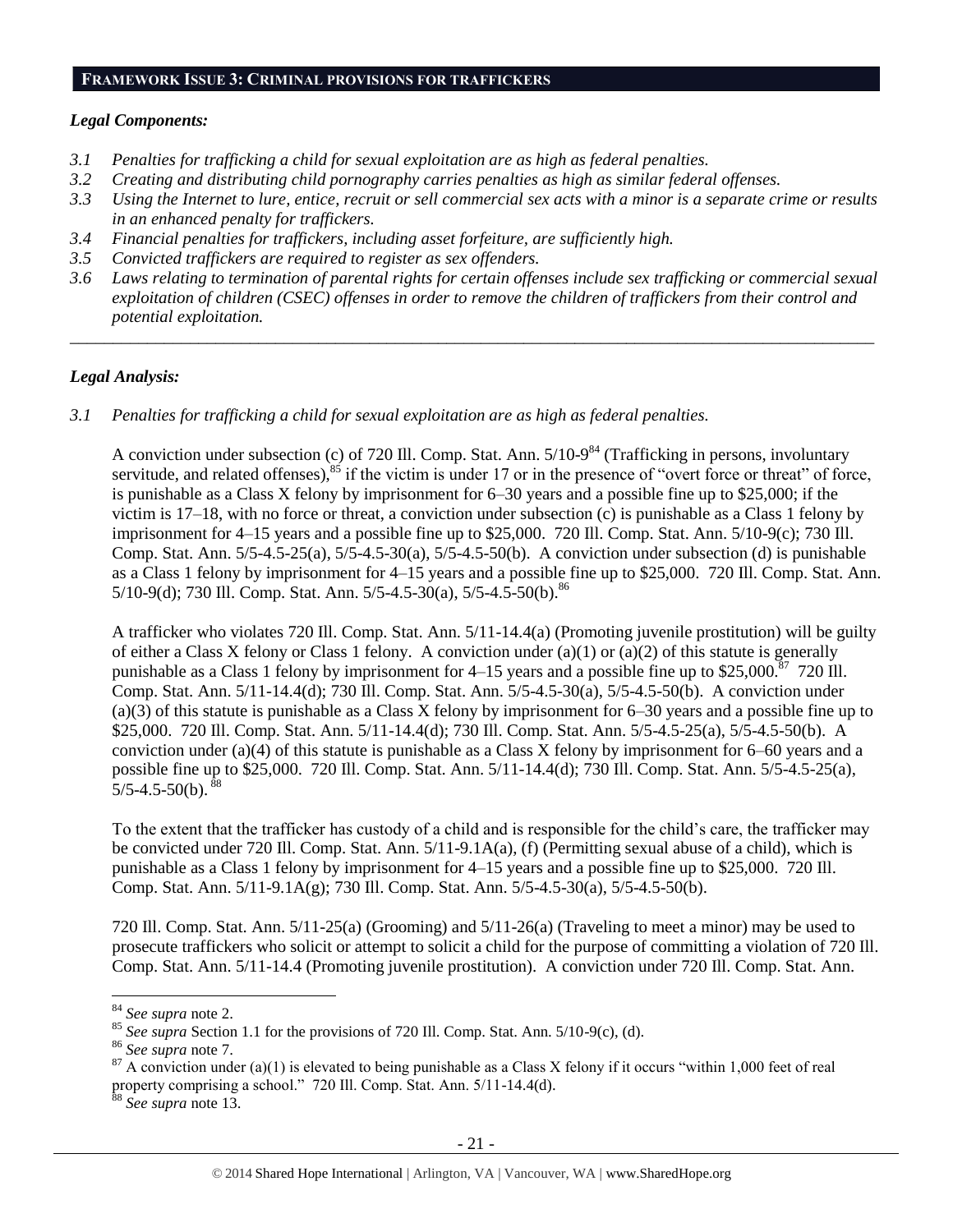## FRAMEWORK ISSUE 3: CRIMINAL PROVISIONS FOR TRAFFICKERS

### *Legal Components:*

- *3.1 Penalties for trafficking a child for sexual exploitation are as high as federal penalties.*
- *3.2 Creating and distributing child pornography carries penalties as high as similar federal offenses.*
- *3.3 Using the Internet to lure, entice, recruit or sell commercial sex acts with a minor is a separate crime or results in an enhanced penalty for traffickers.*
- *3.4 Financial penalties for traffickers, including asset forfeiture, are sufficiently high.*
- *3.5 Convicted traffickers are required to register as sex offenders.*
- *3.6 Laws relating to termination of parental rights for certain offenses include sex trafficking or commercial sexual exploitation of children (CSEC) offenses in order to remove the children of traffickers from their control and potential exploitation.*

---

### *Legal Analysis:*

*3.1 Penalties for trafficking a child for sexual exploitation are as high as federal penalties.*

A conviction under subsection (c) of 720 Ill. Comp. Stat. Ann. 5/10-9[84] (Trafficking in persons, involuntary servitude, and related offenses),[85] if the victim is under 17 or in the presence of "overt force or threat" of force, is punishable as a Class X felony by imprisonment for 6–30 years and a possible fine up to $25,000; if the victim is 17–18, with no force or threat, a conviction under subsection (c) is punishable as a Class 1 felony by imprisonment for 4–15 years and a possible fine up to $25,000. 720 Ill. Comp. Stat. Ann. 5/10-9(c); 730 Ill. Comp. Stat. Ann. 5/5-4.5-25(a), 5/5-4.5-30(a), 5/5-4.5-50(b). A conviction under subsection (d) is punishable as a Class 1 felony by imprisonment for 4–15 years and a possible fine up to $25,000. 720 Ill. Comp. Stat. Ann. 5/10-9(d); 730 Ill. Comp. Stat. Ann. 5/5-4.5-30(a), 5/5-4.5-50(b).[86]

A trafficker who violates 720 Ill. Comp. Stat. Ann. 5/11-14.4(a) (Promoting juvenile prostitution) will be guilty of either a Class X felony or Class 1 felony. A conviction under (a)(1) or (a)(2) of this statute is generally punishable as a Class 1 felony by imprisonment for 4–15 years and a possible fine up to $25,000.[87] 720 Ill. Comp. Stat. Ann. 5/11-14.4(d); 730 Ill. Comp. Stat. Ann. 5/5-4.5-30(a), 5/5-4.5-50(b). A conviction under (a)(3) of this statute is punishable as a Class X felony by imprisonment for 6–30 years and a possible fine up to $25,000. 720 Ill. Comp. Stat. Ann. 5/11-14.4(d); 730 Ill. Comp. Stat. Ann. 5/5-4.5-25(a), 5/5-4.5-50(b). A conviction under (a)(4) of this statute is punishable as a Class X felony by imprisonment for 6–60 years and a possible fine up to $25,000. 720 Ill. Comp. Stat. Ann. 5/11-14.4(d); 730 Ill. Comp. Stat. Ann. 5/5-4.5-25(a), 5/5-4.5-50(b).[88]

To the extent that the trafficker has custody of a child and is responsible for the child's care, the trafficker may be convicted under 720 Ill. Comp. Stat. Ann. 5/11-9.1A(a), (f) (Permitting sexual abuse of a child), which is punishable as a Class 1 felony by imprisonment for 4–15 years and a possible fine up to $25,000. 720 Ill. Comp. Stat. Ann. 5/11-9.1A(g); 730 Ill. Comp. Stat. Ann. 5/5-4.5-30(a), 5/5-4.5-50(b).

720 Ill. Comp. Stat. Ann. 5/11-25(a) (Grooming) and 5/11-26(a) (Traveling to meet a minor) may be used to prosecute traffickers who solicit or attempt to solicit a child for the purpose of committing a violation of 720 Ill. Comp. Stat. Ann. 5/11-14.4 (Promoting juvenile prostitution). A conviction under 720 Ill. Comp. Stat. Ann.

---

[84] *See supra* note 2.

[85] *See supra* Section 1.1 for the provisions of 720 Ill. Comp. Stat. Ann. 5/10-9(c), (d).

[86] *See supra* note 7.

[87] A conviction under (a)(1) is elevated to being punishable as a Class X felony if it occurs "within 1,000 feet of real property comprising a school." 720 Ill. Comp. Stat. Ann. 5/11-14.4(d).

[88] *See supra* note 13.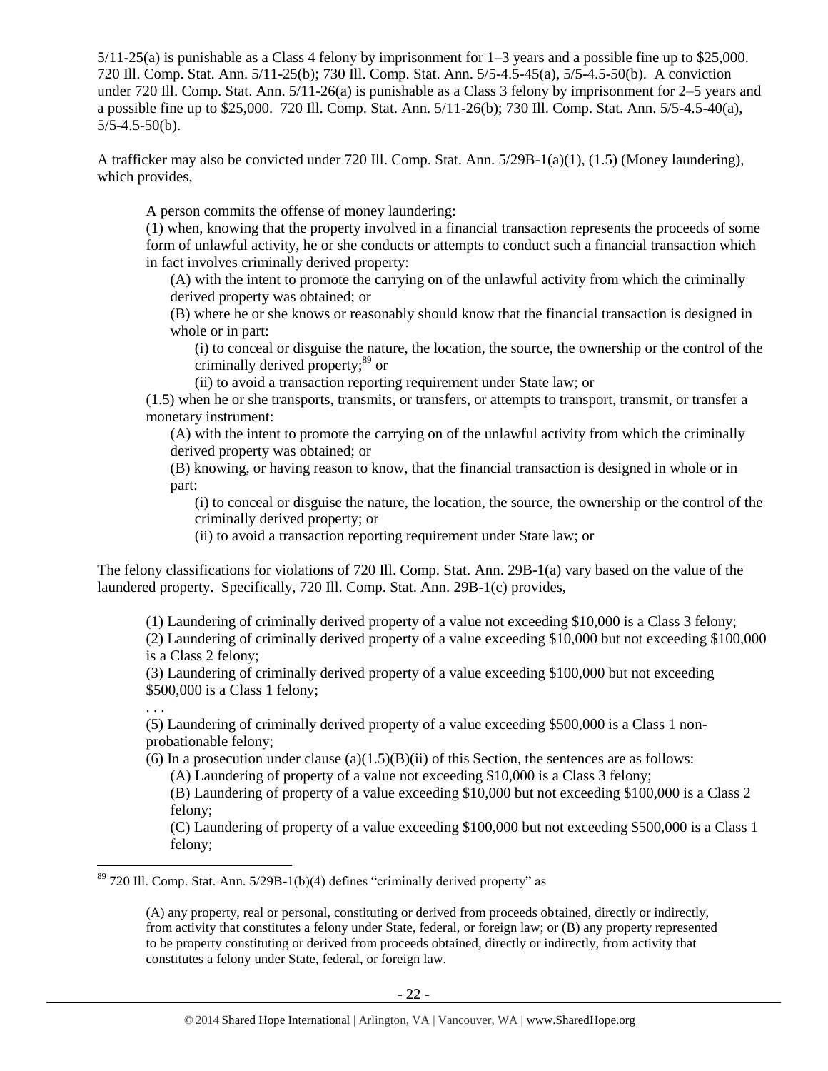5/11-25(a) is punishable as a Class 4 felony by imprisonment for 1–3 years and a possible fine up to $25,000. 720 Ill. Comp. Stat. Ann. 5/11-25(b); 730 Ill. Comp. Stat. Ann. 5/5-4.5-45(a), 5/5-4.5-50(b). A conviction under 720 Ill. Comp. Stat. Ann. 5/11-26(a) is punishable as a Class 3 felony by imprisonment for 2–5 years and a possible fine up to $25,000. 720 Ill. Comp. Stat. Ann. 5/11-26(b); 730 Ill. Comp. Stat. Ann. 5/5-4.5-40(a), 5/5-4.5-50(b).

A trafficker may also be convicted under 720 Ill. Comp. Stat. Ann. 5/29B-1(a)(1), (1.5) (Money laundering), which provides,

> A person commits the offense of money laundering:
>
> (1) when, knowing that the property involved in a financial transaction represents the proceeds of some form of unlawful activity, he or she conducts or attempts to conduct such a financial transaction which in fact involves criminally derived property:
>
> (A) with the intent to promote the carrying on of the unlawful activity from which the criminally derived property was obtained; or
>
> (B) where he or she knows or reasonably should know that the financial transaction is designed in whole or in part:
>
> (i) to conceal or disguise the nature, the location, the source, the ownership or the control of the criminally derived property;[89] or
>
> (ii) to avoid a transaction reporting requirement under State law; or
>
> (1.5) when he or she transports, transmits, or transfers, or attempts to transport, transmit, or transfer a monetary instrument:
>
> (A) with the intent to promote the carrying on of the unlawful activity from which the criminally derived property was obtained; or
>
> (B) knowing, or having reason to know, that the financial transaction is designed in whole or in part:
>
> (i) to conceal or disguise the nature, the location, the source, the ownership or the control of the criminally derived property; or
>
> (ii) to avoid a transaction reporting requirement under State law; or

The felony classifications for violations of 720 Ill. Comp. Stat. Ann. 29B-1(a) vary based on the value of the laundered property. Specifically, 720 Ill. Comp. Stat. Ann. 29B-1(c) provides,

> (1) Laundering of criminally derived property of a value not exceeding $10,000 is a Class 3 felony;
>
> (2) Laundering of criminally derived property of a value exceeding $10,000 but not exceeding $100,000 is a Class 2 felony;
>
> (3) Laundering of criminally derived property of a value exceeding $100,000 but not exceeding $500,000 is a Class 1 felony;
>
> . . .
>
> (5) Laundering of criminally derived property of a value exceeding $500,000 is a Class 1 non-probationable felony;
>
> (6) In a prosecution under clause (a)(1.5)(B)(ii) of this Section, the sentences are as follows:
>
> (A) Laundering of property of a value not exceeding $10,000 is a Class 3 felony;
>
> (B) Laundering of property of a value exceeding $10,000 but not exceeding $100,000 is a Class 2 felony;
>
> (C) Laundering of property of a value exceeding $100,000 but not exceeding $500,000 is a Class 1 felony;

[89] 720 Ill. Comp. Stat. Ann. 5/29B-1(b)(4) defines "criminally derived property" as

> (A) any property, real or personal, constituting or derived from proceeds obtained, directly or indirectly, from activity that constitutes a felony under State, federal, or foreign law; or (B) any property represented to be property constituting or derived from proceeds obtained, directly or indirectly, from activity that constitutes a felony under State, federal, or foreign law.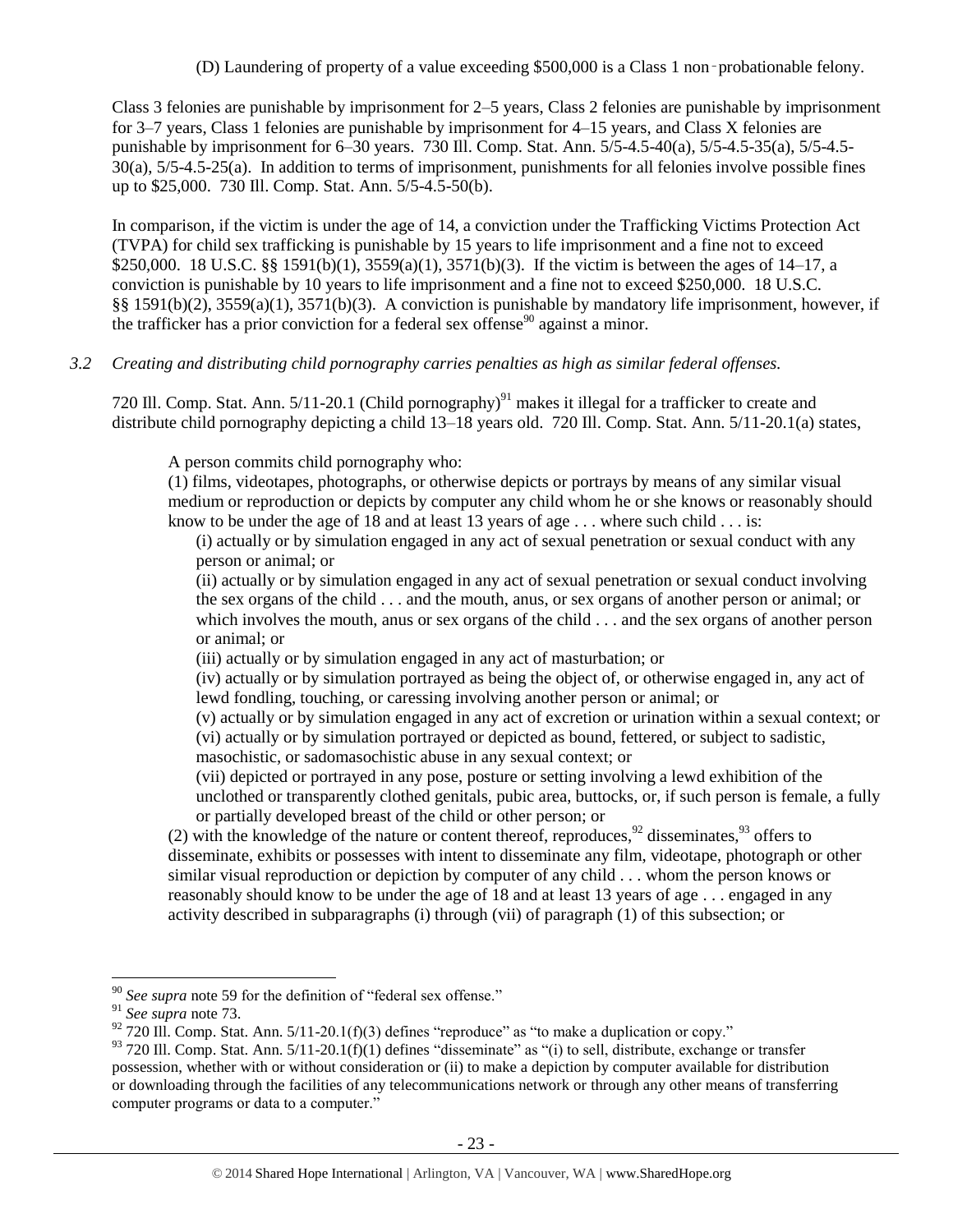(D) Laundering of property of a value exceeding $500,000 is a Class 1 non‑probationable felony.

Class 3 felonies are punishable by imprisonment for 2–5 years, Class 2 felonies are punishable by imprisonment for 3–7 years, Class 1 felonies are punishable by imprisonment for 4–15 years, and Class X felonies are punishable by imprisonment for 6–30 years. 730 Ill. Comp. Stat. Ann. 5/5-4.5-40(a), 5/5-4.5-35(a), 5/5-4.5-30(a), 5/5-4.5-25(a). In addition to terms of imprisonment, punishments for all felonies involve possible fines up to $25,000. 730 Ill. Comp. Stat. Ann. 5/5-4.5-50(b).

In comparison, if the victim is under the age of 14, a conviction under the Trafficking Victims Protection Act (TVPA) for child sex trafficking is punishable by 15 years to life imprisonment and a fine not to exceed $250,000. 18 U.S.C. §§ 1591(b)(1), 3559(a)(1), 3571(b)(3). If the victim is between the ages of 14–17, a conviction is punishable by 10 years to life imprisonment and a fine not to exceed $250,000. 18 U.S.C. §§ 1591(b)(2), 3559(a)(1), 3571(b)(3). A conviction is punishable by mandatory life imprisonment, however, if the trafficker has a prior conviction for a federal sex offense[90] against a minor.

*3.2 Creating and distributing child pornography carries penalties as high as similar federal offenses.*

720 Ill. Comp. Stat. Ann. 5/11-20.1 (Child pornography)[91] makes it illegal for a trafficker to create and distribute child pornography depicting a child 13–18 years old. 720 Ill. Comp. Stat. Ann. 5/11-20.1(a) states,

> A person commits child pornography who:
>
> (1) films, videotapes, photographs, or otherwise depicts or portrays by means of any similar visual medium or reproduction or depicts by computer any child whom he or she knows or reasonably should know to be under the age of 18 and at least 13 years of age . . . where such child . . . is:
>
> (i) actually or by simulation engaged in any act of sexual penetration or sexual conduct with any person or animal; or
>
> (ii) actually or by simulation engaged in any act of sexual penetration or sexual conduct involving the sex organs of the child . . . and the mouth, anus, or sex organs of another person or animal; or which involves the mouth, anus or sex organs of the child . . . and the sex organs of another person or animal; or
>
> (iii) actually or by simulation engaged in any act of masturbation; or
>
> (iv) actually or by simulation portrayed as being the object of, or otherwise engaged in, any act of lewd fondling, touching, or caressing involving another person or animal; or
>
> (v) actually or by simulation engaged in any act of excretion or urination within a sexual context; or
>
> (vi) actually or by simulation portrayed or depicted as bound, fettered, or subject to sadistic, masochistic, or sadomasochistic abuse in any sexual context; or
>
> (vii) depicted or portrayed in any pose, posture or setting involving a lewd exhibition of the unclothed or transparently clothed genitals, pubic area, buttocks, or, if such person is female, a fully or partially developed breast of the child or other person; or
>
> (2) with the knowledge of the nature or content thereof, reproduces,[92] disseminates,[93] offers to disseminate, exhibits or possesses with intent to disseminate any film, videotape, photograph or other similar visual reproduction or depiction by computer of any child . . . whom the person knows or reasonably should know to be under the age of 18 and at least 13 years of age . . . engaged in any activity described in subparagraphs (i) through (vii) of paragraph (1) of this subsection; or

---

[90] *See supra* note 59 for the definition of "federal sex offense."

[91] *See supra* note 73.

[92] 720 Ill. Comp. Stat. Ann. 5/11-20.1(f)(3) defines "reproduce" as "to make a duplication or copy."

[93] 720 Ill. Comp. Stat. Ann. 5/11-20.1(f)(1) defines "disseminate" as "(i) to sell, distribute, exchange or transfer possession, whether with or without consideration or (ii) to make a depiction by computer available for distribution or downloading through the facilities of any telecommunications network or through any other means of transferring computer programs or data to a computer."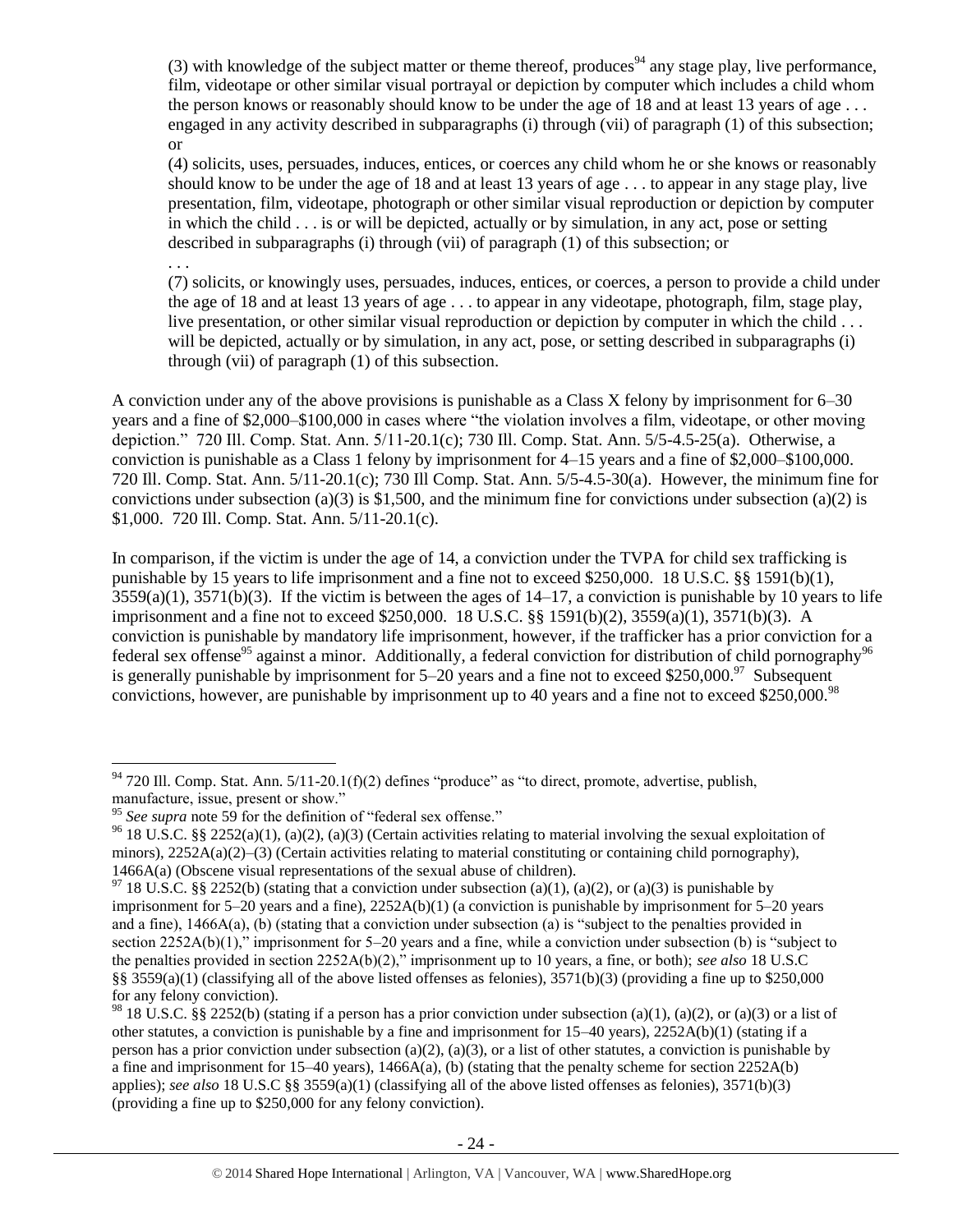> (3) with knowledge of the subject matter or theme thereof, produces[94] any stage play, live performance, film, videotape or other similar visual portrayal or depiction by computer which includes a child whom the person knows or reasonably should know to be under the age of 18 and at least 13 years of age . . . engaged in any activity described in subparagraphs (i) through (vii) of paragraph (1) of this subsection; or
>
> (4) solicits, uses, persuades, induces, entices, or coerces any child whom he or she knows or reasonably should know to be under the age of 18 and at least 13 years of age . . . to appear in any stage play, live presentation, film, videotape, photograph or other similar visual reproduction or depiction by computer in which the child . . . is or will be depicted, actually or by simulation, in any act, pose or setting described in subparagraphs (i) through (vii) of paragraph (1) of this subsection; or
>
> . . .
>
> (7) solicits, or knowingly uses, persuades, induces, entices, or coerces, a person to provide a child under the age of 18 and at least 13 years of age . . . to appear in any videotape, photograph, film, stage play, live presentation, or other similar visual reproduction or depiction by computer in which the child . . . will be depicted, actually or by simulation, in any act, pose, or setting described in subparagraphs (i) through (vii) of paragraph (1) of this subsection.

A conviction under any of the above provisions is punishable as a Class X felony by imprisonment for 6–30 years and a fine of $2,000–$100,000 in cases where "the violation involves a film, videotape, or other moving depiction." 720 Ill. Comp. Stat. Ann. 5/11-20.1(c); 730 Ill. Comp. Stat. Ann. 5/5-4.5-25(a). Otherwise, a conviction is punishable as a Class 1 felony by imprisonment for 4–15 years and a fine of $2,000–$100,000. 720 Ill. Comp. Stat. Ann. 5/11-20.1(c); 730 Ill Comp. Stat. Ann. 5/5-4.5-30(a). However, the minimum fine for convictions under subsection (a)(3) is $1,500, and the minimum fine for convictions under subsection (a)(2) is $1,000. 720 Ill. Comp. Stat. Ann. 5/11-20.1(c).

In comparison, if the victim is under the age of 14, a conviction under the TVPA for child sex trafficking is punishable by 15 years to life imprisonment and a fine not to exceed $250,000. 18 U.S.C. §§ 1591(b)(1), 3559(a)(1), 3571(b)(3). If the victim is between the ages of 14–17, a conviction is punishable by 10 years to life imprisonment and a fine not to exceed $250,000. 18 U.S.C. §§ 1591(b)(2), 3559(a)(1), 3571(b)(3). A conviction is punishable by mandatory life imprisonment, however, if the trafficker has a prior conviction for a federal sex offense[95] against a minor. Additionally, a federal conviction for distribution of child pornography[96] is generally punishable by imprisonment for 5–20 years and a fine not to exceed $250,000.[97] Subsequent convictions, however, are punishable by imprisonment up to 40 years and a fine not to exceed $250,000.[98]

---

[94] 720 Ill. Comp. Stat. Ann. 5/11-20.1(f)(2) defines "produce" as "to direct, promote, advertise, publish, manufacture, issue, present or show."

[95] *See supra* note 59 for the definition of "federal sex offense."

[96] 18 U.S.C. §§ 2252(a)(1), (a)(2), (a)(3) (Certain activities relating to material involving the sexual exploitation of minors), 2252A(a)(2)–(3) (Certain activities relating to material constituting or containing child pornography), 1466A(a) (Obscene visual representations of the sexual abuse of children).

[97] 18 U.S.C. §§ 2252(b) (stating that a conviction under subsection (a)(1), (a)(2), or (a)(3) is punishable by imprisonment for 5–20 years and a fine), 2252A(b)(1) (a conviction is punishable by imprisonment for 5–20 years and a fine), 1466A(a), (b) (stating that a conviction under subsection (a) is "subject to the penalties provided in section 2252A(b)(1)," imprisonment for 5–20 years and a fine, while a conviction under subsection (b) is "subject to the penalties provided in section 2252A(b)(2)," imprisonment up to 10 years, a fine, or both); *see also* 18 U.S.C §§ 3559(a)(1) (classifying all of the above listed offenses as felonies), 3571(b)(3) (providing a fine up to $250,000 for any felony conviction).

[98] 18 U.S.C. §§ 2252(b) (stating if a person has a prior conviction under subsection (a)(1), (a)(2), or (a)(3) or a list of other statutes, a conviction is punishable by a fine and imprisonment for 15–40 years), 2252A(b)(1) (stating if a person has a prior conviction under subsection (a)(2), (a)(3), or a list of other statutes, a conviction is punishable by a fine and imprisonment for 15–40 years), 1466A(a), (b) (stating that the penalty scheme for section 2252A(b) applies); *see also* 18 U.S.C §§ 3559(a)(1) (classifying all of the above listed offenses as felonies), 3571(b)(3) (providing a fine up to $250,000 for any felony conviction).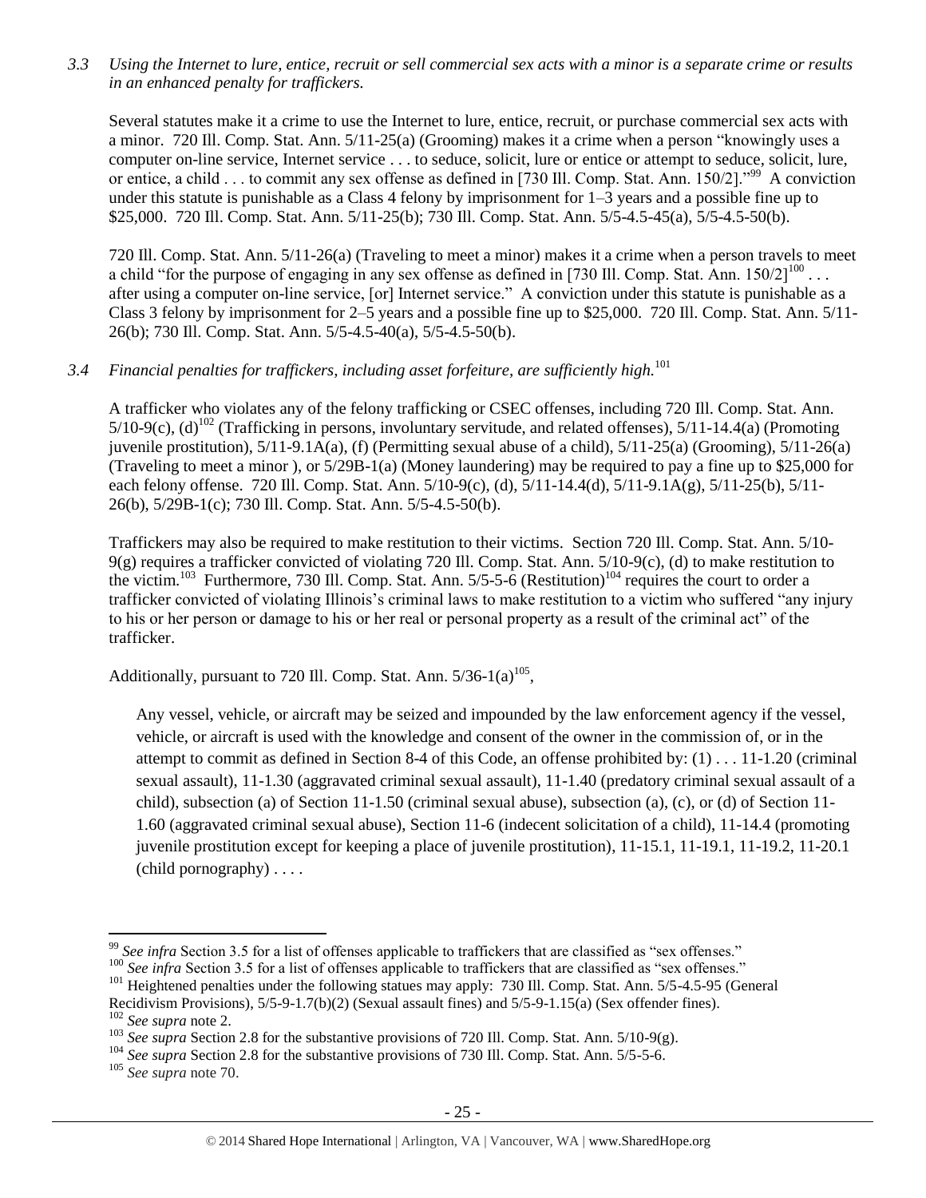*3.3 Using the Internet to lure, entice, recruit or sell commercial sex acts with a minor is a separate crime or results in an enhanced penalty for traffickers.*

Several statutes make it a crime to use the Internet to lure, entice, recruit, or purchase commercial sex acts with a minor. 720 Ill. Comp. Stat. Ann. 5/11-25(a) (Grooming) makes it a crime when a person "knowingly uses a computer on-line service, Internet service . . . to seduce, solicit, lure or entice or attempt to seduce, solicit, lure, or entice, a child . . . to commit any sex offense as defined in [730 Ill. Comp. Stat. Ann. 150/2]."[99] A conviction under this statute is punishable as a Class 4 felony by imprisonment for 1–3 years and a possible fine up to $25,000. 720 Ill. Comp. Stat. Ann. 5/11-25(b); 730 Ill. Comp. Stat. Ann. 5/5-4.5-45(a), 5/5-4.5-50(b).

720 Ill. Comp. Stat. Ann. 5/11-26(a) (Traveling to meet a minor) makes it a crime when a person travels to meet a child "for the purpose of engaging in any sex offense as defined in [730 Ill. Comp. Stat. Ann. 150/2][100] . . . after using a computer on-line service, [or] Internet service." A conviction under this statute is punishable as a Class 3 felony by imprisonment for 2–5 years and a possible fine up to $25,000. 720 Ill. Comp. Stat. Ann. 5/11-26(b); 730 Ill. Comp. Stat. Ann. 5/5-4.5-40(a), 5/5-4.5-50(b).

*3.4 Financial penalties for traffickers, including asset forfeiture, are sufficiently high.*[101]

A trafficker who violates any of the felony trafficking or CSEC offenses, including 720 Ill. Comp. Stat. Ann. 5/10-9(c), (d)[102] (Trafficking in persons, involuntary servitude, and related offenses), 5/11-14.4(a) (Promoting juvenile prostitution), 5/11-9.1A(a), (f) (Permitting sexual abuse of a child), 5/11-25(a) (Grooming), 5/11-26(a) (Traveling to meet a minor ), or 5/29B-1(a) (Money laundering) may be required to pay a fine up to $25,000 for each felony offense. 720 Ill. Comp. Stat. Ann. 5/10-9(c), (d), 5/11-14.4(d), 5/11-9.1A(g), 5/11-25(b), 5/11-26(b), 5/29B-1(c); 730 Ill. Comp. Stat. Ann. 5/5-4.5-50(b).

Traffickers may also be required to make restitution to their victims. Section 720 Ill. Comp. Stat. Ann. 5/10-9(g) requires a trafficker convicted of violating 720 Ill. Comp. Stat. Ann. 5/10-9(c), (d) to make restitution to the victim.[103] Furthermore, 730 Ill. Comp. Stat. Ann. 5/5-5-6 (Restitution)[104] requires the court to order a trafficker convicted of violating Illinois's criminal laws to make restitution to a victim who suffered "any injury to his or her person or damage to his or her real or personal property as a result of the criminal act" of the trafficker.

Additionally, pursuant to 720 Ill. Comp. Stat. Ann. 5/36-1(a)[105],

> Any vessel, vehicle, or aircraft may be seized and impounded by the law enforcement agency if the vessel, vehicle, or aircraft is used with the knowledge and consent of the owner in the commission of, or in the attempt to commit as defined in Section 8-4 of this Code, an offense prohibited by: (1) . . . 11-1.20 (criminal sexual assault), 11-1.30 (aggravated criminal sexual assault), 11-1.40 (predatory criminal sexual assault of a child), subsection (a) of Section 11-1.50 (criminal sexual abuse), subsection (a), (c), or (d) of Section 11-1.60 (aggravated criminal sexual abuse), Section 11-6 (indecent solicitation of a child), 11-14.4 (promoting juvenile prostitution except for keeping a place of juvenile prostitution), 11-15.1, 11-19.1, 11-19.2, 11-20.1 (child pornography) . . . .

---

[99] *See infra* Section 3.5 for a list of offenses applicable to traffickers that are classified as "sex offenses."

[100] *See infra* Section 3.5 for a list of offenses applicable to traffickers that are classified as "sex offenses."

[101] Heightened penalties under the following statues may apply: 730 Ill. Comp. Stat. Ann. 5/5-4.5-95 (General Recidivism Provisions), 5/5-9-1.7(b)(2) (Sexual assault fines) and 5/5-9-1.15(a) (Sex offender fines).

[102] *See supra* note 2.

[103] *See supra* Section 2.8 for the substantive provisions of 720 Ill. Comp. Stat. Ann. 5/10-9(g).

[104] *See supra* Section 2.8 for the substantive provisions of 730 Ill. Comp. Stat. Ann. 5/5-5-6.

[105] *See supra* note 70.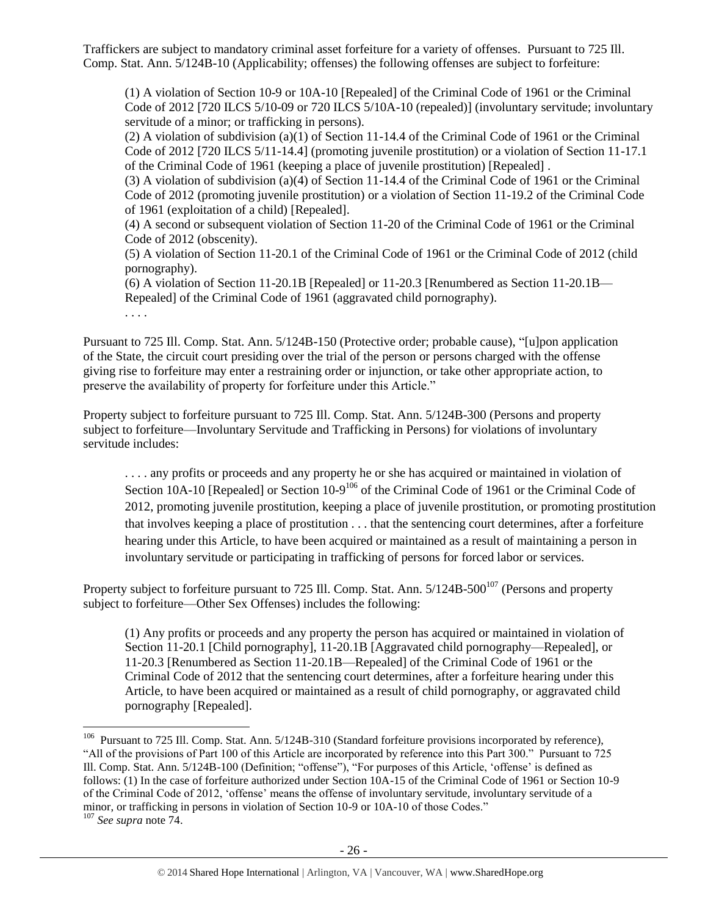Traffickers are subject to mandatory criminal asset forfeiture for a variety of offenses. Pursuant to 725 Ill. Comp. Stat. Ann. 5/124B-10 (Applicability; offenses) the following offenses are subject to forfeiture:

> (1) A violation of Section 10-9 or 10A-10 [Repealed] of the Criminal Code of 1961 or the Criminal Code of 2012 [720 ILCS 5/10-09 or 720 ILCS 5/10A-10 (repealed)] (involuntary servitude; involuntary servitude of a minor; or trafficking in persons).
> (2) A violation of subdivision (a)(1) of Section 11-14.4 of the Criminal Code of 1961 or the Criminal Code of 2012 [720 ILCS 5/11-14.4] (promoting juvenile prostitution) or a violation of Section 11-17.1 of the Criminal Code of 1961 (keeping a place of juvenile prostitution) [Repealed] .
> (3) A violation of subdivision (a)(4) of Section 11-14.4 of the Criminal Code of 1961 or the Criminal Code of 2012 (promoting juvenile prostitution) or a violation of Section 11-19.2 of the Criminal Code of 1961 (exploitation of a child) [Repealed].
> (4) A second or subsequent violation of Section 11-20 of the Criminal Code of 1961 or the Criminal Code of 2012 (obscenity).
> (5) A violation of Section 11-20.1 of the Criminal Code of 1961 or the Criminal Code of 2012 (child pornography).
> (6) A violation of Section 11-20.1B [Repealed] or 11-20.3 [Renumbered as Section 11-20.1B—Repealed] of the Criminal Code of 1961 (aggravated child pornography).
> . . . .

Pursuant to 725 Ill. Comp. Stat. Ann. 5/124B-150 (Protective order; probable cause), "[u]pon application of the State, the circuit court presiding over the trial of the person or persons charged with the offense giving rise to forfeiture may enter a restraining order or injunction, or take other appropriate action, to preserve the availability of property for forfeiture under this Article."

Property subject to forfeiture pursuant to 725 Ill. Comp. Stat. Ann. 5/124B-300 (Persons and property subject to forfeiture—Involuntary Servitude and Trafficking in Persons) for violations of involuntary servitude includes:

> . . . . any profits or proceeds and any property he or she has acquired or maintained in violation of Section 10A-10 [Repealed] or Section 10-9[106] of the Criminal Code of 1961 or the Criminal Code of 2012, promoting juvenile prostitution, keeping a place of juvenile prostitution, or promoting prostitution that involves keeping a place of prostitution . . . that the sentencing court determines, after a forfeiture hearing under this Article, to have been acquired or maintained as a result of maintaining a person in involuntary servitude or participating in trafficking of persons for forced labor or services.

Property subject to forfeiture pursuant to 725 Ill. Comp. Stat. Ann. 5/124B-500[107] (Persons and property subject to forfeiture—Other Sex Offenses) includes the following:

> (1) Any profits or proceeds and any property the person has acquired or maintained in violation of Section 11-20.1 [Child pornography], 11-20.1B [Aggravated child pornography—Repealed], or 11-20.3 [Renumbered as Section 11-20.1B—Repealed] of the Criminal Code of 1961 or the Criminal Code of 2012 that the sentencing court determines, after a forfeiture hearing under this Article, to have been acquired or maintained as a result of child pornography, or aggravated child pornography [Repealed].

---

[106] Pursuant to 725 Ill. Comp. Stat. Ann. 5/124B-310 (Standard forfeiture provisions incorporated by reference), "All of the provisions of Part 100 of this Article are incorporated by reference into this Part 300." Pursuant to 725 Ill. Comp. Stat. Ann. 5/124B-100 (Definition; "offense"), "For purposes of this Article, 'offense' is defined as follows: (1) In the case of forfeiture authorized under Section 10A-15 of the Criminal Code of 1961 or Section 10-9 of the Criminal Code of 2012, 'offense' means the offense of involuntary servitude, involuntary servitude of a minor, or trafficking in persons in violation of Section 10-9 or 10A-10 of those Codes."

[107] *See supra* note 74.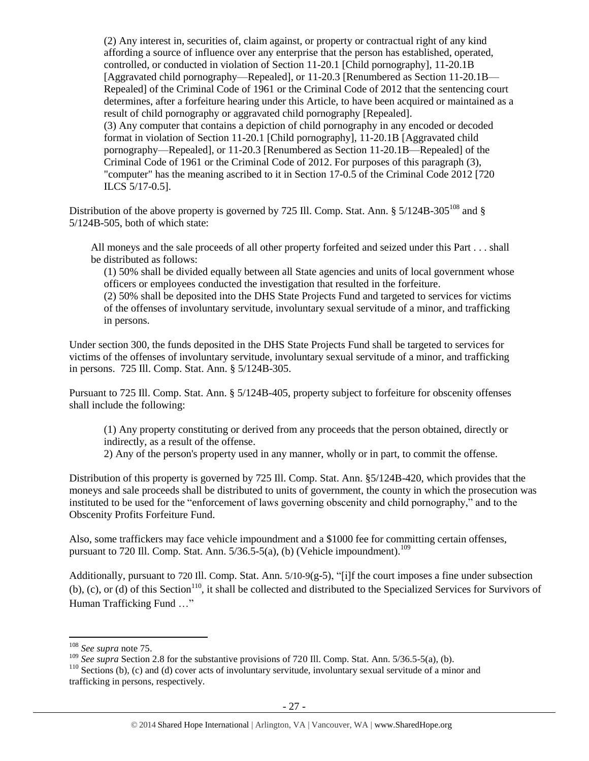> (2) Any interest in, securities of, claim against, or property or contractual right of any kind affording a source of influence over any enterprise that the person has established, operated, controlled, or conducted in violation of Section 11-20.1 [Child pornography], 11-20.1B [Aggravated child pornography—Repealed], or 11-20.3 [Renumbered as Section 11-20.1B—Repealed] of the Criminal Code of 1961 or the Criminal Code of 2012 that the sentencing court determines, after a forfeiture hearing under this Article, to have been acquired or maintained as a result of child pornography or aggravated child pornography [Repealed].
> (3) Any computer that contains a depiction of child pornography in any encoded or decoded format in violation of Section 11-20.1 [Child pornography], 11-20.1B [Aggravated child pornography—Repealed], or 11-20.3 [Renumbered as Section 11-20.1B—Repealed] of the Criminal Code of 1961 or the Criminal Code of 2012. For purposes of this paragraph (3), "computer" has the meaning ascribed to it in Section 17-0.5 of the Criminal Code 2012 [720 ILCS 5/17-0.5].

Distribution of the above property is governed by 725 Ill. Comp. Stat. Ann. § 5/124B-305[108] and § 5/124B-505, both of which state:

> All moneys and the sale proceeds of all other property forfeited and seized under this Part . . . shall be distributed as follows:
> (1) 50% shall be divided equally between all State agencies and units of local government whose officers or employees conducted the investigation that resulted in the forfeiture.
> (2) 50% shall be deposited into the DHS State Projects Fund and targeted to services for victims of the offenses of involuntary servitude, involuntary sexual servitude of a minor, and trafficking in persons.

Under section 300, the funds deposited in the DHS State Projects Fund shall be targeted to services for victims of the offenses of involuntary servitude, involuntary sexual servitude of a minor, and trafficking in persons. 725 Ill. Comp. Stat. Ann. § 5/124B-305.

Pursuant to 725 Ill. Comp. Stat. Ann. § 5/124B-405, property subject to forfeiture for obscenity offenses shall include the following:

> (1) Any property constituting or derived from any proceeds that the person obtained, directly or indirectly, as a result of the offense.
> 2) Any of the person's property used in any manner, wholly or in part, to commit the offense.

Distribution of this property is governed by 725 Ill. Comp. Stat. Ann. §5/124B-420, which provides that the moneys and sale proceeds shall be distributed to units of government, the county in which the prosecution was instituted to be used for the "enforcement of laws governing obscenity and child pornography," and to the Obscenity Profits Forfeiture Fund.

Also, some traffickers may face vehicle impoundment and a $1000 fee for committing certain offenses, pursuant to 720 Ill. Comp. Stat. Ann. 5/36.5-5(a), (b) (Vehicle impoundment).[109]

Additionally, pursuant to 720 Ill. Comp. Stat. Ann. 5/10-9(g-5), "[i]f the court imposes a fine under subsection (b), (c), or (d) of this Section[110], it shall be collected and distributed to the Specialized Services for Survivors of Human Trafficking Fund …"

---

[108] *See supra* note 75.

[109] *See supra* Section 2.8 for the substantive provisions of 720 Ill. Comp. Stat. Ann. 5/36.5-5(a), (b).

[110] Sections (b), (c) and (d) cover acts of involuntary servitude, involuntary sexual servitude of a minor and trafficking in persons, respectively.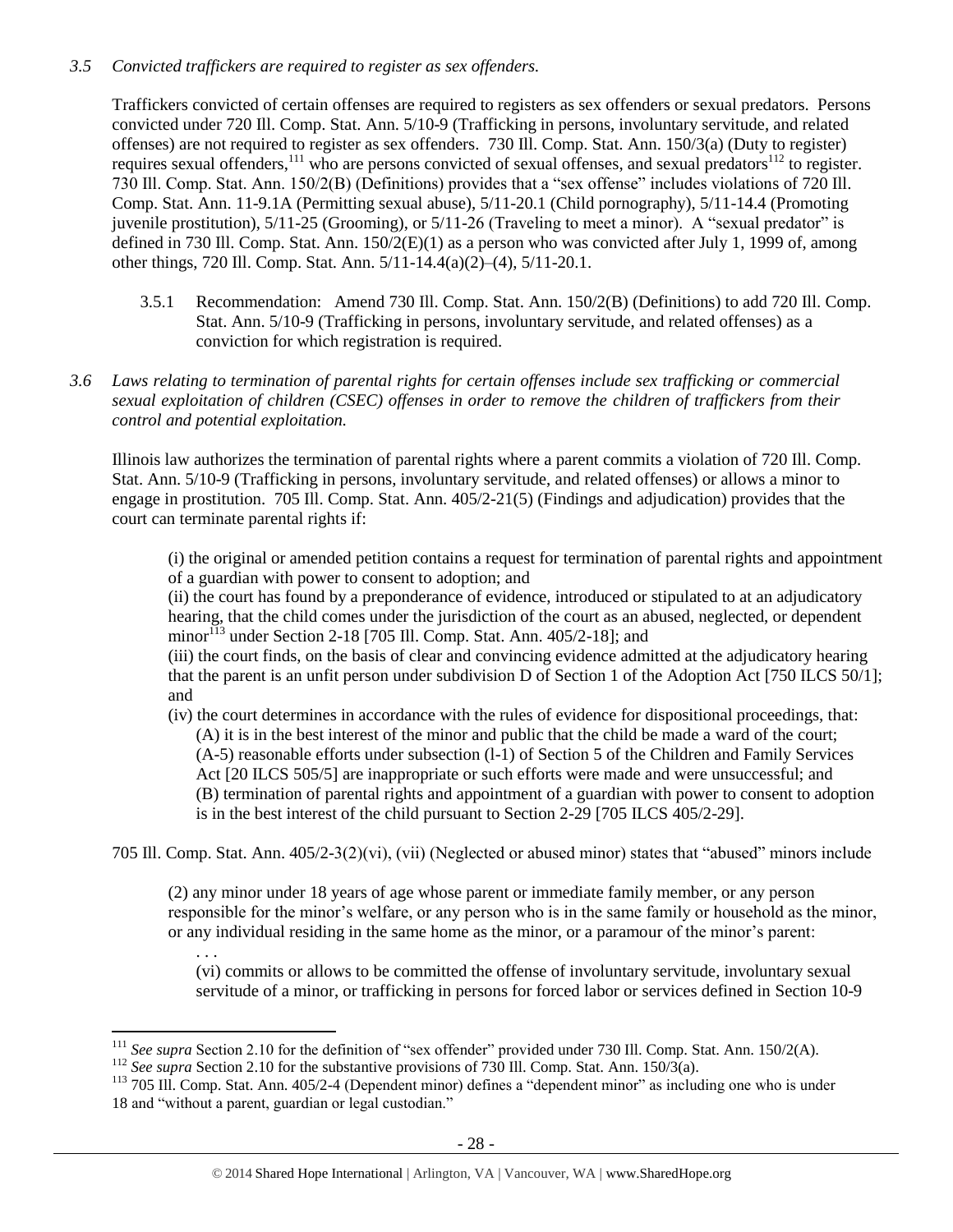*3.5 Convicted traffickers are required to register as sex offenders.*

Traffickers convicted of certain offenses are required to registers as sex offenders or sexual predators. Persons convicted under 720 Ill. Comp. Stat. Ann. 5/10-9 (Trafficking in persons, involuntary servitude, and related offenses) are not required to register as sex offenders. 730 Ill. Comp. Stat. Ann. 150/3(a) (Duty to register) requires sexual offenders,[111] who are persons convicted of sexual offenses, and sexual predators[112] to register. 730 Ill. Comp. Stat. Ann. 150/2(B) (Definitions) provides that a "sex offense" includes violations of 720 Ill. Comp. Stat. Ann. 11-9.1A (Permitting sexual abuse), 5/11-20.1 (Child pornography), 5/11-14.4 (Promoting juvenile prostitution), 5/11-25 (Grooming), or 5/11-26 (Traveling to meet a minor). A "sexual predator" is defined in 730 Ill. Comp. Stat. Ann. 150/2(E)(1) as a person who was convicted after July 1, 1999 of, among other things, 720 Ill. Comp. Stat. Ann. 5/11-14.4(a)(2)–(4), 5/11-20.1.

3.5.1 Recommendation: Amend 730 Ill. Comp. Stat. Ann. 150/2(B) (Definitions) to add 720 Ill. Comp. Stat. Ann. 5/10-9 (Trafficking in persons, involuntary servitude, and related offenses) as a conviction for which registration is required.

*3.6 Laws relating to termination of parental rights for certain offenses include sex trafficking or commercial sexual exploitation of children (CSEC) offenses in order to remove the children of traffickers from their control and potential exploitation.*

Illinois law authorizes the termination of parental rights where a parent commits a violation of 720 Ill. Comp. Stat. Ann. 5/10-9 (Trafficking in persons, involuntary servitude, and related offenses) or allows a minor to engage in prostitution. 705 Ill. Comp. Stat. Ann. 405/2-21(5) (Findings and adjudication) provides that the court can terminate parental rights if:

> (i) the original or amended petition contains a request for termination of parental rights and appointment of a guardian with power to consent to adoption; and
> (ii) the court has found by a preponderance of evidence, introduced or stipulated to at an adjudicatory hearing, that the child comes under the jurisdiction of the court as an abused, neglected, or dependent minor[113] under Section 2-18 [705 Ill. Comp. Stat. Ann. 405/2-18]; and
> (iii) the court finds, on the basis of clear and convincing evidence admitted at the adjudicatory hearing that the parent is an unfit person under subdivision D of Section 1 of the Adoption Act [750 ILCS 50/1]; and
> (iv) the court determines in accordance with the rules of evidence for dispositional proceedings, that:
> (A) it is in the best interest of the minor and public that the child be made a ward of the court;
> (A-5) reasonable efforts under subsection (l-1) of Section 5 of the Children and Family Services Act [20 ILCS 505/5] are inappropriate or such efforts were made and were unsuccessful; and
> (B) termination of parental rights and appointment of a guardian with power to consent to adoption is in the best interest of the child pursuant to Section 2-29 [705 ILCS 405/2-29].

705 Ill. Comp. Stat. Ann. 405/2-3(2)(vi), (vii) (Neglected or abused minor) states that "abused" minors include

> (2) any minor under 18 years of age whose parent or immediate family member, or any person responsible for the minor's welfare, or any person who is in the same family or household as the minor, or any individual residing in the same home as the minor, or a paramour of the minor's parent:
> . . .
> (vi) commits or allows to be committed the offense of involuntary servitude, involuntary sexual servitude of a minor, or trafficking in persons for forced labor or services defined in Section 10-9

---

[111] *See supra* Section 2.10 for the definition of "sex offender" provided under 730 Ill. Comp. Stat. Ann. 150/2(A).

[112] *See supra* Section 2.10 for the substantive provisions of 730 Ill. Comp. Stat. Ann. 150/3(a).

[113] 705 Ill. Comp. Stat. Ann. 405/2-4 (Dependent minor) defines a "dependent minor" as including one who is under 18 and "without a parent, guardian or legal custodian."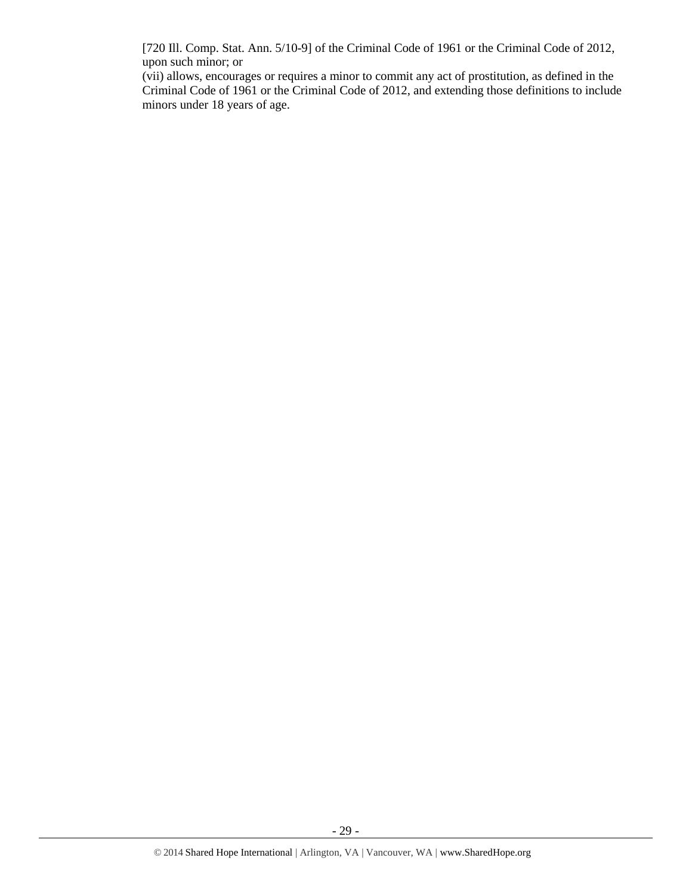[720 Ill. Comp. Stat. Ann. 5/10-9] of the Criminal Code of 1961 or the Criminal Code of 2012, upon such minor; or

(vii) allows, encourages or requires a minor to commit any act of prostitution, as defined in the Criminal Code of 1961 or the Criminal Code of 2012, and extending those definitions to include minors under 18 years of age.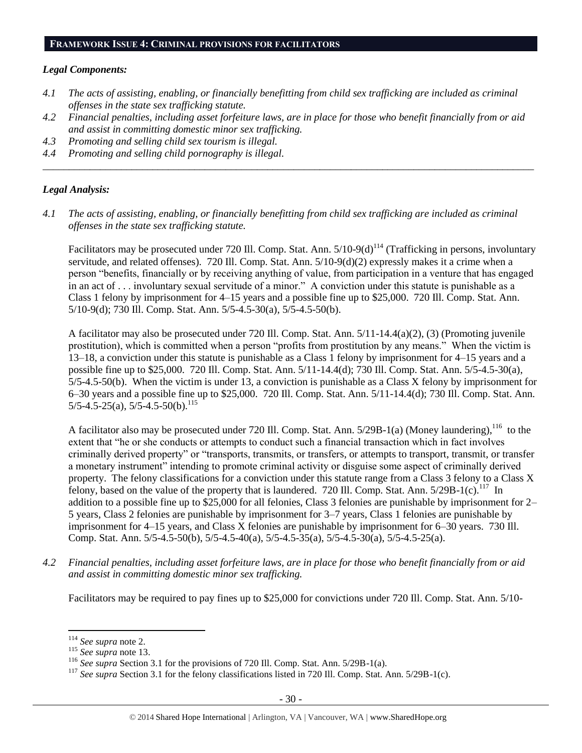## FRAMEWORK ISSUE 4: CRIMINAL PROVISIONS FOR FACILITATORS

### *Legal Components:*

*4.1 The acts of assisting, enabling, or financially benefitting from child sex trafficking are included as criminal offenses in the state sex trafficking statute.*

*4.2 Financial penalties, including asset forfeiture laws, are in place for those who benefit financially from or aid and assist in committing domestic minor sex trafficking.*

*4.3 Promoting and selling child sex tourism is illegal.*

*4.4 Promoting and selling child pornography is illegal.*

---

### *Legal Analysis:*

*4.1 The acts of assisting, enabling, or financially benefitting from child sex trafficking are included as criminal offenses in the state sex trafficking statute.*

Facilitators may be prosecuted under 720 Ill. Comp. Stat. Ann. 5/10-9(d)[114] (Trafficking in persons, involuntary servitude, and related offenses). 720 Ill. Comp. Stat. Ann. 5/10-9(d)(2) expressly makes it a crime when a person "benefits, financially or by receiving anything of value, from participation in a venture that has engaged in an act of . . . involuntary sexual servitude of a minor." A conviction under this statute is punishable as a Class 1 felony by imprisonment for 4–15 years and a possible fine up to $25,000. 720 Ill. Comp. Stat. Ann. 5/10-9(d); 730 Ill. Comp. Stat. Ann. 5/5-4.5-30(a), 5/5-4.5-50(b).

A facilitator may also be prosecuted under 720 Ill. Comp. Stat. Ann. 5/11-14.4(a)(2), (3) (Promoting juvenile prostitution), which is committed when a person "profits from prostitution by any means." When the victim is 13–18, a conviction under this statute is punishable as a Class 1 felony by imprisonment for 4–15 years and a possible fine up to $25,000. 720 Ill. Comp. Stat. Ann. 5/11-14.4(d); 730 Ill. Comp. Stat. Ann. 5/5-4.5-30(a), 5/5-4.5-50(b). When the victim is under 13, a conviction is punishable as a Class X felony by imprisonment for 6–30 years and a possible fine up to $25,000. 720 Ill. Comp. Stat. Ann. 5/11-14.4(d); 730 Ill. Comp. Stat. Ann. 5/5-4.5-25(a), 5/5-4.5-50(b).[115]

A facilitator also may be prosecuted under 720 Ill. Comp. Stat. Ann. 5/29B-1(a) (Money laundering),[116] to the extent that "he or she conducts or attempts to conduct such a financial transaction which in fact involves criminally derived property" or "transports, transmits, or transfers, or attempts to transport, transmit, or transfer a monetary instrument" intending to promote criminal activity or disguise some aspect of criminally derived property. The felony classifications for a conviction under this statute range from a Class 3 felony to a Class X felony, based on the value of the property that is laundered. 720 Ill. Comp. Stat. Ann. 5/29B-1(c).[117] In addition to a possible fine up to $25,000 for all felonies, Class 3 felonies are punishable by imprisonment for 2–5 years, Class 2 felonies are punishable by imprisonment for 3–7 years, Class 1 felonies are punishable by imprisonment for 4–15 years, and Class X felonies are punishable by imprisonment for 6–30 years. 730 Ill. Comp. Stat. Ann. 5/5-4.5-50(b), 5/5-4.5-40(a), 5/5-4.5-35(a), 5/5-4.5-30(a), 5/5-4.5-25(a).

*4.2 Financial penalties, including asset forfeiture laws, are in place for those who benefit financially from or aid and assist in committing domestic minor sex trafficking.*

Facilitators may be required to pay fines up to $25,000 for convictions under 720 Ill. Comp. Stat. Ann. 5/10-

---

[114] *See supra* note 2.

[115] *See supra* note 13.

[116] *See supra* Section 3.1 for the provisions of 720 Ill. Comp. Stat. Ann. 5/29B-1(a).

[117] *See supra* Section 3.1 for the felony classifications listed in 720 Ill. Comp. Stat. Ann. 5/29B-1(c).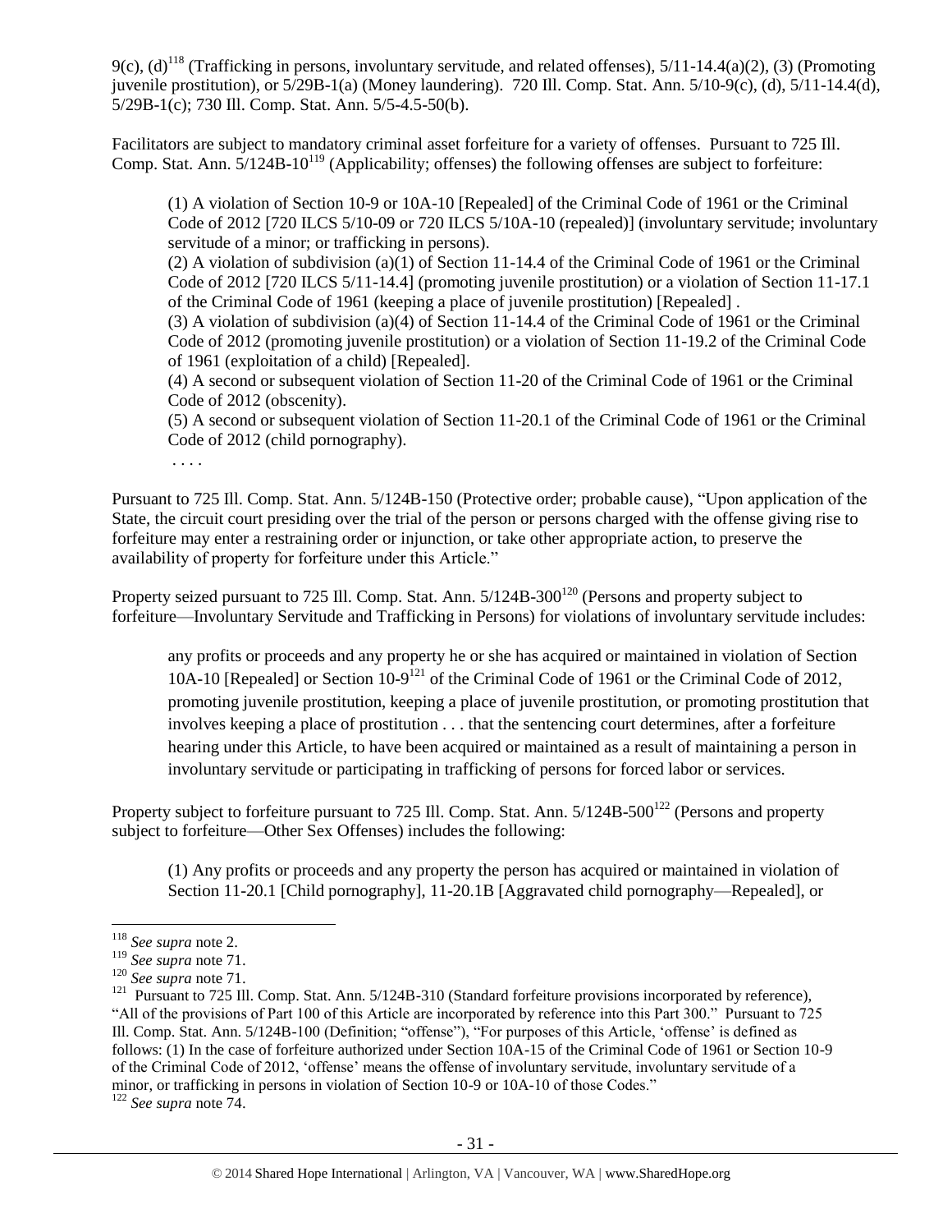9(c), (d)[118] (Trafficking in persons, involuntary servitude, and related offenses), 5/11-14.4(a)(2), (3) (Promoting juvenile prostitution), or 5/29B-1(a) (Money laundering). 720 Ill. Comp. Stat. Ann. 5/10-9(c), (d), 5/11-14.4(d), 5/29B-1(c); 730 Ill. Comp. Stat. Ann. 5/5-4.5-50(b).

Facilitators are subject to mandatory criminal asset forfeiture for a variety of offenses. Pursuant to 725 Ill. Comp. Stat. Ann. 5/124B-10[119] (Applicability; offenses) the following offenses are subject to forfeiture:

> (1) A violation of Section 10-9 or 10A-10 [Repealed] of the Criminal Code of 1961 or the Criminal Code of 2012 [720 ILCS 5/10-09 or 720 ILCS 5/10A-10 (repealed)] (involuntary servitude; involuntary servitude of a minor; or trafficking in persons).
>
> (2) A violation of subdivision (a)(1) of Section 11-14.4 of the Criminal Code of 1961 or the Criminal Code of 2012 [720 ILCS 5/11-14.4] (promoting juvenile prostitution) or a violation of Section 11-17.1 of the Criminal Code of 1961 (keeping a place of juvenile prostitution) [Repealed] .
>
> (3) A violation of subdivision (a)(4) of Section 11-14.4 of the Criminal Code of 1961 or the Criminal Code of 2012 (promoting juvenile prostitution) or a violation of Section 11-19.2 of the Criminal Code of 1961 (exploitation of a child) [Repealed].
>
> (4) A second or subsequent violation of Section 11-20 of the Criminal Code of 1961 or the Criminal Code of 2012 (obscenity).
>
> (5) A second or subsequent violation of Section 11-20.1 of the Criminal Code of 1961 or the Criminal Code of 2012 (child pornography).
>
> . . . .

Pursuant to 725 Ill. Comp. Stat. Ann. 5/124B-150 (Protective order; probable cause), "Upon application of the State, the circuit court presiding over the trial of the person or persons charged with the offense giving rise to forfeiture may enter a restraining order or injunction, or take other appropriate action, to preserve the availability of property for forfeiture under this Article."

Property seized pursuant to 725 Ill. Comp. Stat. Ann. 5/124B-300[120] (Persons and property subject to forfeiture—Involuntary Servitude and Trafficking in Persons) for violations of involuntary servitude includes:

> any profits or proceeds and any property he or she has acquired or maintained in violation of Section 10A-10 [Repealed] or Section 10-9[121] of the Criminal Code of 1961 or the Criminal Code of 2012, promoting juvenile prostitution, keeping a place of juvenile prostitution, or promoting prostitution that involves keeping a place of prostitution . . . that the sentencing court determines, after a forfeiture hearing under this Article, to have been acquired or maintained as a result of maintaining a person in involuntary servitude or participating in trafficking of persons for forced labor or services.

Property subject to forfeiture pursuant to 725 Ill. Comp. Stat. Ann. 5/124B-500[122] (Persons and property subject to forfeiture—Other Sex Offenses) includes the following:

> (1) Any profits or proceeds and any property the person has acquired or maintained in violation of Section 11-20.1 [Child pornography], 11-20.1B [Aggravated child pornography—Repealed], or

---

[118] *See supra* note 2.

[119] *See supra* note 71.

[120] *See supra* note 71.

[121] Pursuant to 725 Ill. Comp. Stat. Ann. 5/124B-310 (Standard forfeiture provisions incorporated by reference), "All of the provisions of Part 100 of this Article are incorporated by reference into this Part 300." Pursuant to 725 Ill. Comp. Stat. Ann. 5/124B-100 (Definition; "offense"), "For purposes of this Article, 'offense' is defined as follows: (1) In the case of forfeiture authorized under Section 10A-15 of the Criminal Code of 1961 or Section 10-9 of the Criminal Code of 2012, 'offense' means the offense of involuntary servitude, involuntary servitude of a minor, or trafficking in persons in violation of Section 10-9 or 10A-10 of those Codes."

[122] *See supra* note 74.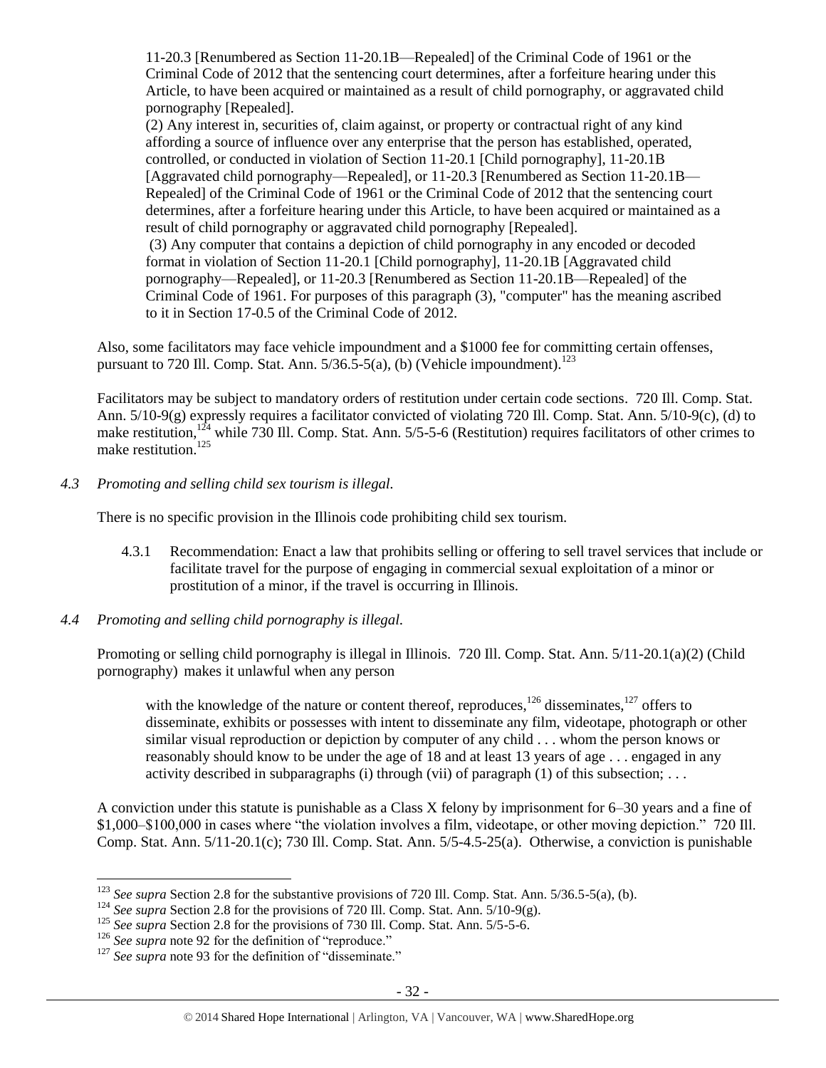11-20.3 [Renumbered as Section 11-20.1B—Repealed] of the Criminal Code of 1961 or the Criminal Code of 2012 that the sentencing court determines, after a forfeiture hearing under this Article, to have been acquired or maintained as a result of child pornography, or aggravated child pornography [Repealed].

(2) Any interest in, securities of, claim against, or property or contractual right of any kind affording a source of influence over any enterprise that the person has established, operated, controlled, or conducted in violation of Section 11-20.1 [Child pornography], 11-20.1B [Aggravated child pornography—Repealed], or 11-20.3 [Renumbered as Section 11-20.1B—Repealed] of the Criminal Code of 1961 or the Criminal Code of 2012 that the sentencing court determines, after a forfeiture hearing under this Article, to have been acquired or maintained as a result of child pornography or aggravated child pornography [Repealed].

(3) Any computer that contains a depiction of child pornography in any encoded or decoded format in violation of Section 11-20.1 [Child pornography], 11-20.1B [Aggravated child pornography—Repealed], or 11-20.3 [Renumbered as Section 11-20.1B—Repealed] of the Criminal Code of 1961. For purposes of this paragraph (3), "computer" has the meaning ascribed to it in Section 17-0.5 of the Criminal Code of 2012.

Also, some facilitators may face vehicle impoundment and a $1000 fee for committing certain offenses, pursuant to 720 Ill. Comp. Stat. Ann. 5/36.5-5(a), (b) (Vehicle impoundment).[123]

Facilitators may be subject to mandatory orders of restitution under certain code sections. 720 Ill. Comp. Stat. Ann. 5/10-9(g) expressly requires a facilitator convicted of violating 720 Ill. Comp. Stat. Ann. 5/10-9(c), (d) to make restitution,[124] while 730 Ill. Comp. Stat. Ann. 5/5-5-6 (Restitution) requires facilitators of other crimes to make restitution.[125]

*4.3 Promoting and selling child sex tourism is illegal.*

There is no specific provision in the Illinois code prohibiting child sex tourism.

4.3.1 Recommendation: Enact a law that prohibits selling or offering to sell travel services that include or facilitate travel for the purpose of engaging in commercial sexual exploitation of a minor or prostitution of a minor, if the travel is occurring in Illinois.

*4.4 Promoting and selling child pornography is illegal.*

Promoting or selling child pornography is illegal in Illinois. 720 Ill. Comp. Stat. Ann. 5/11-20.1(a)(2) (Child pornography) makes it unlawful when any person

> with the knowledge of the nature or content thereof, reproduces,[126] disseminates,[127] offers to disseminate, exhibits or possesses with intent to disseminate any film, videotape, photograph or other similar visual reproduction or depiction by computer of any child . . . whom the person knows or reasonably should know to be under the age of 18 and at least 13 years of age . . . engaged in any activity described in subparagraphs (i) through (vii) of paragraph (1) of this subsection; . . .

A conviction under this statute is punishable as a Class X felony by imprisonment for 6–30 years and a fine of $1,000–$100,000 in cases where "the violation involves a film, videotape, or other moving depiction." 720 Ill. Comp. Stat. Ann. 5/11-20.1(c); 730 Ill. Comp. Stat. Ann. 5/5-4.5-25(a). Otherwise, a conviction is punishable

---

[123] *See supra* Section 2.8 for the substantive provisions of 720 Ill. Comp. Stat. Ann. 5/36.5-5(a), (b).

[124] *See supra* Section 2.8 for the provisions of 720 Ill. Comp. Stat. Ann. 5/10-9(g).

[125] *See supra* Section 2.8 for the provisions of 730 Ill. Comp. Stat. Ann. 5/5-5-6.

[126] *See supra* note 92 for the definition of "reproduce."

[127] *See supra* note 93 for the definition of "disseminate."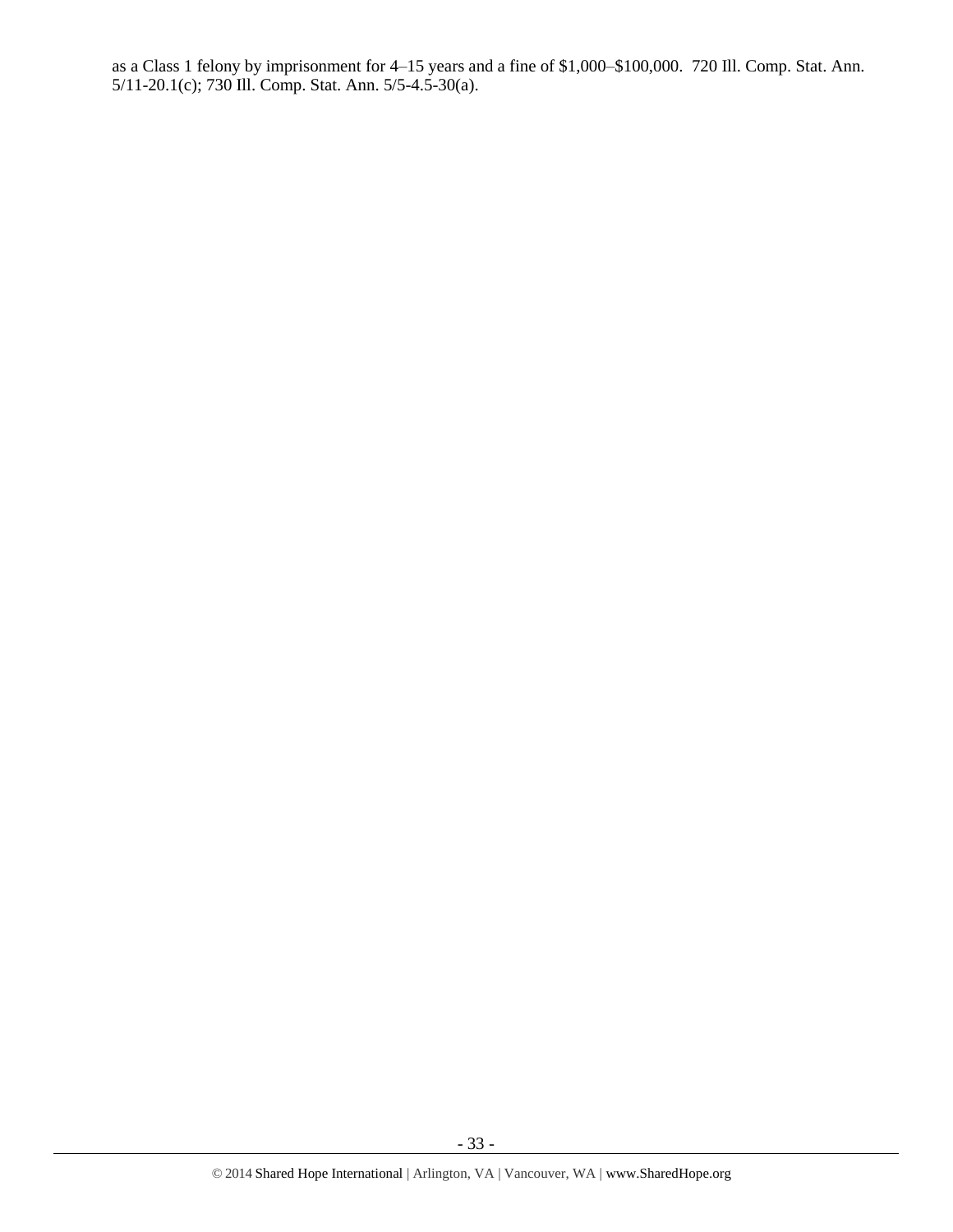as a Class 1 felony by imprisonment for 4–15 years and a fine of $1,000–$100,000. 720 Ill. Comp. Stat. Ann. 5/11-20.1(c); 730 Ill. Comp. Stat. Ann. 5/5-4.5-30(a).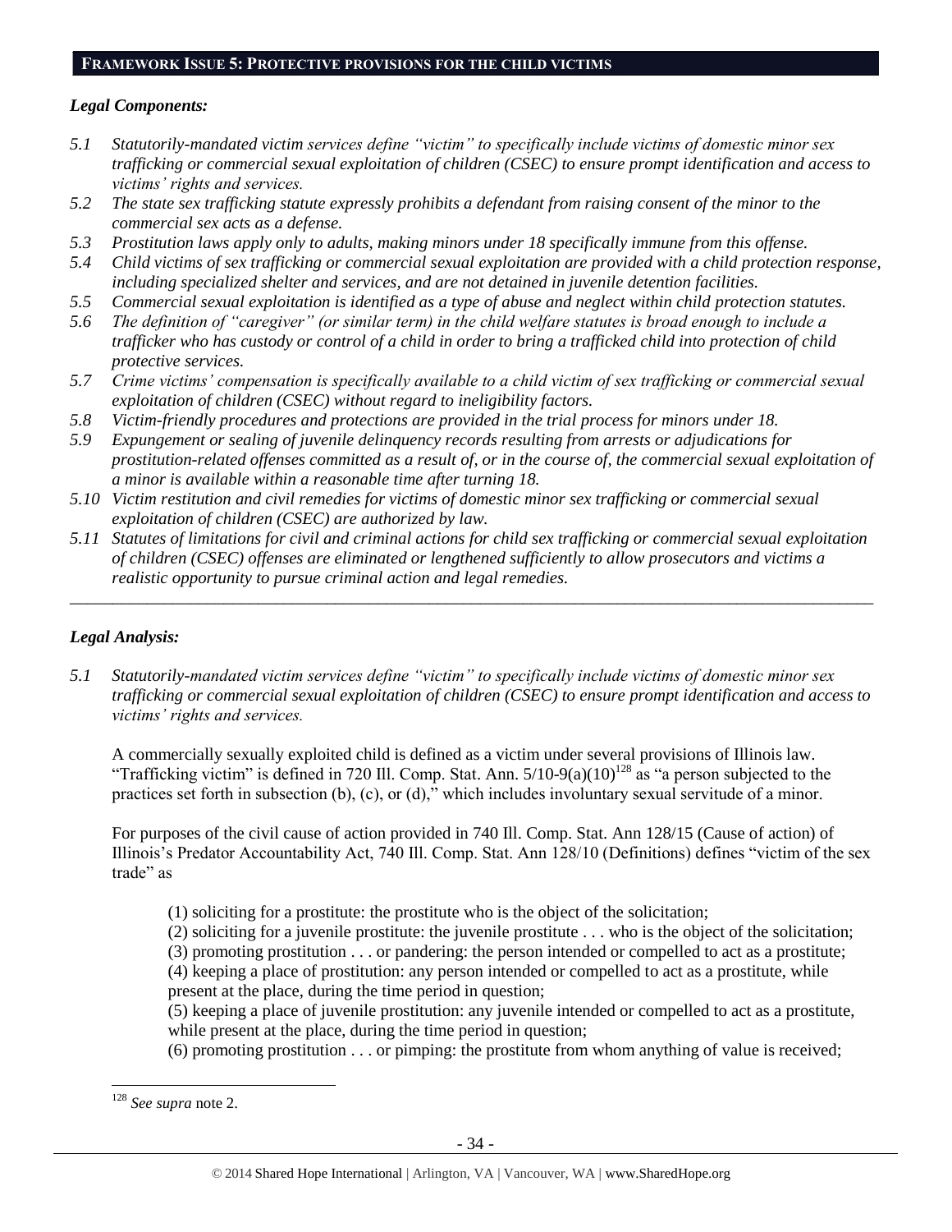## FRAMEWORK ISSUE 5: PROTECTIVE PROVISIONS FOR THE CHILD VICTIMS

### *Legal Components:*

*5.1 Statutorily-mandated victim services define "victim" to specifically include victims of domestic minor sex trafficking or commercial sexual exploitation of children (CSEC) to ensure prompt identification and access to victims' rights and services.*

*5.2 The state sex trafficking statute expressly prohibits a defendant from raising consent of the minor to the commercial sex acts as a defense.*

*5.3 Prostitution laws apply only to adults, making minors under 18 specifically immune from this offense.*

*5.4 Child victims of sex trafficking or commercial sexual exploitation are provided with a child protection response, including specialized shelter and services, and are not detained in juvenile detention facilities.*

*5.5 Commercial sexual exploitation is identified as a type of abuse and neglect within child protection statutes.*

*5.6 The definition of "caregiver" (or similar term) in the child welfare statutes is broad enough to include a trafficker who has custody or control of a child in order to bring a trafficked child into protection of child protective services.*

*5.7 Crime victims' compensation is specifically available to a child victim of sex trafficking or commercial sexual exploitation of children (CSEC) without regard to ineligibility factors.*

*5.8 Victim-friendly procedures and protections are provided in the trial process for minors under 18.*

*5.9 Expungement or sealing of juvenile delinquency records resulting from arrests or adjudications for prostitution-related offenses committed as a result of, or in the course of, the commercial sexual exploitation of a minor is available within a reasonable time after turning 18.*

*5.10 Victim restitution and civil remedies for victims of domestic minor sex trafficking or commercial sexual exploitation of children (CSEC) are authorized by law.*

*5.11 Statutes of limitations for civil and criminal actions for child sex trafficking or commercial sexual exploitation of children (CSEC) offenses are eliminated or lengthened sufficiently to allow prosecutors and victims a realistic opportunity to pursue criminal action and legal remedies.*

---

### *Legal Analysis:*

*5.1 Statutorily-mandated victim services define "victim" to specifically include victims of domestic minor sex trafficking or commercial sexual exploitation of children (CSEC) to ensure prompt identification and access to victims' rights and services.*

A commercially sexually exploited child is defined as a victim under several provisions of Illinois law. "Trafficking victim" is defined in 720 Ill. Comp. Stat. Ann. 5/10-9(a)(10)[128] as "a person subjected to the practices set forth in subsection (b), (c), or (d)," which includes involuntary sexual servitude of a minor.

For purposes of the civil cause of action provided in 740 Ill. Comp. Stat. Ann 128/15 (Cause of action) of Illinois's Predator Accountability Act, 740 Ill. Comp. Stat. Ann 128/10 (Definitions) defines "victim of the sex trade" as

> (1) soliciting for a prostitute: the prostitute who is the object of the solicitation;
> (2) soliciting for a juvenile prostitute: the juvenile prostitute . . . who is the object of the solicitation;
> (3) promoting prostitution . . . or pandering: the person intended or compelled to act as a prostitute;
> (4) keeping a place of prostitution: any person intended or compelled to act as a prostitute, while present at the place, during the time period in question;
> (5) keeping a place of juvenile prostitution: any juvenile intended or compelled to act as a prostitute, while present at the place, during the time period in question;
> (6) promoting prostitution . . . or pimping: the prostitute from whom anything of value is received;

---

[128] *See supra* note 2.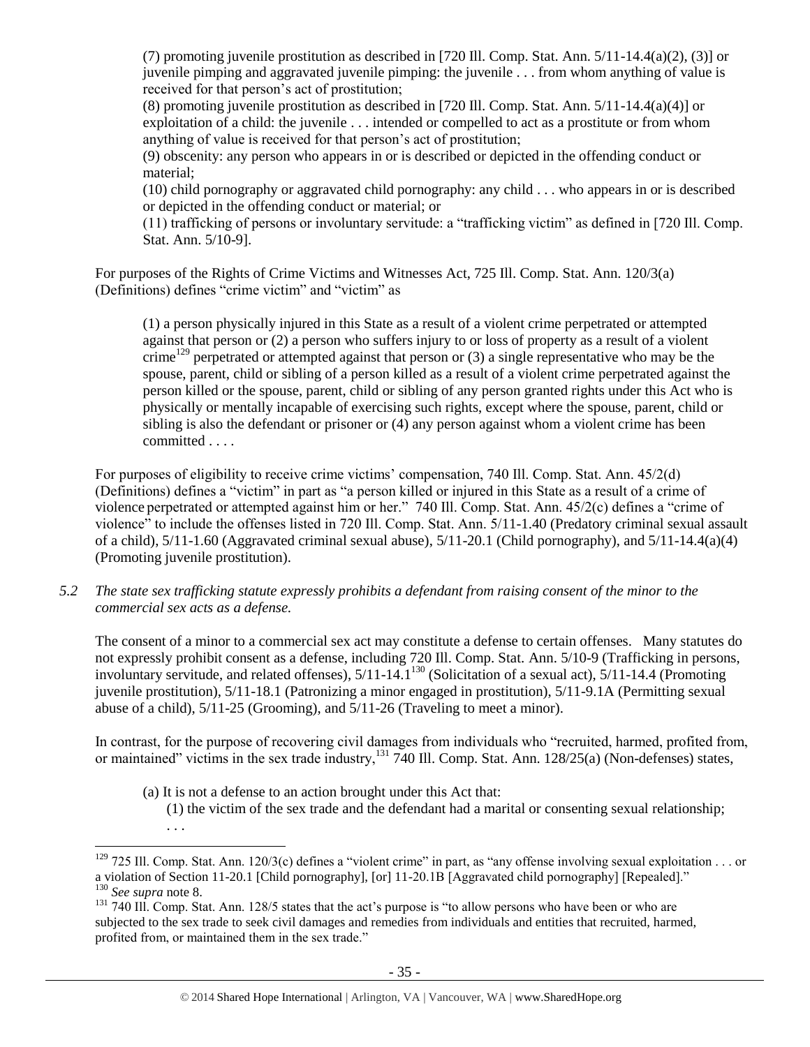(7) promoting juvenile prostitution as described in [720 Ill. Comp. Stat. Ann. 5/11-14.4(a)(2), (3)] or juvenile pimping and aggravated juvenile pimping: the juvenile . . . from whom anything of value is received for that person's act of prostitution;

(8) promoting juvenile prostitution as described in [720 Ill. Comp. Stat. Ann. 5/11-14.4(a)(4)] or exploitation of a child: the juvenile . . . intended or compelled to act as a prostitute or from whom anything of value is received for that person's act of prostitution;

(9) obscenity: any person who appears in or is described or depicted in the offending conduct or material;

(10) child pornography or aggravated child pornography: any child . . . who appears in or is described or depicted in the offending conduct or material; or

(11) trafficking of persons or involuntary servitude: a "trafficking victim" as defined in [720 Ill. Comp. Stat. Ann. 5/10-9].

For purposes of the Rights of Crime Victims and Witnesses Act, 725 Ill. Comp. Stat. Ann. 120/3(a) (Definitions) defines "crime victim" and "victim" as

> (1) a person physically injured in this State as a result of a violent crime perpetrated or attempted against that person or (2) a person who suffers injury to or loss of property as a result of a violent crime[129] perpetrated or attempted against that person or (3) a single representative who may be the spouse, parent, child or sibling of a person killed as a result of a violent crime perpetrated against the person killed or the spouse, parent, child or sibling of any person granted rights under this Act who is physically or mentally incapable of exercising such rights, except where the spouse, parent, child or sibling is also the defendant or prisoner or (4) any person against whom a violent crime has been committed . . . .

For purposes of eligibility to receive crime victims' compensation, 740 Ill. Comp. Stat. Ann. 45/2(d) (Definitions) defines a "victim" in part as "a person killed or injured in this State as a result of a crime of violence perpetrated or attempted against him or her." 740 Ill. Comp. Stat. Ann. 45/2(c) defines a "crime of violence" to include the offenses listed in 720 Ill. Comp. Stat. Ann. 5/11-1.40 (Predatory criminal sexual assault of a child), 5/11-1.60 (Aggravated criminal sexual abuse), 5/11-20.1 (Child pornography), and 5/11-14.4(a)(4) (Promoting juvenile prostitution).

*5.2 The state sex trafficking statute expressly prohibits a defendant from raising consent of the minor to the commercial sex acts as a defense.*

The consent of a minor to a commercial sex act may constitute a defense to certain offenses. Many statutes do not expressly prohibit consent as a defense, including 720 Ill. Comp. Stat. Ann. 5/10-9 (Trafficking in persons, involuntary servitude, and related offenses), 5/11-14.1[130] (Solicitation of a sexual act), 5/11-14.4 (Promoting juvenile prostitution), 5/11-18.1 (Patronizing a minor engaged in prostitution), 5/11-9.1A (Permitting sexual abuse of a child), 5/11-25 (Grooming), and 5/11-26 (Traveling to meet a minor).

In contrast, for the purpose of recovering civil damages from individuals who "recruited, harmed, profited from, or maintained" victims in the sex trade industry,[131] 740 Ill. Comp. Stat. Ann. 128/25(a) (Non-defenses) states,

> (a) It is not a defense to an action brought under this Act that:
>
> (1) the victim of the sex trade and the defendant had a marital or consenting sexual relationship;
>
> . . .

---

[129] 725 Ill. Comp. Stat. Ann. 120/3(c) defines a "violent crime" in part, as "any offense involving sexual exploitation . . . or a violation of Section 11-20.1 [Child pornography], [or] 11-20.1B [Aggravated child pornography] [Repealed]."

[130] *See supra* note 8.

[131] 740 Ill. Comp. Stat. Ann. 128/5 states that the act's purpose is "to allow persons who have been or who are subjected to the sex trade to seek civil damages and remedies from individuals and entities that recruited, harmed, profited from, or maintained them in the sex trade."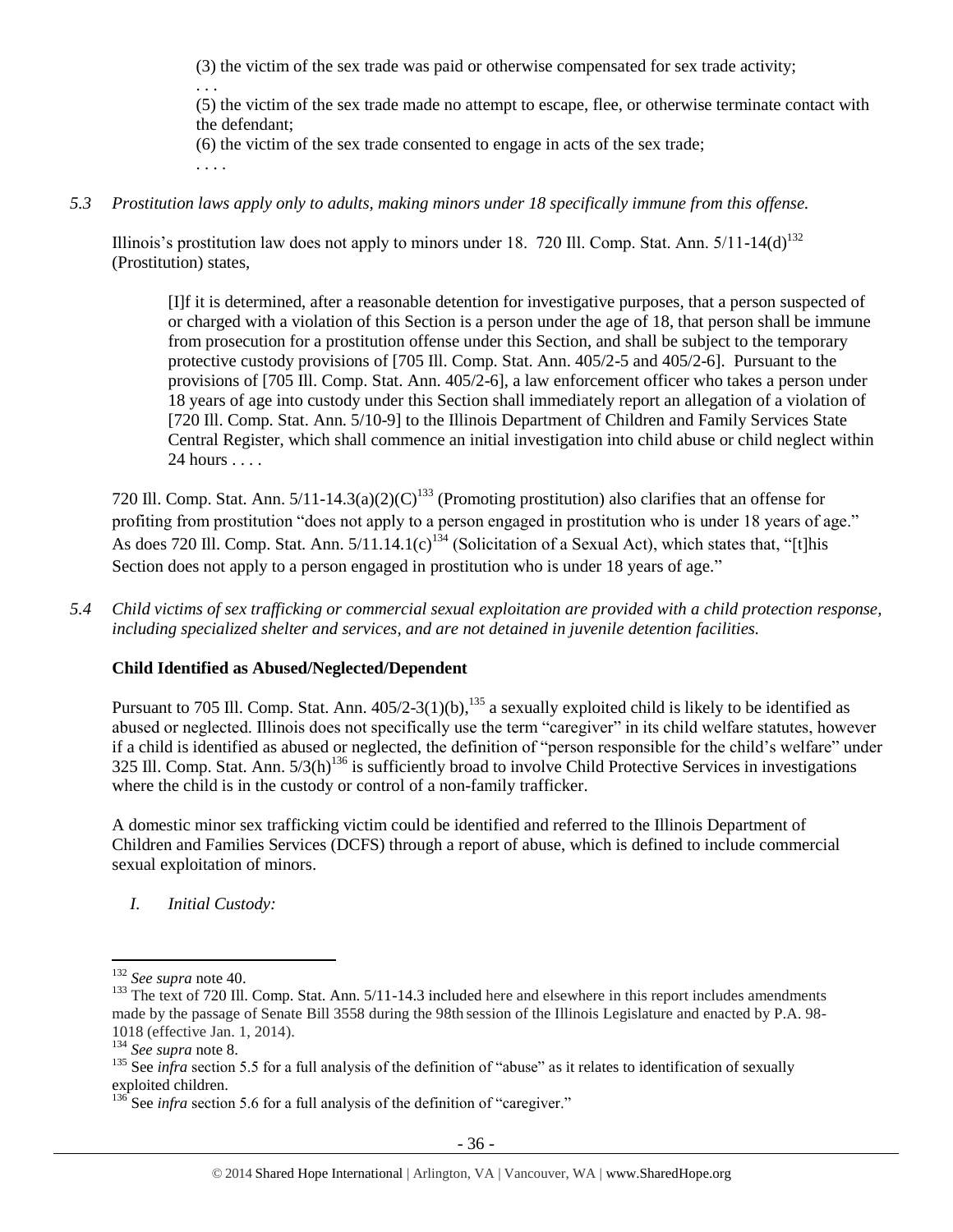> (3) the victim of the sex trade was paid or otherwise compensated for sex trade activity;
>
> . . .
>
> (5) the victim of the sex trade made no attempt to escape, flee, or otherwise terminate contact with the defendant;
>
> (6) the victim of the sex trade consented to engage in acts of the sex trade;
>
> . . . .

*5.3 Prostitution laws apply only to adults, making minors under 18 specifically immune from this offense.*

Illinois's prostitution law does not apply to minors under 18. 720 Ill. Comp. Stat. Ann. 5/11-14(d)[132] (Prostitution) states,

> [I]f it is determined, after a reasonable detention for investigative purposes, that a person suspected of or charged with a violation of this Section is a person under the age of 18, that person shall be immune from prosecution for a prostitution offense under this Section, and shall be subject to the temporary protective custody provisions of [705 Ill. Comp. Stat. Ann. 405/2-5 and 405/2-6]. Pursuant to the provisions of [705 Ill. Comp. Stat. Ann. 405/2-6], a law enforcement officer who takes a person under 18 years of age into custody under this Section shall immediately report an allegation of a violation of [720 Ill. Comp. Stat. Ann. 5/10-9] to the Illinois Department of Children and Family Services State Central Register, which shall commence an initial investigation into child abuse or child neglect within 24 hours . . . .

720 Ill. Comp. Stat. Ann. 5/11-14.3(a)(2)(C)[133] (Promoting prostitution) also clarifies that an offense for profiting from prostitution "does not apply to a person engaged in prostitution who is under 18 years of age." As does 720 Ill. Comp. Stat. Ann. 5/11.14.1(c)[134] (Solicitation of a Sexual Act), which states that, "[t]his Section does not apply to a person engaged in prostitution who is under 18 years of age."

*5.4 Child victims of sex trafficking or commercial sexual exploitation are provided with a child protection response, including specialized shelter and services, and are not detained in juvenile detention facilities.*

**Child Identified as Abused/Neglected/Dependent**

Pursuant to 705 Ill. Comp. Stat. Ann. 405/2-3(1)(b),[135] a sexually exploited child is likely to be identified as abused or neglected. Illinois does not specifically use the term "caregiver" in its child welfare statutes, however if a child is identified as abused or neglected, the definition of "person responsible for the child's welfare" under 325 Ill. Comp. Stat. Ann. 5/3(h)[136] is sufficiently broad to involve Child Protective Services in investigations where the child is in the custody or control of a non-family trafficker.

A domestic minor sex trafficking victim could be identified and referred to the Illinois Department of Children and Families Services (DCFS) through a report of abuse, which is defined to include commercial sexual exploitation of minors.

*I. Initial Custody:*

---

[132] *See supra* note 40.

[133] The text of 720 Ill. Comp. Stat. Ann. 5/11-14.3 included here and elsewhere in this report includes amendments made by the passage of Senate Bill 3558 during the 98th session of the Illinois Legislature and enacted by P.A. 98-1018 (effective Jan. 1, 2014).

[134] *See supra* note 8.

[135] See *infra* section 5.5 for a full analysis of the definition of "abuse" as it relates to identification of sexually exploited children.

[136] See *infra* section 5.6 for a full analysis of the definition of "caregiver."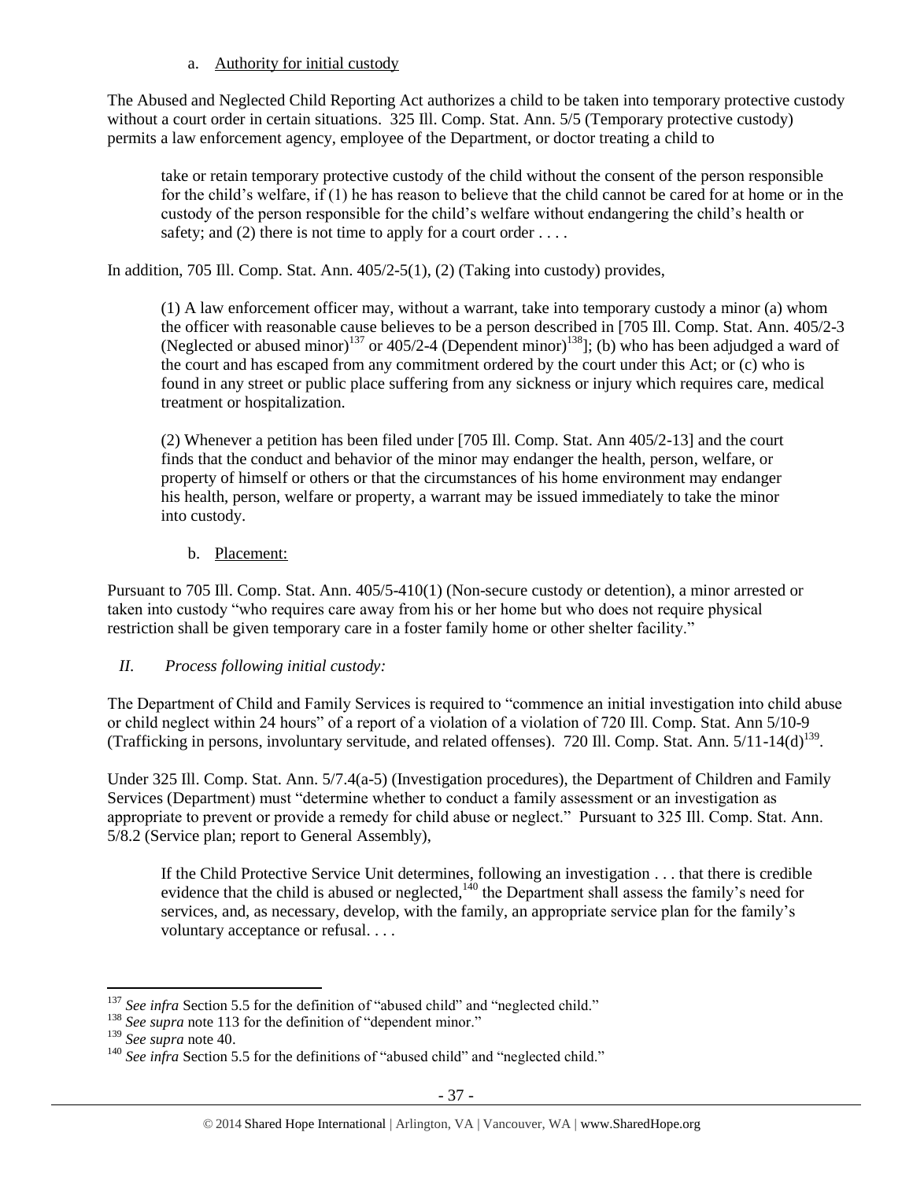a. Authority for initial custody

The Abused and Neglected Child Reporting Act authorizes a child to be taken into temporary protective custody without a court order in certain situations. 325 Ill. Comp. Stat. Ann. 5/5 (Temporary protective custody) permits a law enforcement agency, employee of the Department, or doctor treating a child to

> take or retain temporary protective custody of the child without the consent of the person responsible for the child's welfare, if (1) he has reason to believe that the child cannot be cared for at home or in the custody of the person responsible for the child's welfare without endangering the child's health or safety; and (2) there is not time to apply for a court order . . . .

In addition, 705 Ill. Comp. Stat. Ann. 405/2-5(1), (2) (Taking into custody) provides,

> (1) A law enforcement officer may, without a warrant, take into temporary custody a minor (a) whom the officer with reasonable cause believes to be a person described in [705 Ill. Comp. Stat. Ann. 405/2-3 (Neglected or abused minor)[137] or 405/2-4 (Dependent minor)[138]]; (b) who has been adjudged a ward of the court and has escaped from any commitment ordered by the court under this Act; or (c) who is found in any street or public place suffering from any sickness or injury which requires care, medical treatment or hospitalization.
>
> (2) Whenever a petition has been filed under [705 Ill. Comp. Stat. Ann 405/2-13] and the court finds that the conduct and behavior of the minor may endanger the health, person, welfare, or property of himself or others or that the circumstances of his home environment may endanger his health, person, welfare or property, a warrant may be issued immediately to take the minor into custody.

b. Placement:

Pursuant to 705 Ill. Comp. Stat. Ann. 405/5-410(1) (Non-secure custody or detention), a minor arrested or taken into custody "who requires care away from his or her home but who does not require physical restriction shall be given temporary care in a foster family home or other shelter facility."

*II. Process following initial custody:*

The Department of Child and Family Services is required to "commence an initial investigation into child abuse or child neglect within 24 hours" of a report of a violation of a violation of 720 Ill. Comp. Stat. Ann 5/10-9 (Trafficking in persons, involuntary servitude, and related offenses). 720 Ill. Comp. Stat. Ann. 5/11-14(d)[139].

Under 325 Ill. Comp. Stat. Ann. 5/7.4(a-5) (Investigation procedures), the Department of Children and Family Services (Department) must "determine whether to conduct a family assessment or an investigation as appropriate to prevent or provide a remedy for child abuse or neglect." Pursuant to 325 Ill. Comp. Stat. Ann. 5/8.2 (Service plan; report to General Assembly),

> If the Child Protective Service Unit determines, following an investigation . . . that there is credible evidence that the child is abused or neglected,[140] the Department shall assess the family's need for services, and, as necessary, develop, with the family, an appropriate service plan for the family's voluntary acceptance or refusal. . . .

---

[137] *See infra* Section 5.5 for the definition of "abused child" and "neglected child."

[138] *See supra* note 113 for the definition of "dependent minor."

[139] *See supra* note 40.

[140] *See infra* Section 5.5 for the definitions of "abused child" and "neglected child."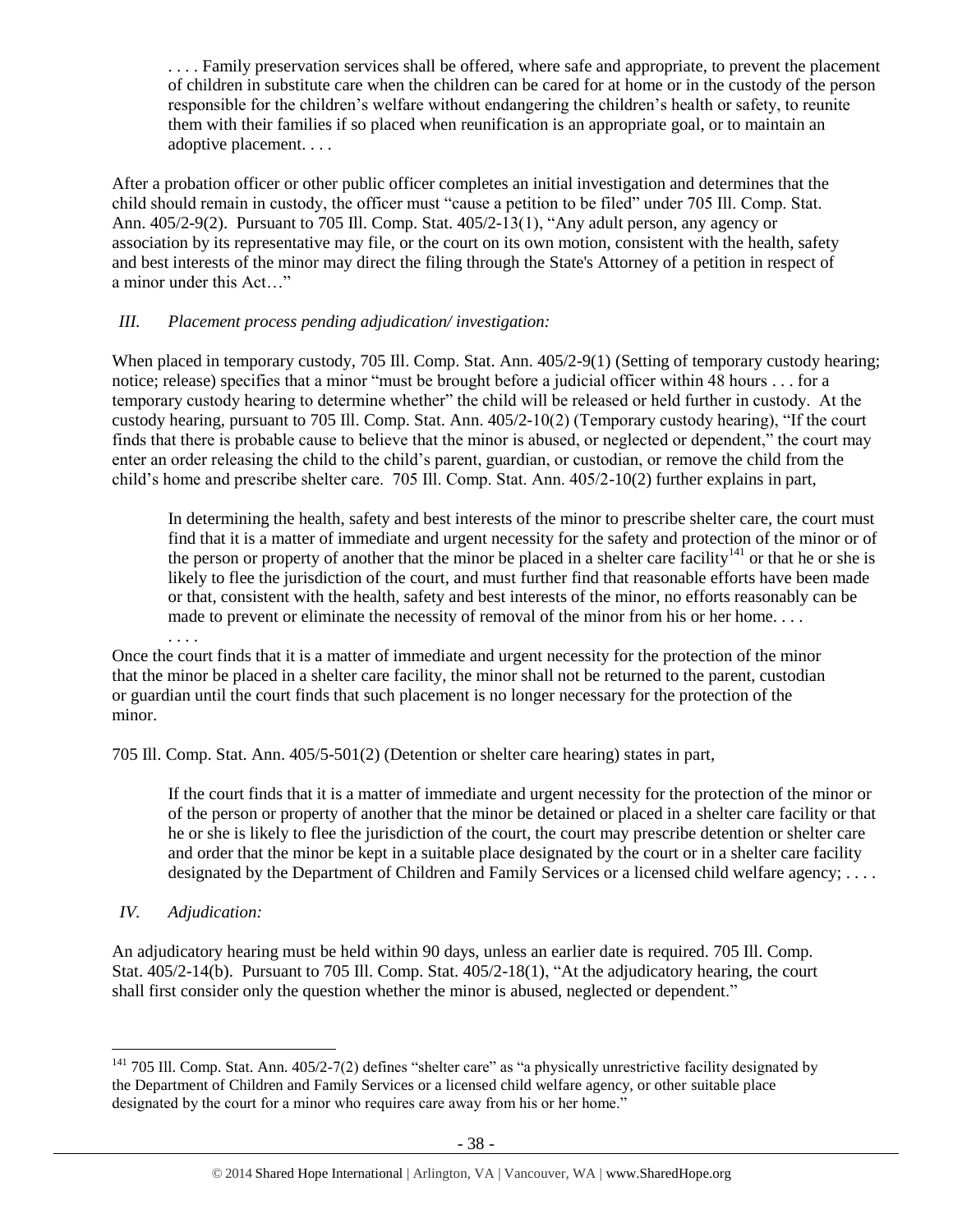> . . . . Family preservation services shall be offered, where safe and appropriate, to prevent the placement of children in substitute care when the children can be cared for at home or in the custody of the person responsible for the children's welfare without endangering the children's health or safety, to reunite them with their families if so placed when reunification is an appropriate goal, or to maintain an adoptive placement. . . .

After a probation officer or other public officer completes an initial investigation and determines that the child should remain in custody, the officer must "cause a petition to be filed" under 705 Ill. Comp. Stat. Ann. 405/2-9(2). Pursuant to 705 Ill. Comp. Stat. 405/2-13(1), "Any adult person, any agency or association by its representative may file, or the court on its own motion, consistent with the health, safety and best interests of the minor may direct the filing through the State's Attorney of a petition in respect of a minor under this Act…"

### *III. Placement process pending adjudication/ investigation:*

When placed in temporary custody, 705 Ill. Comp. Stat. Ann. 405/2-9(1) (Setting of temporary custody hearing; notice; release) specifies that a minor "must be brought before a judicial officer within 48 hours . . . for a temporary custody hearing to determine whether" the child will be released or held further in custody. At the custody hearing, pursuant to 705 Ill. Comp. Stat. Ann. 405/2-10(2) (Temporary custody hearing), "If the court finds that there is probable cause to believe that the minor is abused, or neglected or dependent," the court may enter an order releasing the child to the child's parent, guardian, or custodian, or remove the child from the child's home and prescribe shelter care. 705 Ill. Comp. Stat. Ann. 405/2-10(2) further explains in part,

> In determining the health, safety and best interests of the minor to prescribe shelter care, the court must find that it is a matter of immediate and urgent necessity for the safety and protection of the minor or of the person or property of another that the minor be placed in a shelter care facility[141] or that he or she is likely to flee the jurisdiction of the court, and must further find that reasonable efforts have been made or that, consistent with the health, safety and best interests of the minor, no efforts reasonably can be made to prevent or eliminate the necessity of removal of the minor from his or her home. . . .
> . . . .

Once the court finds that it is a matter of immediate and urgent necessity for the protection of the minor that the minor be placed in a shelter care facility, the minor shall not be returned to the parent, custodian or guardian until the court finds that such placement is no longer necessary for the protection of the minor.

705 Ill. Comp. Stat. Ann. 405/5-501(2) (Detention or shelter care hearing) states in part,

> If the court finds that it is a matter of immediate and urgent necessity for the protection of the minor or of the person or property of another that the minor be detained or placed in a shelter care facility or that he or she is likely to flee the jurisdiction of the court, the court may prescribe detention or shelter care and order that the minor be kept in a suitable place designated by the court or in a shelter care facility designated by the Department of Children and Family Services or a licensed child welfare agency; . . . .

### *IV. Adjudication:*

An adjudicatory hearing must be held within 90 days, unless an earlier date is required. 705 Ill. Comp. Stat. 405/2-14(b). Pursuant to 705 Ill. Comp. Stat. 405/2-18(1), "At the adjudicatory hearing, the court shall first consider only the question whether the minor is abused, neglected or dependent."

---

[141] 705 Ill. Comp. Stat. Ann. 405/2-7(2) defines "shelter care" as "a physically unrestrictive facility designated by the Department of Children and Family Services or a licensed child welfare agency, or other suitable place designated by the court for a minor who requires care away from his or her home."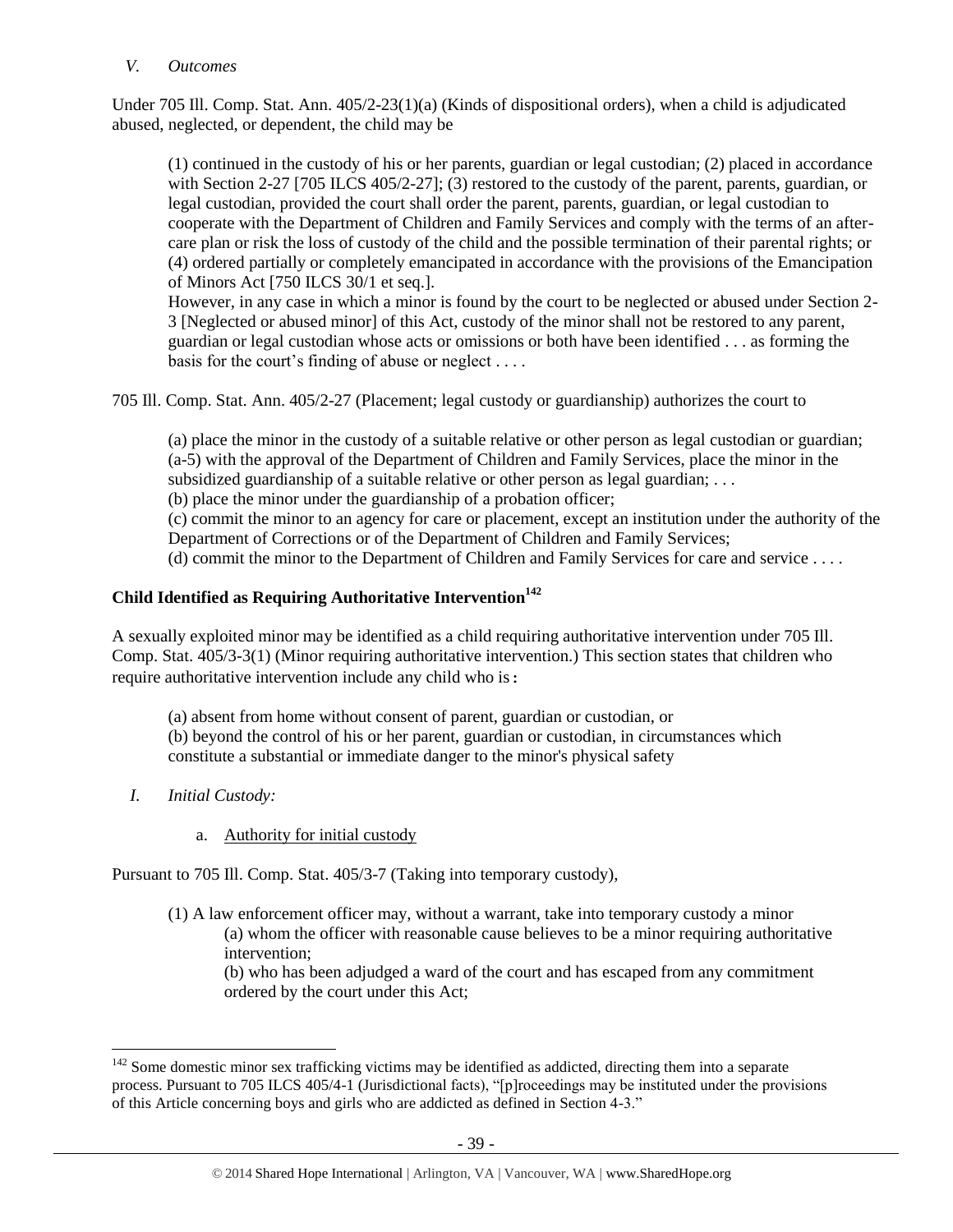*V. Outcomes*

Under 705 Ill. Comp. Stat. Ann. 405/2-23(1)(a) (Kinds of dispositional orders), when a child is adjudicated abused, neglected, or dependent, the child may be

> (1) continued in the custody of his or her parents, guardian or legal custodian; (2) placed in accordance with Section 2-27 [705 ILCS 405/2-27]; (3) restored to the custody of the parent, parents, guardian, or legal custodian, provided the court shall order the parent, parents, guardian, or legal custodian to cooperate with the Department of Children and Family Services and comply with the terms of an after-care plan or risk the loss of custody of the child and the possible termination of their parental rights; or (4) ordered partially or completely emancipated in accordance with the provisions of the Emancipation of Minors Act [750 ILCS 30/1 et seq.].
>
> However, in any case in which a minor is found by the court to be neglected or abused under Section 2-3 [Neglected or abused minor] of this Act, custody of the minor shall not be restored to any parent, guardian or legal custodian whose acts or omissions or both have been identified . . . as forming the basis for the court's finding of abuse or neglect . . . .

705 Ill. Comp. Stat. Ann. 405/2-27 (Placement; legal custody or guardianship) authorizes the court to

> (a) place the minor in the custody of a suitable relative or other person as legal custodian or guardian;
> (a-5) with the approval of the Department of Children and Family Services, place the minor in the subsidized guardianship of a suitable relative or other person as legal guardian; . . .
> (b) place the minor under the guardianship of a probation officer;
> (c) commit the minor to an agency for care or placement, except an institution under the authority of the Department of Corrections or of the Department of Children and Family Services;
> (d) commit the minor to the Department of Children and Family Services for care and service . . . .

## Child Identified as Requiring Authoritative Intervention[142]

A sexually exploited minor may be identified as a child requiring authoritative intervention under 705 Ill. Comp. Stat. 405/3-3(1) (Minor requiring authoritative intervention.) This section states that children who require authoritative intervention include any child who is:

> (a) absent from home without consent of parent, guardian or custodian, or
> (b) beyond the control of his or her parent, guardian or custodian, in circumstances which constitute a substantial or immediate danger to the minor's physical safety

*I. Initial Custody:*

a. Authority for initial custody

Pursuant to 705 Ill. Comp. Stat. 405/3-7 (Taking into temporary custody),

> (1) A law enforcement officer may, without a warrant, take into temporary custody a minor
>
> (a) whom the officer with reasonable cause believes to be a minor requiring authoritative intervention;
>
> (b) who has been adjudged a ward of the court and has escaped from any commitment ordered by the court under this Act;

---

[142] Some domestic minor sex trafficking victims may be identified as addicted, directing them into a separate process. Pursuant to 705 ILCS 405/4-1 (Jurisdictional facts), "[p]roceedings may be instituted under the provisions of this Article concerning boys and girls who are addicted as defined in Section 4-3."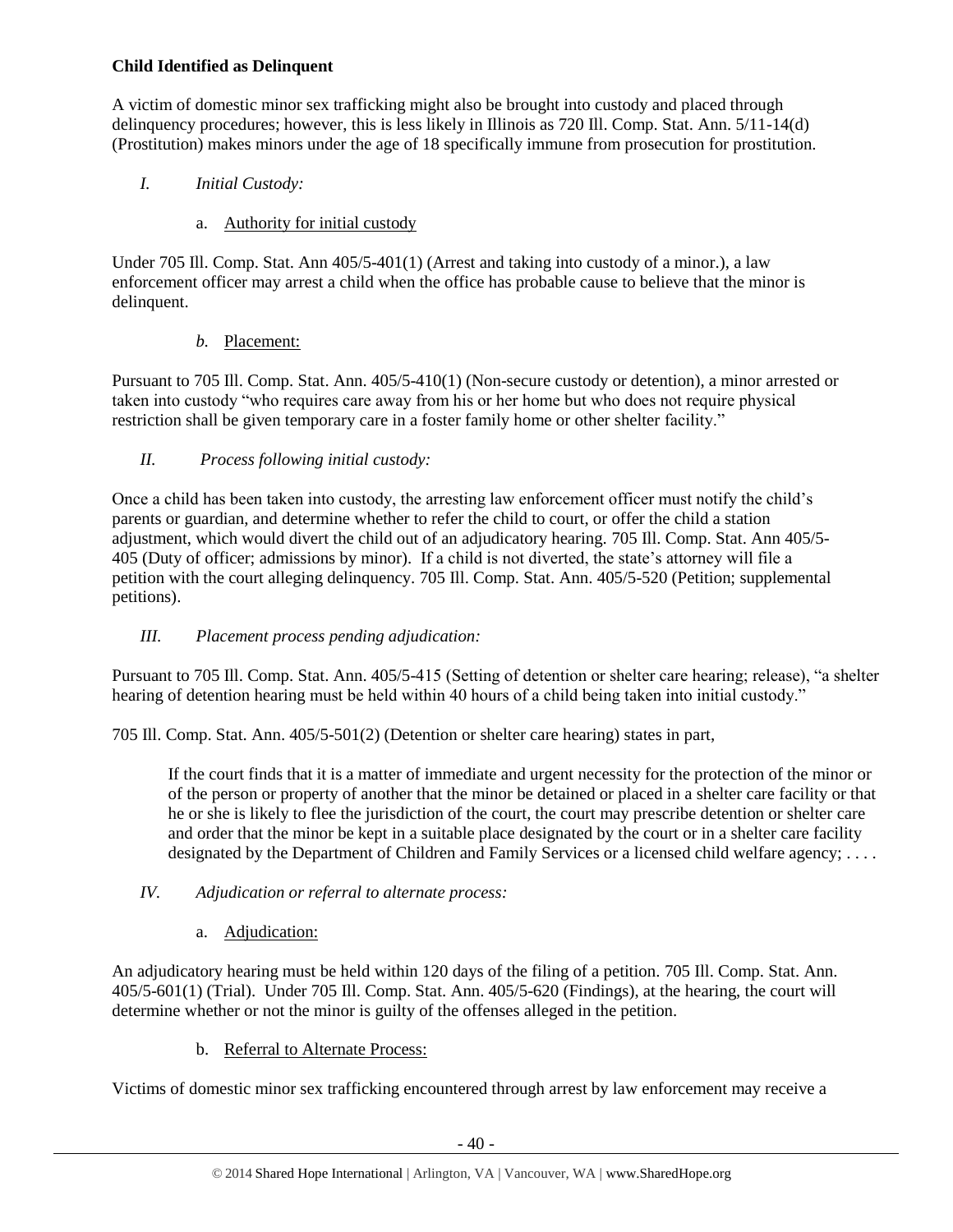**Child Identified as Delinquent**

A victim of domestic minor sex trafficking might also be brought into custody and placed through delinquency procedures; however, this is less likely in Illinois as 720 Ill. Comp. Stat. Ann. 5/11-14(d) (Prostitution) makes minors under the age of 18 specifically immune from prosecution for prostitution.

*I. Initial Custody:*

a. Authority for initial custody

Under 705 Ill. Comp. Stat Ann 405/5-401(1) (Arrest and taking into custody of a minor.), a law enforcement officer may arrest a child when the office has probable cause to believe that the minor is delinquent.

*b.* Placement:

Pursuant to 705 Ill. Comp. Stat. Ann. 405/5-410(1) (Non-secure custody or detention), a minor arrested or taken into custody "who requires care away from his or her home but who does not require physical restriction shall be given temporary care in a foster family home or other shelter facility."

*II. Process following initial custody:*

Once a child has been taken into custody, the arresting law enforcement officer must notify the child's parents or guardian, and determine whether to refer the child to court, or offer the child a station adjustment, which would divert the child out of an adjudicatory hearing. 705 Ill. Comp. Stat Ann 405/5-405 (Duty of officer; admissions by minor). If a child is not diverted, the state's attorney will file a petition with the court alleging delinquency. 705 Ill. Comp. Stat. Ann. 405/5-520 (Petition; supplemental petitions).

*III. Placement process pending adjudication:*

Pursuant to 705 Ill. Comp. Stat. Ann. 405/5-415 (Setting of detention or shelter care hearing; release), "a shelter hearing of detention hearing must be held within 40 hours of a child being taken into initial custody."

705 Ill. Comp. Stat. Ann. 405/5-501(2) (Detention or shelter care hearing) states in part,

> If the court finds that it is a matter of immediate and urgent necessity for the protection of the minor or of the person or property of another that the minor be detained or placed in a shelter care facility or that he or she is likely to flee the jurisdiction of the court, the court may prescribe detention or shelter care and order that the minor be kept in a suitable place designated by the court or in a shelter care facility designated by the Department of Children and Family Services or a licensed child welfare agency; . . . .

*IV. Adjudication or referral to alternate process:*

a. Adjudication:

An adjudicatory hearing must be held within 120 days of the filing of a petition. 705 Ill. Comp. Stat. Ann. 405/5-601(1) (Trial). Under 705 Ill. Comp. Stat. Ann. 405/5-620 (Findings), at the hearing, the court will determine whether or not the minor is guilty of the offenses alleged in the petition.

b. Referral to Alternate Process:

Victims of domestic minor sex trafficking encountered through arrest by law enforcement may receive a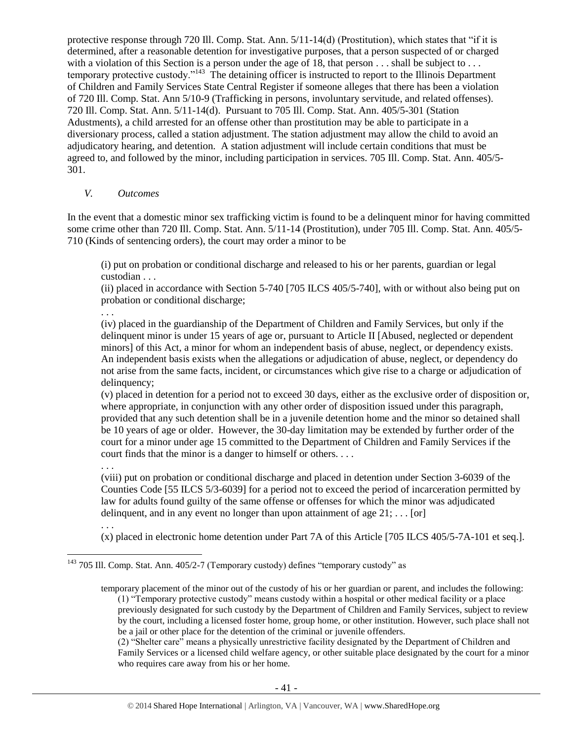protective response through 720 Ill. Comp. Stat. Ann. 5/11-14(d) (Prostitution), which states that "if it is determined, after a reasonable detention for investigative purposes, that a person suspected of or charged with a violation of this Section is a person under the age of 18, that person . . . shall be subject to . . . temporary protective custody."[143] The detaining officer is instructed to report to the Illinois Department of Children and Family Services State Central Register if someone alleges that there has been a violation of 720 Ill. Comp. Stat. Ann 5/10-9 (Trafficking in persons, involuntary servitude, and related offenses). 720 Ill. Comp. Stat. Ann. 5/11-14(d). Pursuant to 705 Ill. Comp. Stat. Ann. 405/5-301 (Station Adustments), a child arrested for an offense other than prostitution may be able to participate in a diversionary process, called a station adjustment. The station adjustment may allow the child to avoid an adjudicatory hearing, and detention. A station adjustment will include certain conditions that must be agreed to, and followed by the minor, including participation in services. 705 Ill. Comp. Stat. Ann. 405/5-301.

## *V. Outcomes*

In the event that a domestic minor sex trafficking victim is found to be a delinquent minor for having committed some crime other than 720 Ill. Comp. Stat. Ann. 5/11-14 (Prostitution), under 705 Ill. Comp. Stat. Ann. 405/5-710 (Kinds of sentencing orders), the court may order a minor to be

> (i) put on probation or conditional discharge and released to his or her parents, guardian or legal custodian . . .
>
> (ii) placed in accordance with Section 5-740 [705 ILCS 405/5-740], with or without also being put on probation or conditional discharge;
>
> . . .
>
> (iv) placed in the guardianship of the Department of Children and Family Services, but only if the delinquent minor is under 15 years of age or, pursuant to Article II [Abused, neglected or dependent minors] of this Act, a minor for whom an independent basis of abuse, neglect, or dependency exists. An independent basis exists when the allegations or adjudication of abuse, neglect, or dependency do not arise from the same facts, incident, or circumstances which give rise to a charge or adjudication of delinquency;
>
> (v) placed in detention for a period not to exceed 30 days, either as the exclusive order of disposition or, where appropriate, in conjunction with any other order of disposition issued under this paragraph, provided that any such detention shall be in a juvenile detention home and the minor so detained shall be 10 years of age or older. However, the 30-day limitation may be extended by further order of the court for a minor under age 15 committed to the Department of Children and Family Services if the court finds that the minor is a danger to himself or others. . . .
>
> . . .
>
> (viii) put on probation or conditional discharge and placed in detention under Section 3-6039 of the Counties Code [55 ILCS 5/3-6039] for a period not to exceed the period of incarceration permitted by law for adults found guilty of the same offense or offenses for which the minor was adjudicated delinquent, and in any event no longer than upon attainment of age 21; . . . [or]
>
> . . .
>
> (x) placed in electronic home detention under Part 7A of this Article [705 ILCS 405/5-7A-101 et seq.].

---

[143] 705 Ill. Comp. Stat. Ann. 405/2-7 (Temporary custody) defines "temporary custody" as

> temporary placement of the minor out of the custody of his or her guardian or parent, and includes the following:
>
> (1) "Temporary protective custody" means custody within a hospital or other medical facility or a place previously designated for such custody by the Department of Children and Family Services, subject to review by the court, including a licensed foster home, group home, or other institution. However, such place shall not be a jail or other place for the detention of the criminal or juvenile offenders.
>
> (2) "Shelter care" means a physically unrestrictive facility designated by the Department of Children and Family Services or a licensed child welfare agency, or other suitable place designated by the court for a minor who requires care away from his or her home.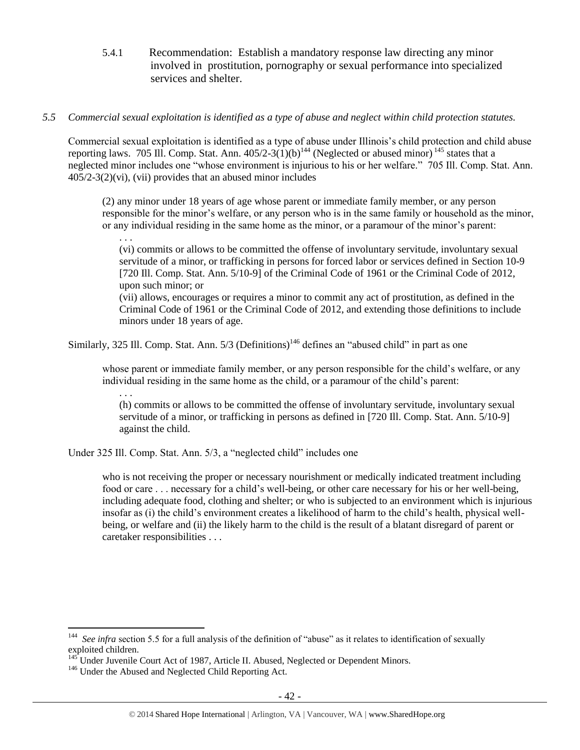5.4.1 Recommendation: Establish a mandatory response law directing any minor involved in prostitution, pornography or sexual performance into specialized services and shelter.

*5.5 Commercial sexual exploitation is identified as a type of abuse and neglect within child protection statutes.*

Commercial sexual exploitation is identified as a type of abuse under Illinois's child protection and child abuse reporting laws. 705 Ill. Comp. Stat. Ann. 405/2-3(1)(b)[144] (Neglected or abused minor)[145] states that a neglected minor includes one "whose environment is injurious to his or her welfare." 705 Ill. Comp. Stat. Ann. 405/2-3(2)(vi), (vii) provides that an abused minor includes

> (2) any minor under 18 years of age whose parent or immediate family member, or any person responsible for the minor's welfare, or any person who is in the same family or household as the minor, or any individual residing in the same home as the minor, or a paramour of the minor's parent:
>
> . . .
>
> (vi) commits or allows to be committed the offense of involuntary servitude, involuntary sexual servitude of a minor, or trafficking in persons for forced labor or services defined in Section 10-9 [720 Ill. Comp. Stat. Ann. 5/10-9] of the Criminal Code of 1961 or the Criminal Code of 2012, upon such minor; or
>
> (vii) allows, encourages or requires a minor to commit any act of prostitution, as defined in the Criminal Code of 1961 or the Criminal Code of 2012, and extending those definitions to include minors under 18 years of age.

Similarly, 325 Ill. Comp. Stat. Ann. 5/3 (Definitions)[146] defines an "abused child" in part as one

> whose parent or immediate family member, or any person responsible for the child's welfare, or any individual residing in the same home as the child, or a paramour of the child's parent:
>
> . . .
>
> (h) commits or allows to be committed the offense of involuntary servitude, involuntary sexual servitude of a minor, or trafficking in persons as defined in [720 Ill. Comp. Stat. Ann. 5/10-9] against the child.

Under 325 Ill. Comp. Stat. Ann. 5/3, a "neglected child" includes one

> who is not receiving the proper or necessary nourishment or medically indicated treatment including food or care . . . necessary for a child's well-being, or other care necessary for his or her well-being, including adequate food, clothing and shelter; or who is subjected to an environment which is injurious insofar as (i) the child's environment creates a likelihood of harm to the child's health, physical well-being, or welfare and (ii) the likely harm to the child is the result of a blatant disregard of parent or caretaker responsibilities . . .

---

[144] *See infra* section 5.5 for a full analysis of the definition of "abuse" as it relates to identification of sexually exploited children.

[145] Under Juvenile Court Act of 1987, Article II. Abused, Neglected or Dependent Minors.

[146] Under the Abused and Neglected Child Reporting Act.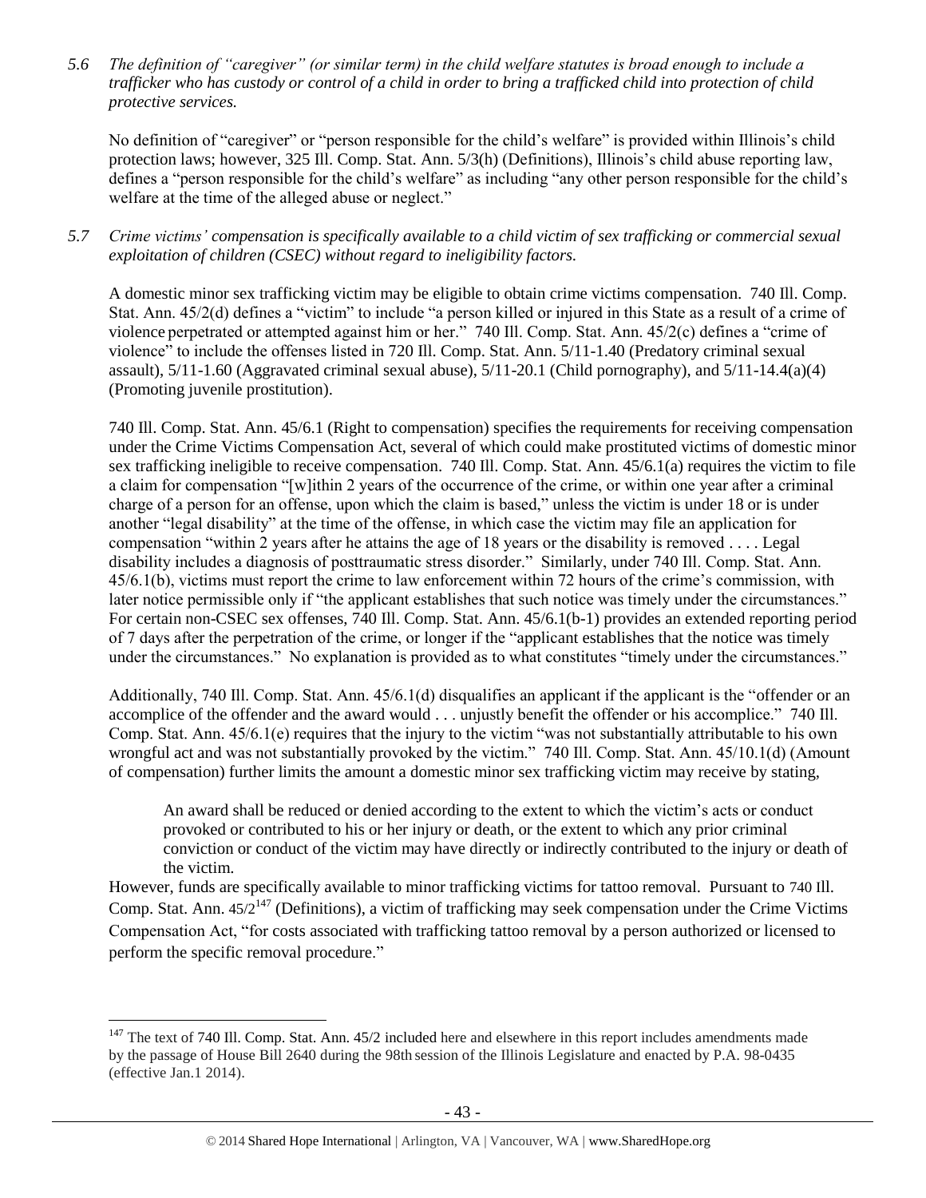*5.6 The definition of "caregiver" (or similar term) in the child welfare statutes is broad enough to include a trafficker who has custody or control of a child in order to bring a trafficked child into protection of child protective services.*

No definition of "caregiver" or "person responsible for the child's welfare" is provided within Illinois's child protection laws; however, 325 Ill. Comp. Stat. Ann. 5/3(h) (Definitions), Illinois's child abuse reporting law, defines a "person responsible for the child's welfare" as including "any other person responsible for the child's welfare at the time of the alleged abuse or neglect."

*5.7 Crime victims' compensation is specifically available to a child victim of sex trafficking or commercial sexual exploitation of children (CSEC) without regard to ineligibility factors.*

A domestic minor sex trafficking victim may be eligible to obtain crime victims compensation. 740 Ill. Comp. Stat. Ann. 45/2(d) defines a "victim" to include "a person killed or injured in this State as a result of a crime of violence perpetrated or attempted against him or her." 740 Ill. Comp. Stat. Ann. 45/2(c) defines a "crime of violence" to include the offenses listed in 720 Ill. Comp. Stat. Ann. 5/11-1.40 (Predatory criminal sexual assault), 5/11-1.60 (Aggravated criminal sexual abuse), 5/11-20.1 (Child pornography), and 5/11-14.4(a)(4) (Promoting juvenile prostitution).

740 Ill. Comp. Stat. Ann. 45/6.1 (Right to compensation) specifies the requirements for receiving compensation under the Crime Victims Compensation Act, several of which could make prostituted victims of domestic minor sex trafficking ineligible to receive compensation. 740 Ill. Comp. Stat. Ann. 45/6.1(a) requires the victim to file a claim for compensation "[w]ithin 2 years of the occurrence of the crime, or within one year after a criminal charge of a person for an offense, upon which the claim is based," unless the victim is under 18 or is under another "legal disability" at the time of the offense, in which case the victim may file an application for compensation "within 2 years after he attains the age of 18 years or the disability is removed . . . . Legal disability includes a diagnosis of posttraumatic stress disorder." Similarly, under 740 Ill. Comp. Stat. Ann. 45/6.1(b), victims must report the crime to law enforcement within 72 hours of the crime's commission, with later notice permissible only if "the applicant establishes that such notice was timely under the circumstances." For certain non-CSEC sex offenses, 740 Ill. Comp. Stat. Ann. 45/6.1(b-1) provides an extended reporting period of 7 days after the perpetration of the crime, or longer if the "applicant establishes that the notice was timely under the circumstances." No explanation is provided as to what constitutes "timely under the circumstances."

Additionally, 740 Ill. Comp. Stat. Ann. 45/6.1(d) disqualifies an applicant if the applicant is the "offender or an accomplice of the offender and the award would . . . unjustly benefit the offender or his accomplice." 740 Ill. Comp. Stat. Ann. 45/6.1(e) requires that the injury to the victim "was not substantially attributable to his own wrongful act and was not substantially provoked by the victim." 740 Ill. Comp. Stat. Ann. 45/10.1(d) (Amount of compensation) further limits the amount a domestic minor sex trafficking victim may receive by stating,

> An award shall be reduced or denied according to the extent to which the victim's acts or conduct provoked or contributed to his or her injury or death, or the extent to which any prior criminal conviction or conduct of the victim may have directly or indirectly contributed to the injury or death of the victim.

However, funds are specifically available to minor trafficking victims for tattoo removal. Pursuant to 740 Ill. Comp. Stat. Ann. 45/2[147] (Definitions), a victim of trafficking may seek compensation under the Crime Victims Compensation Act, "for costs associated with trafficking tattoo removal by a person authorized or licensed to perform the specific removal procedure."

---

[147] The text of 740 Ill. Comp. Stat. Ann. 45/2 included here and elsewhere in this report includes amendments made by the passage of House Bill 2640 during the 98th session of the Illinois Legislature and enacted by P.A. 98-0435 (effective Jan.1 2014).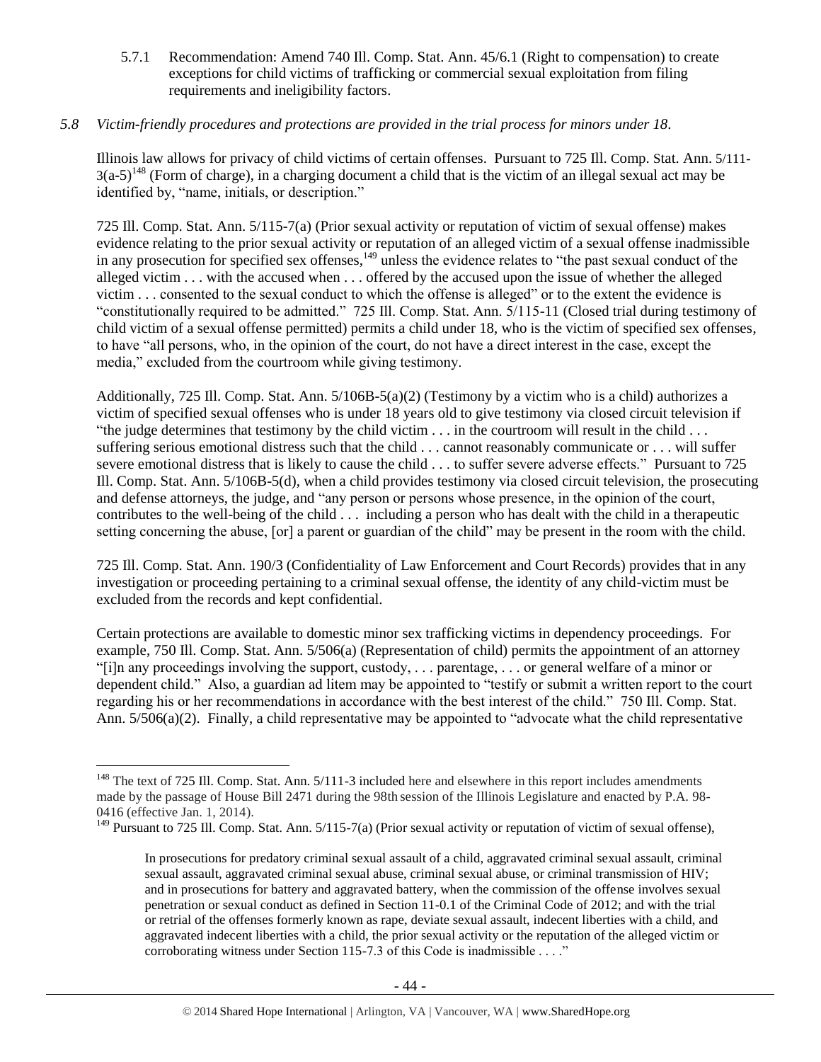5.7.1 Recommendation: Amend 740 Ill. Comp. Stat. Ann. 45/6.1 (Right to compensation) to create exceptions for child victims of trafficking or commercial sexual exploitation from filing requirements and ineligibility factors.

*5.8 Victim-friendly procedures and protections are provided in the trial process for minors under 18.*

Illinois law allows for privacy of child victims of certain offenses. Pursuant to 725 Ill. Comp. Stat. Ann. 5/111-3(a-5)[148] (Form of charge), in a charging document a child that is the victim of an illegal sexual act may be identified by, "name, initials, or description."

725 Ill. Comp. Stat. Ann. 5/115-7(a) (Prior sexual activity or reputation of victim of sexual offense) makes evidence relating to the prior sexual activity or reputation of an alleged victim of a sexual offense inadmissible in any prosecution for specified sex offenses,[149] unless the evidence relates to "the past sexual conduct of the alleged victim . . . with the accused when . . . offered by the accused upon the issue of whether the alleged victim . . . consented to the sexual conduct to which the offense is alleged" or to the extent the evidence is "constitutionally required to be admitted." 725 Ill. Comp. Stat. Ann. 5/115-11 (Closed trial during testimony of child victim of a sexual offense permitted) permits a child under 18, who is the victim of specified sex offenses, to have "all persons, who, in the opinion of the court, do not have a direct interest in the case, except the media," excluded from the courtroom while giving testimony.

Additionally, 725 Ill. Comp. Stat. Ann. 5/106B-5(a)(2) (Testimony by a victim who is a child) authorizes a victim of specified sexual offenses who is under 18 years old to give testimony via closed circuit television if "the judge determines that testimony by the child victim . . . in the courtroom will result in the child . . . suffering serious emotional distress such that the child . . . cannot reasonably communicate or . . . will suffer severe emotional distress that is likely to cause the child . . . to suffer severe adverse effects." Pursuant to 725 Ill. Comp. Stat. Ann. 5/106B-5(d), when a child provides testimony via closed circuit television, the prosecuting and defense attorneys, the judge, and "any person or persons whose presence, in the opinion of the court, contributes to the well-being of the child . . . including a person who has dealt with the child in a therapeutic setting concerning the abuse, [or] a parent or guardian of the child" may be present in the room with the child.

725 Ill. Comp. Stat. Ann. 190/3 (Confidentiality of Law Enforcement and Court Records) provides that in any investigation or proceeding pertaining to a criminal sexual offense, the identity of any child-victim must be excluded from the records and kept confidential.

Certain protections are available to domestic minor sex trafficking victims in dependency proceedings. For example, 750 Ill. Comp. Stat. Ann. 5/506(a) (Representation of child) permits the appointment of an attorney "[i]n any proceedings involving the support, custody, . . . parentage, . . . or general welfare of a minor or dependent child." Also, a guardian ad litem may be appointed to "testify or submit a written report to the court regarding his or her recommendations in accordance with the best interest of the child." 750 Ill. Comp. Stat. Ann. 5/506(a)(2). Finally, a child representative may be appointed to "advocate what the child representative

---

[148] The text of 725 Ill. Comp. Stat. Ann. 5/111-3 included here and elsewhere in this report includes amendments made by the passage of House Bill 2471 during the 98th session of the Illinois Legislature and enacted by P.A. 98-0416 (effective Jan. 1, 2014).

[149] Pursuant to 725 Ill. Comp. Stat. Ann. 5/115-7(a) (Prior sexual activity or reputation of victim of sexual offense),

> In prosecutions for predatory criminal sexual assault of a child, aggravated criminal sexual assault, criminal sexual assault, aggravated criminal sexual abuse, criminal sexual abuse, or criminal transmission of HIV; and in prosecutions for battery and aggravated battery, when the commission of the offense involves sexual penetration or sexual conduct as defined in Section 11-0.1 of the Criminal Code of 2012; and with the trial or retrial of the offenses formerly known as rape, deviate sexual assault, indecent liberties with a child, and aggravated indecent liberties with a child, the prior sexual activity or the reputation of the alleged victim or corroborating witness under Section 115-7.3 of this Code is inadmissible . . . ."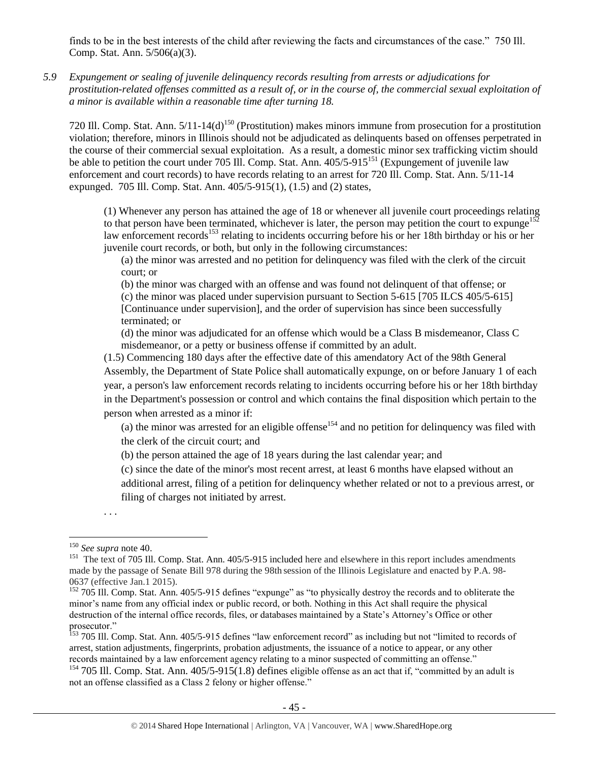finds to be in the best interests of the child after reviewing the facts and circumstances of the case." 750 Ill. Comp. Stat. Ann. 5/506(a)(3).

*5.9 Expungement or sealing of juvenile delinquency records resulting from arrests or adjudications for prostitution-related offenses committed as a result of, or in the course of, the commercial sexual exploitation of a minor is available within a reasonable time after turning 18.*

720 Ill. Comp. Stat. Ann. 5/11-14(d)[150] (Prostitution) makes minors immune from prosecution for a prostitution violation; therefore, minors in Illinois should not be adjudicated as delinquents based on offenses perpetrated in the course of their commercial sexual exploitation. As a result, a domestic minor sex trafficking victim should be able to petition the court under 705 Ill. Comp. Stat. Ann. 405/5-915[151] (Expungement of juvenile law enforcement and court records) to have records relating to an arrest for 720 Ill. Comp. Stat. Ann. 5/11-14 expunged. 705 Ill. Comp. Stat. Ann. 405/5-915(1), (1.5) and (2) states,

> (1) Whenever any person has attained the age of 18 or whenever all juvenile court proceedings relating to that person have been terminated, whichever is later, the person may petition the court to expunge[152] law enforcement records[153] relating to incidents occurring before his or her 18th birthday or his or her juvenile court records, or both, but only in the following circumstances:
>
> > (a) the minor was arrested and no petition for delinquency was filed with the clerk of the circuit court; or
> >
> > (b) the minor was charged with an offense and was found not delinquent of that offense; or
> >
> > (c) the minor was placed under supervision pursuant to Section 5-615 [705 ILCS 405/5-615] [Continuance under supervision], and the order of supervision has since been successfully terminated; or
> >
> > (d) the minor was adjudicated for an offense which would be a Class B misdemeanor, Class C misdemeanor, or a petty or business offense if committed by an adult.
>
> (1.5) Commencing 180 days after the effective date of this amendatory Act of the 98th General Assembly, the Department of State Police shall automatically expunge, on or before January 1 of each year, a person's law enforcement records relating to incidents occurring before his or her 18th birthday in the Department's possession or control and which contains the final disposition which pertain to the person when arrested as a minor if:
>
> > (a) the minor was arrested for an eligible offense[154] and no petition for delinquency was filed with the clerk of the circuit court; and
> >
> > (b) the person attained the age of 18 years during the last calendar year; and
> >
> > (c) since the date of the minor's most recent arrest, at least 6 months have elapsed without an additional arrest, filing of a petition for delinquency whether related or not to a previous arrest, or filing of charges not initiated by arrest.
>
> . . .

---

[150] *See supra* note 40.

[151] The text of 705 Ill. Comp. Stat. Ann. 405/5-915 included here and elsewhere in this report includes amendments made by the passage of Senate Bill 978 during the 98th session of the Illinois Legislature and enacted by P.A. 98-0637 (effective Jan.1 2015).

[152] 705 Ill. Comp. Stat. Ann. 405/5-915 defines "expunge" as "to physically destroy the records and to obliterate the minor's name from any official index or public record, or both. Nothing in this Act shall require the physical destruction of the internal office records, files, or databases maintained by a State's Attorney's Office or other prosecutor."

[153] 705 Ill. Comp. Stat. Ann. 405/5-915 defines "law enforcement record" as including but not "limited to records of arrest, station adjustments, fingerprints, probation adjustments, the issuance of a notice to appear, or any other records maintained by a law enforcement agency relating to a minor suspected of committing an offense."

[154] 705 Ill. Comp. Stat. Ann. 405/5-915(1.8) defines eligible offense as an act that if, "committed by an adult is not an offense classified as a Class 2 felony or higher offense."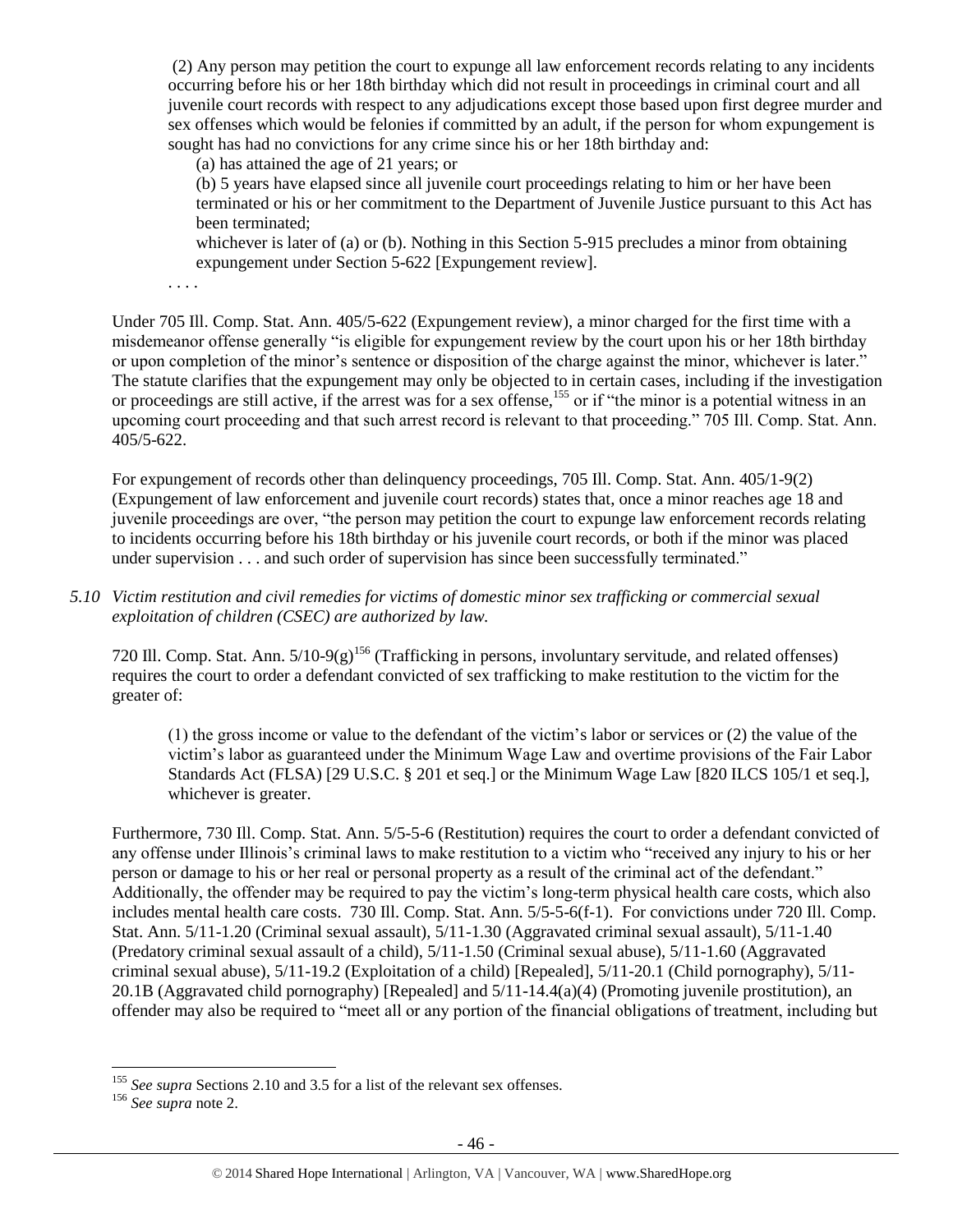> (2) Any person may petition the court to expunge all law enforcement records relating to any incidents occurring before his or her 18th birthday which did not result in proceedings in criminal court and all juvenile court records with respect to any adjudications except those based upon first degree murder and sex offenses which would be felonies if committed by an adult, if the person for whom expungement is sought has had no convictions for any crime since his or her 18th birthday and:
>
> (a) has attained the age of 21 years; or
>
> (b) 5 years have elapsed since all juvenile court proceedings relating to him or her have been terminated or his or her commitment to the Department of Juvenile Justice pursuant to this Act has been terminated;
>
> whichever is later of (a) or (b). Nothing in this Section 5-915 precludes a minor from obtaining expungement under Section 5-622 [Expungement review].
>
> . . . .

Under 705 Ill. Comp. Stat. Ann. 405/5-622 (Expungement review), a minor charged for the first time with a misdemeanor offense generally "is eligible for expungement review by the court upon his or her 18th birthday or upon completion of the minor's sentence or disposition of the charge against the minor, whichever is later." The statute clarifies that the expungement may only be objected to in certain cases, including if the investigation or proceedings are still active, if the arrest was for a sex offense,[155] or if "the minor is a potential witness in an upcoming court proceeding and that such arrest record is relevant to that proceeding." 705 Ill. Comp. Stat. Ann. 405/5-622.

For expungement of records other than delinquency proceedings, 705 Ill. Comp. Stat. Ann. 405/1-9(2) (Expungement of law enforcement and juvenile court records) states that, once a minor reaches age 18 and juvenile proceedings are over, "the person may petition the court to expunge law enforcement records relating to incidents occurring before his 18th birthday or his juvenile court records, or both if the minor was placed under supervision . . . and such order of supervision has since been successfully terminated."

*5.10 Victim restitution and civil remedies for victims of domestic minor sex trafficking or commercial sexual exploitation of children (CSEC) are authorized by law.*

720 Ill. Comp. Stat. Ann. 5/10-9(g)[156] (Trafficking in persons, involuntary servitude, and related offenses) requires the court to order a defendant convicted of sex trafficking to make restitution to the victim for the greater of:

> (1) the gross income or value to the defendant of the victim's labor or services or (2) the value of the victim's labor as guaranteed under the Minimum Wage Law and overtime provisions of the Fair Labor Standards Act (FLSA) [29 U.S.C. § 201 et seq.] or the Minimum Wage Law [820 ILCS 105/1 et seq.], whichever is greater.

Furthermore, 730 Ill. Comp. Stat. Ann. 5/5-5-6 (Restitution) requires the court to order a defendant convicted of any offense under Illinois's criminal laws to make restitution to a victim who "received any injury to his or her person or damage to his or her real or personal property as a result of the criminal act of the defendant." Additionally, the offender may be required to pay the victim's long-term physical health care costs, which also includes mental health care costs. 730 Ill. Comp. Stat. Ann. 5/5-5-6(f-1). For convictions under 720 Ill. Comp. Stat. Ann. 5/11-1.20 (Criminal sexual assault), 5/11-1.30 (Aggravated criminal sexual assault), 5/11-1.40 (Predatory criminal sexual assault of a child), 5/11-1.50 (Criminal sexual abuse), 5/11-1.60 (Aggravated criminal sexual abuse), 5/11-19.2 (Exploitation of a child) [Repealed], 5/11-20.1 (Child pornography), 5/11-20.1B (Aggravated child pornography) [Repealed] and 5/11-14.4(a)(4) (Promoting juvenile prostitution), an offender may also be required to "meet all or any portion of the financial obligations of treatment, including but

---

[155] *See supra* Sections 2.10 and 3.5 for a list of the relevant sex offenses.

[156] *See supra* note 2.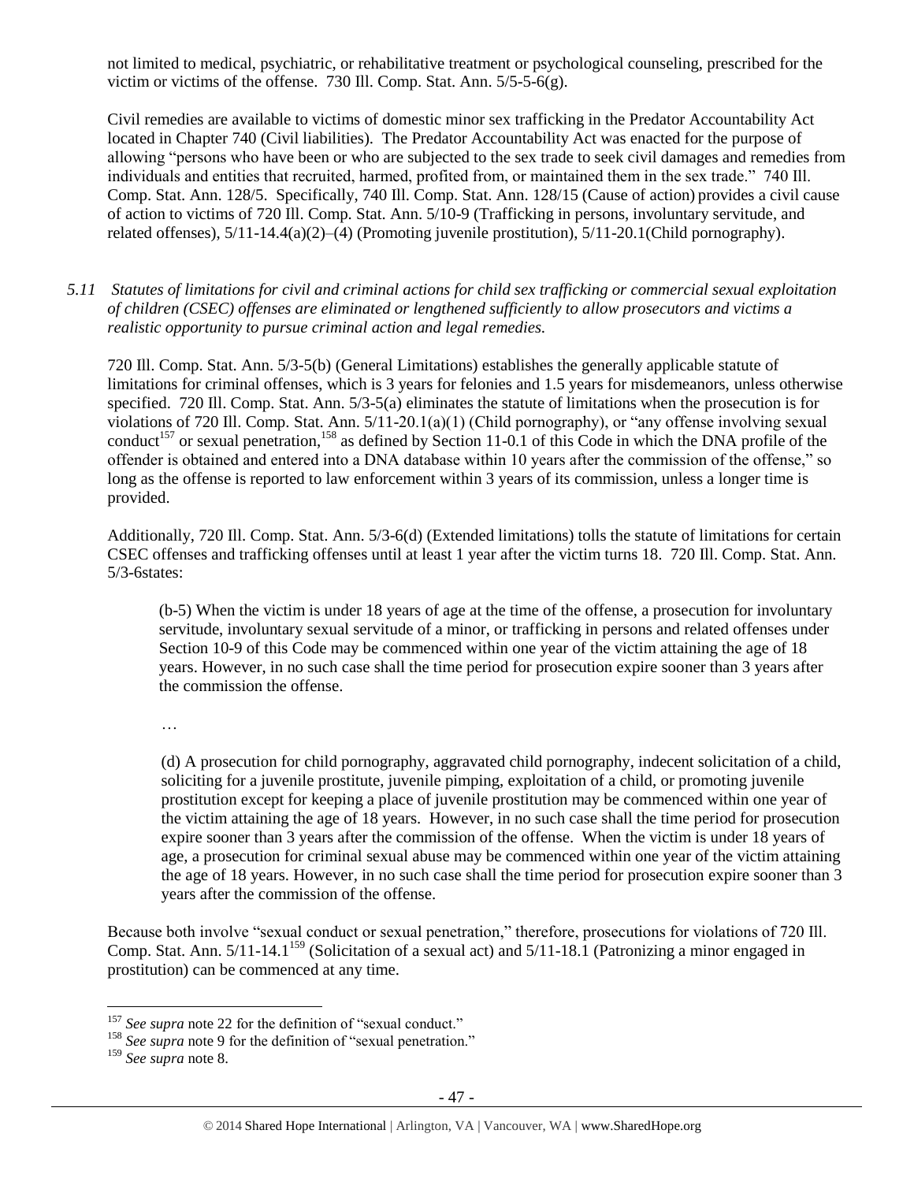not limited to medical, psychiatric, or rehabilitative treatment or psychological counseling, prescribed for the victim or victims of the offense. 730 Ill. Comp. Stat. Ann. 5/5-5-6(g).

Civil remedies are available to victims of domestic minor sex trafficking in the Predator Accountability Act located in Chapter 740 (Civil liabilities). The Predator Accountability Act was enacted for the purpose of allowing "persons who have been or who are subjected to the sex trade to seek civil damages and remedies from individuals and entities that recruited, harmed, profited from, or maintained them in the sex trade." 740 Ill. Comp. Stat. Ann. 128/5. Specifically, 740 Ill. Comp. Stat. Ann. 128/15 (Cause of action) provides a civil cause of action to victims of 720 Ill. Comp. Stat. Ann. 5/10-9 (Trafficking in persons, involuntary servitude, and related offenses), 5/11-14.4(a)(2)–(4) (Promoting juvenile prostitution), 5/11-20.1(Child pornography).

*5.11 Statutes of limitations for civil and criminal actions for child sex trafficking or commercial sexual exploitation of children (CSEC) offenses are eliminated or lengthened sufficiently to allow prosecutors and victims a realistic opportunity to pursue criminal action and legal remedies.*

720 Ill. Comp. Stat. Ann. 5/3-5(b) (General Limitations) establishes the generally applicable statute of limitations for criminal offenses, which is 3 years for felonies and 1.5 years for misdemeanors, unless otherwise specified. 720 Ill. Comp. Stat. Ann. 5/3-5(a) eliminates the statute of limitations when the prosecution is for violations of 720 Ill. Comp. Stat. Ann. 5/11-20.1(a)(1) (Child pornography), or "any offense involving sexual conduct[157] or sexual penetration,[158] as defined by Section 11-0.1 of this Code in which the DNA profile of the offender is obtained and entered into a DNA database within 10 years after the commission of the offense," so long as the offense is reported to law enforcement within 3 years of its commission, unless a longer time is provided.

Additionally, 720 Ill. Comp. Stat. Ann. 5/3-6(d) (Extended limitations) tolls the statute of limitations for certain CSEC offenses and trafficking offenses until at least 1 year after the victim turns 18. 720 Ill. Comp. Stat. Ann. 5/3-6states:

> (b-5) When the victim is under 18 years of age at the time of the offense, a prosecution for involuntary servitude, involuntary sexual servitude of a minor, or trafficking in persons and related offenses under Section 10-9 of this Code may be commenced within one year of the victim attaining the age of 18 years. However, in no such case shall the time period for prosecution expire sooner than 3 years after the commission the offense.
>
> …
>
> (d) A prosecution for child pornography, aggravated child pornography, indecent solicitation of a child, soliciting for a juvenile prostitute, juvenile pimping, exploitation of a child, or promoting juvenile prostitution except for keeping a place of juvenile prostitution may be commenced within one year of the victim attaining the age of 18 years. However, in no such case shall the time period for prosecution expire sooner than 3 years after the commission of the offense. When the victim is under 18 years of age, a prosecution for criminal sexual abuse may be commenced within one year of the victim attaining the age of 18 years. However, in no such case shall the time period for prosecution expire sooner than 3 years after the commission of the offense.

Because both involve "sexual conduct or sexual penetration," therefore, prosecutions for violations of 720 Ill. Comp. Stat. Ann. 5/11-14.1[159] (Solicitation of a sexual act) and 5/11-18.1 (Patronizing a minor engaged in prostitution) can be commenced at any time.

---

[157] *See supra* note 22 for the definition of "sexual conduct."

[158] *See supra* note 9 for the definition of "sexual penetration."

[159] *See supra* note 8.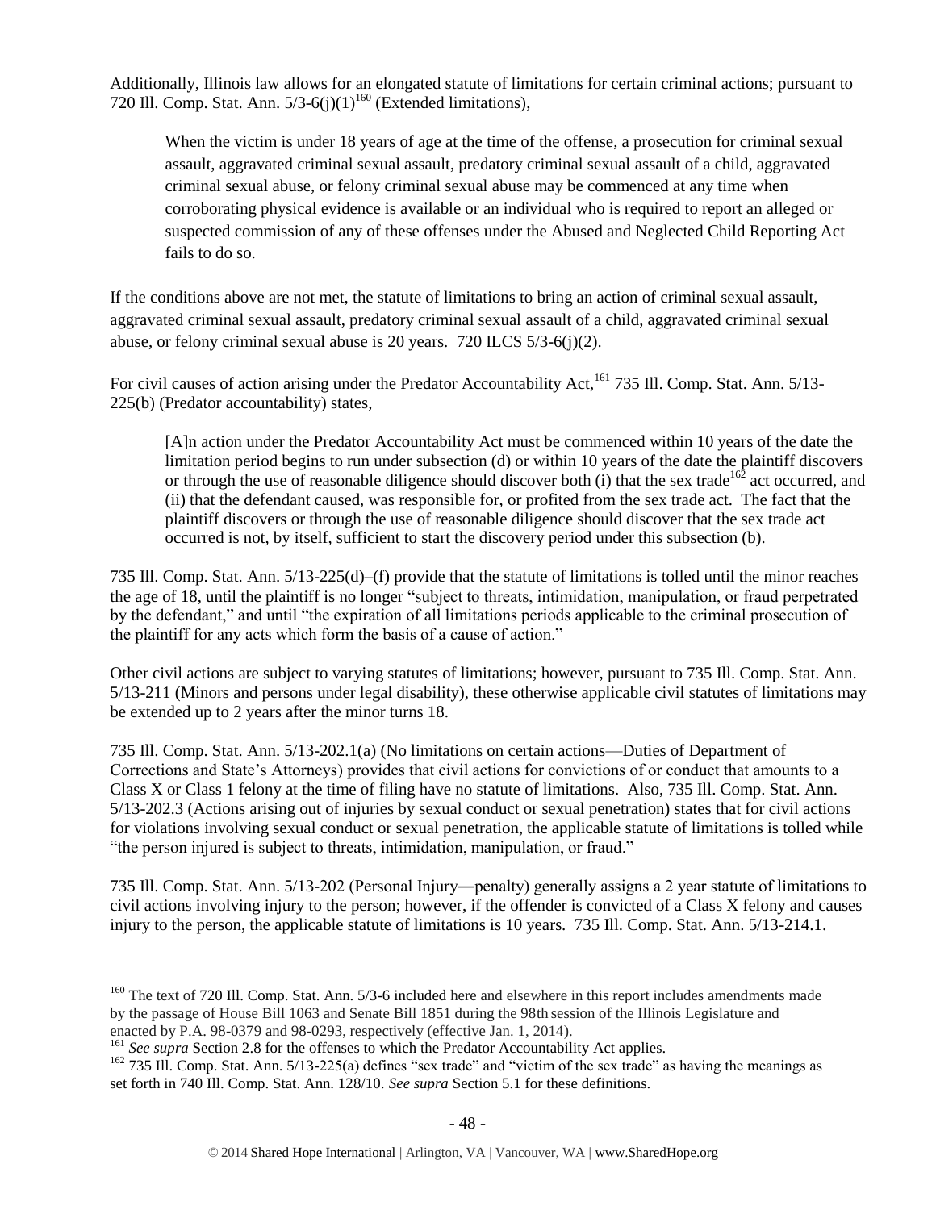Additionally, Illinois law allows for an elongated statute of limitations for certain criminal actions; pursuant to 720 Ill. Comp. Stat. Ann. 5/3-6(j)(1)[160] (Extended limitations),

> When the victim is under 18 years of age at the time of the offense, a prosecution for criminal sexual assault, aggravated criminal sexual assault, predatory criminal sexual assault of a child, aggravated criminal sexual abuse, or felony criminal sexual abuse may be commenced at any time when corroborating physical evidence is available or an individual who is required to report an alleged or suspected commission of any of these offenses under the Abused and Neglected Child Reporting Act fails to do so.

If the conditions above are not met, the statute of limitations to bring an action of criminal sexual assault, aggravated criminal sexual assault, predatory criminal sexual assault of a child, aggravated criminal sexual abuse, or felony criminal sexual abuse is 20 years. 720 ILCS 5/3-6(j)(2).

For civil causes of action arising under the Predator Accountability Act,[161] 735 Ill. Comp. Stat. Ann. 5/13-225(b) (Predator accountability) states,

> [A]n action under the Predator Accountability Act must be commenced within 10 years of the date the limitation period begins to run under subsection (d) or within 10 years of the date the plaintiff discovers or through the use of reasonable diligence should discover both (i) that the sex trade[162] act occurred, and (ii) that the defendant caused, was responsible for, or profited from the sex trade act. The fact that the plaintiff discovers or through the use of reasonable diligence should discover that the sex trade act occurred is not, by itself, sufficient to start the discovery period under this subsection (b).

735 Ill. Comp. Stat. Ann. 5/13-225(d)–(f) provide that the statute of limitations is tolled until the minor reaches the age of 18, until the plaintiff is no longer "subject to threats, intimidation, manipulation, or fraud perpetrated by the defendant," and until "the expiration of all limitations periods applicable to the criminal prosecution of the plaintiff for any acts which form the basis of a cause of action."

Other civil actions are subject to varying statutes of limitations; however, pursuant to 735 Ill. Comp. Stat. Ann. 5/13-211 (Minors and persons under legal disability), these otherwise applicable civil statutes of limitations may be extended up to 2 years after the minor turns 18.

735 Ill. Comp. Stat. Ann. 5/13-202.1(a) (No limitations on certain actions—Duties of Department of Corrections and State's Attorneys) provides that civil actions for convictions of or conduct that amounts to a Class X or Class 1 felony at the time of filing have no statute of limitations. Also, 735 Ill. Comp. Stat. Ann. 5/13-202.3 (Actions arising out of injuries by sexual conduct or sexual penetration) states that for civil actions for violations involving sexual conduct or sexual penetration, the applicable statute of limitations is tolled while "the person injured is subject to threats, intimidation, manipulation, or fraud."

735 Ill. Comp. Stat. Ann. 5/13-202 (Personal Injury―penalty) generally assigns a 2 year statute of limitations to civil actions involving injury to the person; however, if the offender is convicted of a Class X felony and causes injury to the person, the applicable statute of limitations is 10 years. 735 Ill. Comp. Stat. Ann. 5/13-214.1.

---

[160] The text of 720 Ill. Comp. Stat. Ann. 5/3-6 included here and elsewhere in this report includes amendments made by the passage of House Bill 1063 and Senate Bill 1851 during the 98th session of the Illinois Legislature and enacted by P.A. 98-0379 and 98-0293, respectively (effective Jan. 1, 2014).

[161] *See supra* Section 2.8 for the offenses to which the Predator Accountability Act applies.

[162] 735 Ill. Comp. Stat. Ann. 5/13-225(a) defines "sex trade" and "victim of the sex trade" as having the meanings as set forth in 740 Ill. Comp. Stat. Ann. 128/10. *See supra* Section 5.1 for these definitions.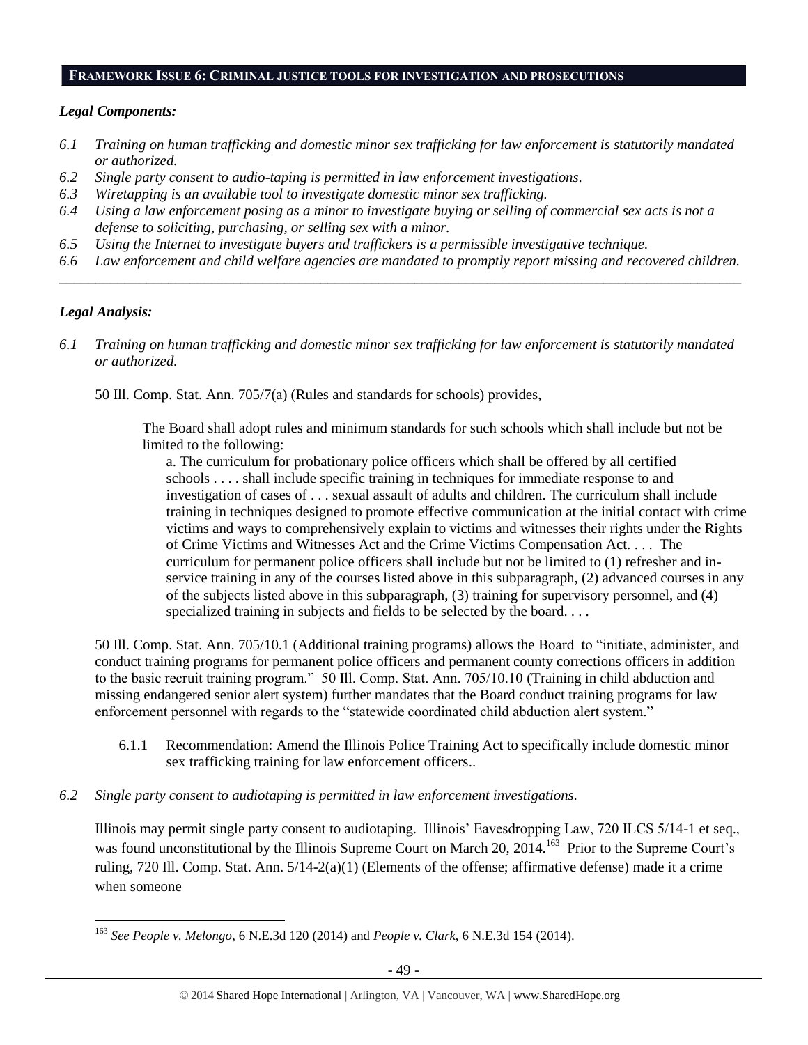## FRAMEWORK ISSUE 6: CRIMINAL JUSTICE TOOLS FOR INVESTIGATION AND PROSECUTIONS

### *Legal Components:*

- *6.1 Training on human trafficking and domestic minor sex trafficking for law enforcement is statutorily mandated or authorized.*
- *6.2 Single party consent to audio-taping is permitted in law enforcement investigations.*
- *6.3 Wiretapping is an available tool to investigate domestic minor sex trafficking.*
- *6.4 Using a law enforcement posing as a minor to investigate buying or selling of commercial sex acts is not a defense to soliciting, purchasing, or selling sex with a minor.*
- *6.5 Using the Internet to investigate buyers and traffickers is a permissible investigative technique.*
- *6.6 Law enforcement and child welfare agencies are mandated to promptly report missing and recovered children.*

---

### *Legal Analysis:*

*6.1 Training on human trafficking and domestic minor sex trafficking for law enforcement is statutorily mandated or authorized.*

50 Ill. Comp. Stat. Ann. 705/7(a) (Rules and standards for schools) provides,

> The Board shall adopt rules and minimum standards for such schools which shall include but not be limited to the following:
>
> a. The curriculum for probationary police officers which shall be offered by all certified schools . . . . shall include specific training in techniques for immediate response to and investigation of cases of . . . sexual assault of adults and children. The curriculum shall include training in techniques designed to promote effective communication at the initial contact with crime victims and ways to comprehensively explain to victims and witnesses their rights under the Rights of Crime Victims and Witnesses Act and the Crime Victims Compensation Act. . . . The curriculum for permanent police officers shall include but not be limited to (1) refresher and in-service training in any of the courses listed above in this subparagraph, (2) advanced courses in any of the subjects listed above in this subparagraph, (3) training for supervisory personnel, and (4) specialized training in subjects and fields to be selected by the board. . . .

50 Ill. Comp. Stat. Ann. 705/10.1 (Additional training programs) allows the Board to "initiate, administer, and conduct training programs for permanent police officers and permanent county corrections officers in addition to the basic recruit training program." 50 Ill. Comp. Stat. Ann. 705/10.10 (Training in child abduction and missing endangered senior alert system) further mandates that the Board conduct training programs for law enforcement personnel with regards to the "statewide coordinated child abduction alert system."

6.1.1 Recommendation: Amend the Illinois Police Training Act to specifically include domestic minor sex trafficking training for law enforcement officers..

*6.2 Single party consent to audiotaping is permitted in law enforcement investigations.*

Illinois may permit single party consent to audiotaping. Illinois' Eavesdropping Law, 720 ILCS 5/14-1 et seq., was found unconstitutional by the Illinois Supreme Court on March 20, 2014.[163] Prior to the Supreme Court's ruling, 720 Ill. Comp. Stat. Ann. 5/14-2(a)(1) (Elements of the offense; affirmative defense) made it a crime when someone

---

[163] *See People v. Melongo*, 6 N.E.3d 120 (2014) and *People v. Clark*, 6 N.E.3d 154 (2014).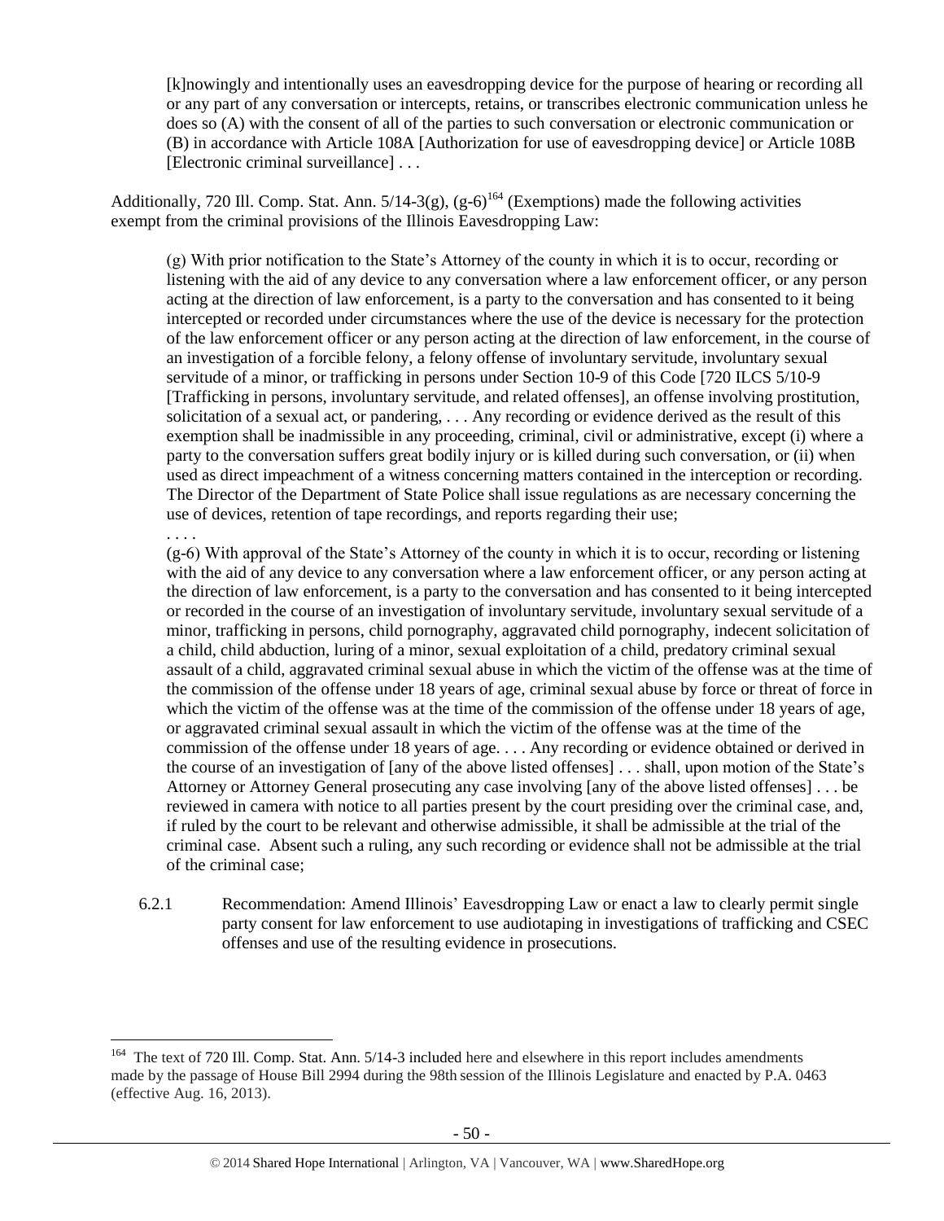> [k]nowingly and intentionally uses an eavesdropping device for the purpose of hearing or recording all or any part of any conversation or intercepts, retains, or transcribes electronic communication unless he does so (A) with the consent of all of the parties to such conversation or electronic communication or (B) in accordance with Article 108A [Authorization for use of eavesdropping device] or Article 108B [Electronic criminal surveillance] . . .

Additionally, 720 Ill. Comp. Stat. Ann. 5/14-3(g), (g-6)[164] (Exemptions) made the following activities exempt from the criminal provisions of the Illinois Eavesdropping Law:

> (g) With prior notification to the State's Attorney of the county in which it is to occur, recording or listening with the aid of any device to any conversation where a law enforcement officer, or any person acting at the direction of law enforcement, is a party to the conversation and has consented to it being intercepted or recorded under circumstances where the use of the device is necessary for the protection of the law enforcement officer or any person acting at the direction of law enforcement, in the course of an investigation of a forcible felony, a felony offense of involuntary servitude, involuntary sexual servitude of a minor, or trafficking in persons under Section 10-9 of this Code [720 ILCS 5/10-9 [Trafficking in persons, involuntary servitude, and related offenses], an offense involving prostitution, solicitation of a sexual act, or pandering, . . . Any recording or evidence derived as the result of this exemption shall be inadmissible in any proceeding, criminal, civil or administrative, except (i) where a party to the conversation suffers great bodily injury or is killed during such conversation, or (ii) when used as direct impeachment of a witness concerning matters contained in the interception or recording. The Director of the Department of State Police shall issue regulations as are necessary concerning the use of devices, retention of tape recordings, and reports regarding their use;
>
> . . . .
>
> (g-6) With approval of the State's Attorney of the county in which it is to occur, recording or listening with the aid of any device to any conversation where a law enforcement officer, or any person acting at the direction of law enforcement, is a party to the conversation and has consented to it being intercepted or recorded in the course of an investigation of involuntary servitude, involuntary sexual servitude of a minor, trafficking in persons, child pornography, aggravated child pornography, indecent solicitation of a child, child abduction, luring of a minor, sexual exploitation of a child, predatory criminal sexual assault of a child, aggravated criminal sexual abuse in which the victim of the offense was at the time of the commission of the offense under 18 years of age, criminal sexual abuse by force or threat of force in which the victim of the offense was at the time of the commission of the offense under 18 years of age, or aggravated criminal sexual assault in which the victim of the offense was at the time of the commission of the offense under 18 years of age. . . . Any recording or evidence obtained or derived in the course of an investigation of [any of the above listed offenses] . . . shall, upon motion of the State's Attorney or Attorney General prosecuting any case involving [any of the above listed offenses] . . . be reviewed in camera with notice to all parties present by the court presiding over the criminal case, and, if ruled by the court to be relevant and otherwise admissible, it shall be admissible at the trial of the criminal case. Absent such a ruling, any such recording or evidence shall not be admissible at the trial of the criminal case;

6.2.1 Recommendation: Amend Illinois' Eavesdropping Law or enact a law to clearly permit single party consent for law enforcement to use audiotaping in investigations of trafficking and CSEC offenses and use of the resulting evidence in prosecutions.

---

[164] The text of 720 Ill. Comp. Stat. Ann. 5/14-3 included here and elsewhere in this report includes amendments made by the passage of House Bill 2994 during the 98th session of the Illinois Legislature and enacted by P.A. 0463 (effective Aug. 16, 2013).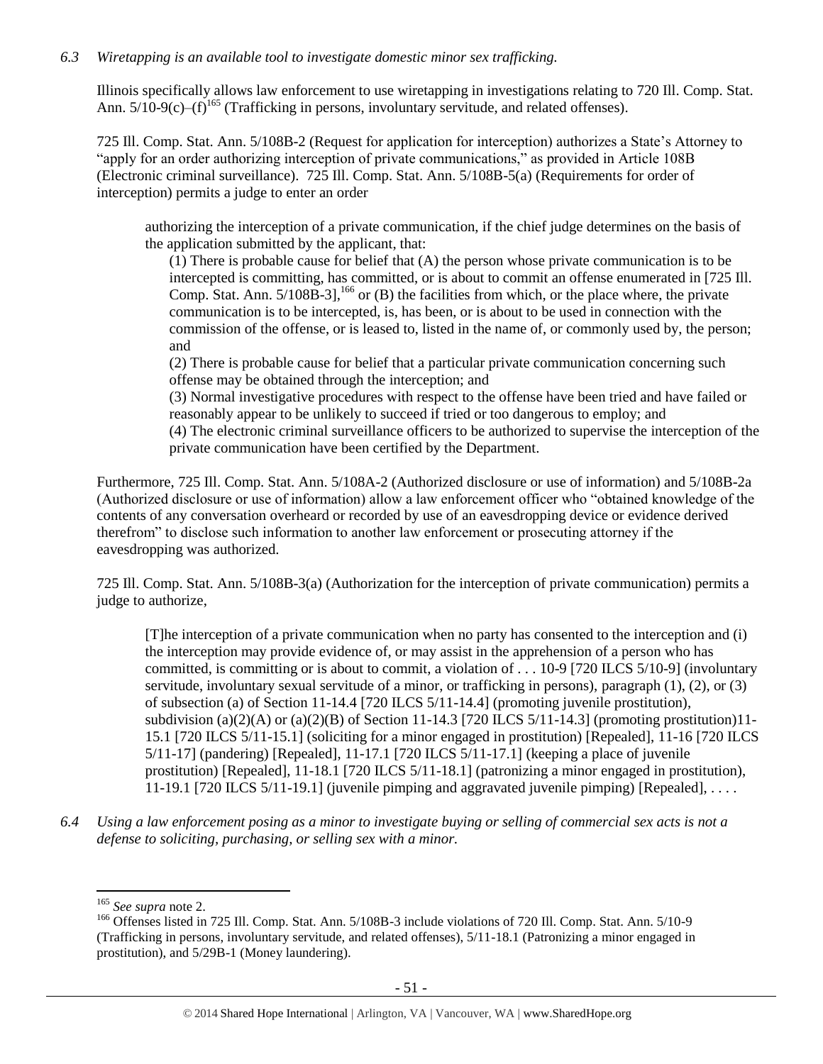*6.3 Wiretapping is an available tool to investigate domestic minor sex trafficking.*

Illinois specifically allows law enforcement to use wiretapping in investigations relating to 720 Ill. Comp. Stat. Ann. 5/10-9(c)–(f)[165] (Trafficking in persons, involuntary servitude, and related offenses).

725 Ill. Comp. Stat. Ann. 5/108B-2 (Request for application for interception) authorizes a State's Attorney to "apply for an order authorizing interception of private communications," as provided in Article 108B (Electronic criminal surveillance). 725 Ill. Comp. Stat. Ann. 5/108B-5(a) (Requirements for order of interception) permits a judge to enter an order

> authorizing the interception of a private communication, if the chief judge determines on the basis of the application submitted by the applicant, that:
>
> (1) There is probable cause for belief that (A) the person whose private communication is to be intercepted is committing, has committed, or is about to commit an offense enumerated in [725 Ill. Comp. Stat. Ann. 5/108B-3],[166] or (B) the facilities from which, or the place where, the private communication is to be intercepted, is, has been, or is about to be used in connection with the commission of the offense, or is leased to, listed in the name of, or commonly used by, the person; and
>
> (2) There is probable cause for belief that a particular private communication concerning such offense may be obtained through the interception; and
>
> (3) Normal investigative procedures with respect to the offense have been tried and have failed or reasonably appear to be unlikely to succeed if tried or too dangerous to employ; and
>
> (4) The electronic criminal surveillance officers to be authorized to supervise the interception of the private communication have been certified by the Department.

Furthermore, 725 Ill. Comp. Stat. Ann. 5/108A-2 (Authorized disclosure or use of information) and 5/108B-2a (Authorized disclosure or use of information) allow a law enforcement officer who "obtained knowledge of the contents of any conversation overheard or recorded by use of an eavesdropping device or evidence derived therefrom" to disclose such information to another law enforcement or prosecuting attorney if the eavesdropping was authorized.

725 Ill. Comp. Stat. Ann. 5/108B-3(a) (Authorization for the interception of private communication) permits a judge to authorize,

> [T]he interception of a private communication when no party has consented to the interception and (i) the interception may provide evidence of, or may assist in the apprehension of a person who has committed, is committing or is about to commit, a violation of . . . 10-9 [720 ILCS 5/10-9] (involuntary servitude, involuntary sexual servitude of a minor, or trafficking in persons), paragraph (1), (2), or (3) of subsection (a) of Section 11-14.4 [720 ILCS 5/11-14.4] (promoting juvenile prostitution), subdivision (a)(2)(A) or (a)(2)(B) of Section 11-14.3 [720 ILCS 5/11-14.3] (promoting prostitution)11-15.1 [720 ILCS 5/11-15.1] (soliciting for a minor engaged in prostitution) [Repealed], 11-16 [720 ILCS 5/11-17] (pandering) [Repealed], 11-17.1 [720 ILCS 5/11-17.1] (keeping a place of juvenile prostitution) [Repealed], 11-18.1 [720 ILCS 5/11-18.1] (patronizing a minor engaged in prostitution), 11-19.1 [720 ILCS 5/11-19.1] (juvenile pimping and aggravated juvenile pimping) [Repealed], . . . .

*6.4 Using a law enforcement posing as a minor to investigate buying or selling of commercial sex acts is not a defense to soliciting, purchasing, or selling sex with a minor.*

---

[165] *See supra* note 2.

[166] Offenses listed in 725 Ill. Comp. Stat. Ann. 5/108B-3 include violations of 720 Ill. Comp. Stat. Ann. 5/10-9 (Trafficking in persons, involuntary servitude, and related offenses), 5/11-18.1 (Patronizing a minor engaged in prostitution), and 5/29B-1 (Money laundering).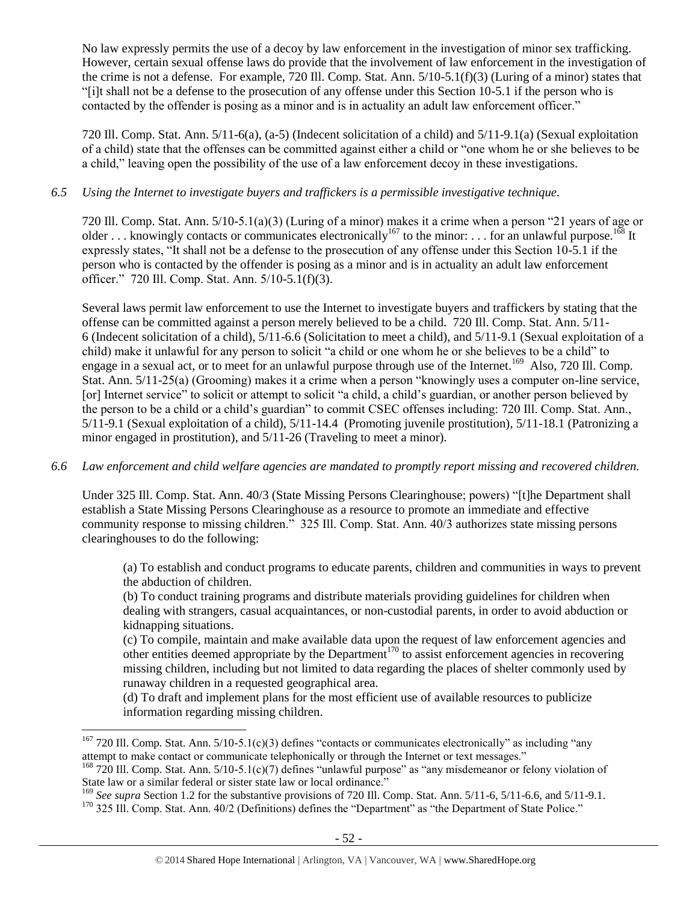No law expressly permits the use of a decoy by law enforcement in the investigation of minor sex trafficking. However, certain sexual offense laws do provide that the involvement of law enforcement in the investigation of the crime is not a defense. For example, 720 Ill. Comp. Stat. Ann. 5/10-5.1(f)(3) (Luring of a minor) states that "[i]t shall not be a defense to the prosecution of any offense under this Section 10-5.1 if the person who is contacted by the offender is posing as a minor and is in actuality an adult law enforcement officer."

720 Ill. Comp. Stat. Ann. 5/11-6(a), (a-5) (Indecent solicitation of a child) and 5/11-9.1(a) (Sexual exploitation of a child) state that the offenses can be committed against either a child or "one whom he or she believes to be a child," leaving open the possibility of the use of a law enforcement decoy in these investigations.

*6.5 Using the Internet to investigate buyers and traffickers is a permissible investigative technique.*

720 Ill. Comp. Stat. Ann. 5/10-5.1(a)(3) (Luring of a minor) makes it a crime when a person "21 years of age or older . . . knowingly contacts or communicates electronically[167] to the minor: . . . for an unlawful purpose.[168] It expressly states, "It shall not be a defense to the prosecution of any offense under this Section 10-5.1 if the person who is contacted by the offender is posing as a minor and is in actuality an adult law enforcement officer." 720 Ill. Comp. Stat. Ann. 5/10-5.1(f)(3).

Several laws permit law enforcement to use the Internet to investigate buyers and traffickers by stating that the offense can be committed against a person merely believed to be a child. 720 Ill. Comp. Stat. Ann. 5/11-6 (Indecent solicitation of a child), 5/11-6.6 (Solicitation to meet a child), and 5/11-9.1 (Sexual exploitation of a child) make it unlawful for any person to solicit "a child or one whom he or she believes to be a child" to engage in a sexual act, or to meet for an unlawful purpose through use of the Internet.[169] Also, 720 Ill. Comp. Stat. Ann. 5/11-25(a) (Grooming) makes it a crime when a person "knowingly uses a computer on-line service, [or] Internet service" to solicit or attempt to solicit "a child, a child's guardian, or another person believed by the person to be a child or a child's guardian" to commit CSEC offenses including: 720 Ill. Comp. Stat. Ann., 5/11-9.1 (Sexual exploitation of a child), 5/11-14.4 (Promoting juvenile prostitution), 5/11-18.1 (Patronizing a minor engaged in prostitution), and 5/11-26 (Traveling to meet a minor).

*6.6 Law enforcement and child welfare agencies are mandated to promptly report missing and recovered children.*

Under 325 Ill. Comp. Stat. Ann. 40/3 (State Missing Persons Clearinghouse; powers) "[t]he Department shall establish a State Missing Persons Clearinghouse as a resource to promote an immediate and effective community response to missing children." 325 Ill. Comp. Stat. Ann. 40/3 authorizes state missing persons clearinghouses to do the following:

> (a) To establish and conduct programs to educate parents, children and communities in ways to prevent the abduction of children.
>
> (b) To conduct training programs and distribute materials providing guidelines for children when dealing with strangers, casual acquaintances, or non-custodial parents, in order to avoid abduction or kidnapping situations.
>
> (c) To compile, maintain and make available data upon the request of law enforcement agencies and other entities deemed appropriate by the Department[170] to assist enforcement agencies in recovering missing children, including but not limited to data regarding the places of shelter commonly used by runaway children in a requested geographical area.
>
> (d) To draft and implement plans for the most efficient use of available resources to publicize information regarding missing children.

---

[167] 720 Ill. Comp. Stat. Ann. 5/10-5.1(c)(3) defines "contacts or communicates electronically" as including "any attempt to make contact or communicate telephonically or through the Internet or text messages."

[168] 720 Ill. Comp. Stat. Ann. 5/10-5.1(c)(7) defines "unlawful purpose" as "any misdemeanor or felony violation of State law or a similar federal or sister state law or local ordinance."

[169] *See supra* Section 1.2 for the substantive provisions of 720 Ill. Comp. Stat. Ann. 5/11-6, 5/11-6.6, and 5/11-9.1.

[170] 325 Ill. Comp. Stat. Ann. 40/2 (Definitions) defines the "Department" as "the Department of State Police."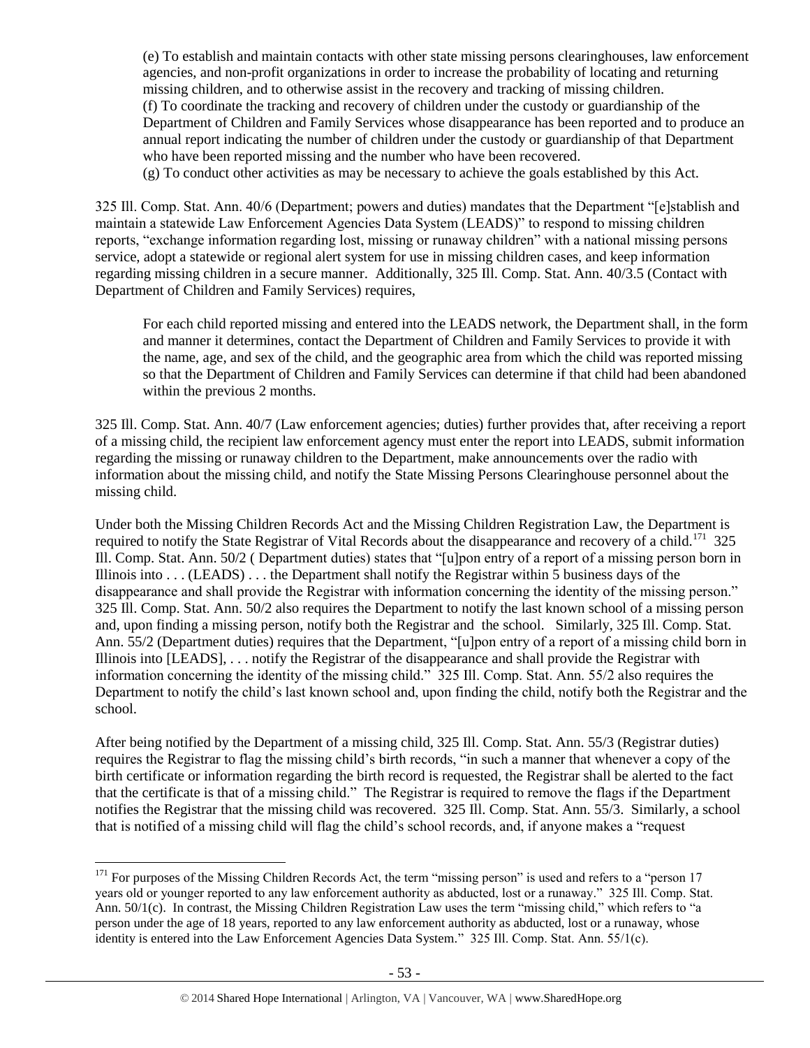> (e) To establish and maintain contacts with other state missing persons clearinghouses, law enforcement agencies, and non-profit organizations in order to increase the probability of locating and returning missing children, and to otherwise assist in the recovery and tracking of missing children.
> (f) To coordinate the tracking and recovery of children under the custody or guardianship of the Department of Children and Family Services whose disappearance has been reported and to produce an annual report indicating the number of children under the custody or guardianship of that Department who have been reported missing and the number who have been recovered.
> (g) To conduct other activities as may be necessary to achieve the goals established by this Act.

325 Ill. Comp. Stat. Ann. 40/6 (Department; powers and duties) mandates that the Department "[e]stablish and maintain a statewide Law Enforcement Agencies Data System (LEADS)" to respond to missing children reports, "exchange information regarding lost, missing or runaway children" with a national missing persons service, adopt a statewide or regional alert system for use in missing children cases, and keep information regarding missing children in a secure manner. Additionally, 325 Ill. Comp. Stat. Ann. 40/3.5 (Contact with Department of Children and Family Services) requires,

> For each child reported missing and entered into the LEADS network, the Department shall, in the form and manner it determines, contact the Department of Children and Family Services to provide it with the name, age, and sex of the child, and the geographic area from which the child was reported missing so that the Department of Children and Family Services can determine if that child had been abandoned within the previous 2 months.

325 Ill. Comp. Stat. Ann. 40/7 (Law enforcement agencies; duties) further provides that, after receiving a report of a missing child, the recipient law enforcement agency must enter the report into LEADS, submit information regarding the missing or runaway children to the Department, make announcements over the radio with information about the missing child, and notify the State Missing Persons Clearinghouse personnel about the missing child.

Under both the Missing Children Records Act and the Missing Children Registration Law, the Department is required to notify the State Registrar of Vital Records about the disappearance and recovery of a child.[171] 325 Ill. Comp. Stat. Ann. 50/2 ( Department duties) states that "[u]pon entry of a report of a missing person born in Illinois into . . . (LEADS) . . . the Department shall notify the Registrar within 5 business days of the disappearance and shall provide the Registrar with information concerning the identity of the missing person." 325 Ill. Comp. Stat. Ann. 50/2 also requires the Department to notify the last known school of a missing person and, upon finding a missing person, notify both the Registrar and the school. Similarly, 325 Ill. Comp. Stat. Ann. 55/2 (Department duties) requires that the Department, "[u]pon entry of a report of a missing child born in Illinois into [LEADS], . . . notify the Registrar of the disappearance and shall provide the Registrar with information concerning the identity of the missing child." 325 Ill. Comp. Stat. Ann. 55/2 also requires the Department to notify the child's last known school and, upon finding the child, notify both the Registrar and the school.

After being notified by the Department of a missing child, 325 Ill. Comp. Stat. Ann. 55/3 (Registrar duties) requires the Registrar to flag the missing child's birth records, "in such a manner that whenever a copy of the birth certificate or information regarding the birth record is requested, the Registrar shall be alerted to the fact that the certificate is that of a missing child." The Registrar is required to remove the flags if the Department notifies the Registrar that the missing child was recovered. 325 Ill. Comp. Stat. Ann. 55/3. Similarly, a school that is notified of a missing child will flag the child's school records, and, if anyone makes a "request

---

[171] For purposes of the Missing Children Records Act, the term "missing person" is used and refers to a "person 17 years old or younger reported to any law enforcement authority as abducted, lost or a runaway." 325 Ill. Comp. Stat. Ann. 50/1(c). In contrast, the Missing Children Registration Law uses the term "missing child," which refers to "a person under the age of 18 years, reported to any law enforcement authority as abducted, lost or a runaway, whose identity is entered into the Law Enforcement Agencies Data System." 325 Ill. Comp. Stat. Ann. 55/1(c).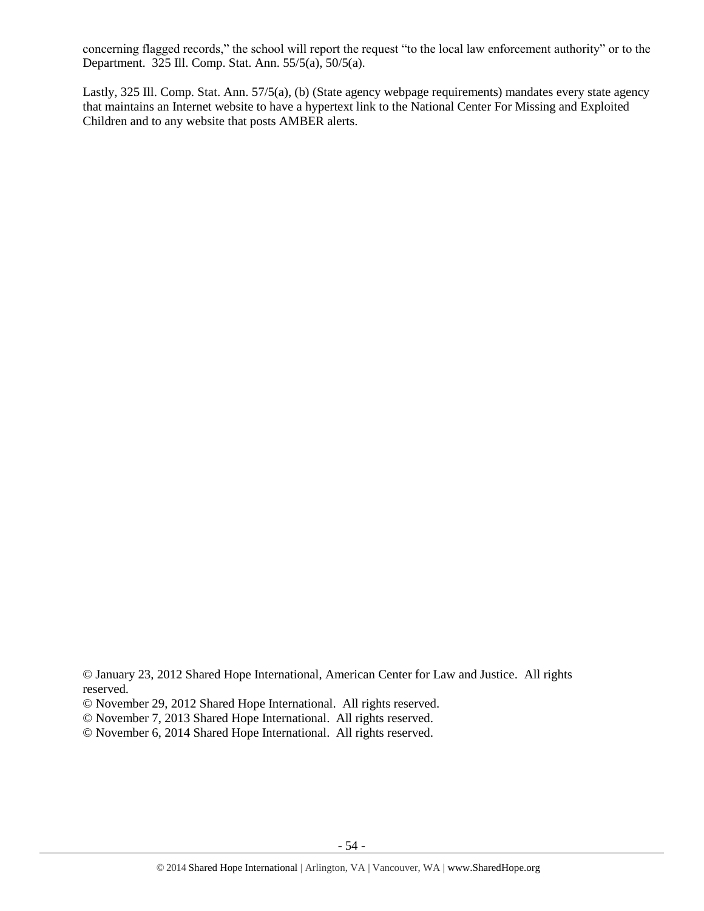concerning flagged records," the school will report the request "to the local law enforcement authority" or to the Department. 325 Ill. Comp. Stat. Ann. 55/5(a), 50/5(a).

Lastly, 325 Ill. Comp. Stat. Ann. 57/5(a), (b) (State agency webpage requirements) mandates every state agency that maintains an Internet website to have a hypertext link to the National Center For Missing and Exploited Children and to any website that posts AMBER alerts.

© January 23, 2012 Shared Hope International, American Center for Law and Justice. All rights reserved.
© November 29, 2012 Shared Hope International. All rights reserved.
© November 7, 2013 Shared Hope International. All rights reserved.
© November 6, 2014 Shared Hope International. All rights reserved.